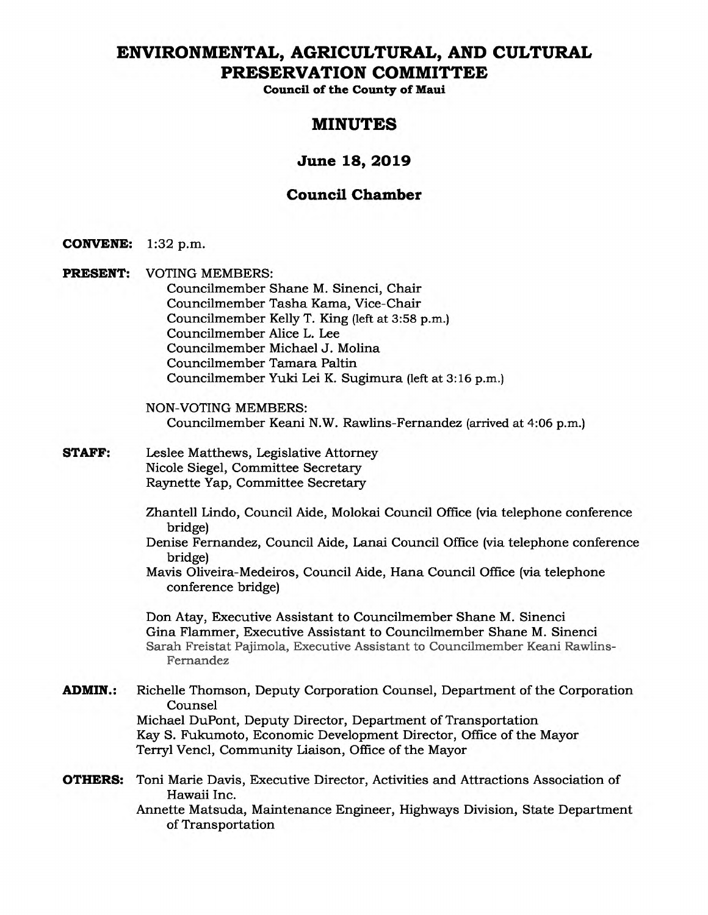# ENVIRONMENTAL, AGRICULTURAL, AND CULTURAL PRESERVATION COMMITTEE

**Council of the County of Maui**

## MINUTES

### June 18, 2019

### Council Chamber

**CONVENE:** 1:32 p.m.

**PRESENT:** VOTING MEMBERS:
Councilmember Shane M. Sinenci, Chair
Councilmember Tasha Kama, Vice-Chair
Councilmember Kelly T. King (left at 3:58 p.m.)
Councilmember Alice L. Lee
Councilmember Michael J. Molina
Councilmember Tamara Paltin
Councilmember Yuki Lei K. Sugimura (left at 3:16 p.m.)

NON-VOTING MEMBERS:
Councilmember Keani N.W. Rawlins-Fernandez (arrived at 4:06 p.m.)

**STAFF:** Leslee Matthews, Legislative Attorney
Nicole Siegel, Committee Secretary
Raynette Yap, Committee Secretary

Zhantell Lindo, Council Aide, Molokai Council Office (via telephone conference bridge)
Denise Fernandez, Council Aide, Lanai Council Office (via telephone conference bridge)
Mavis Oliveira-Medeiros, Council Aide, Hana Council Office (via telephone conference bridge)

Don Atay, Executive Assistant to Councilmember Shane M. Sinenci
Gina Flammer, Executive Assistant to Councilmember Shane M. Sinenci
Sarah Freistat Pajimola, Executive Assistant to Councilmember Keani Rawlins-Fernandez

**ADMIN.:** Richelle Thomson, Deputy Corporation Counsel, Department of the Corporation Counsel
Michael DuPont, Deputy Director, Department of Transportation
Kay S. Fukumoto, Economic Development Director, Office of the Mayor
Terryl Vencl, Community Liaison, Office of the Mayor

**OTHERS:** Toni Marie Davis, Executive Director, Activities and Attractions Association of Hawaii Inc.
Annette Matsuda, Maintenance Engineer, Highways Division, State Department of Transportation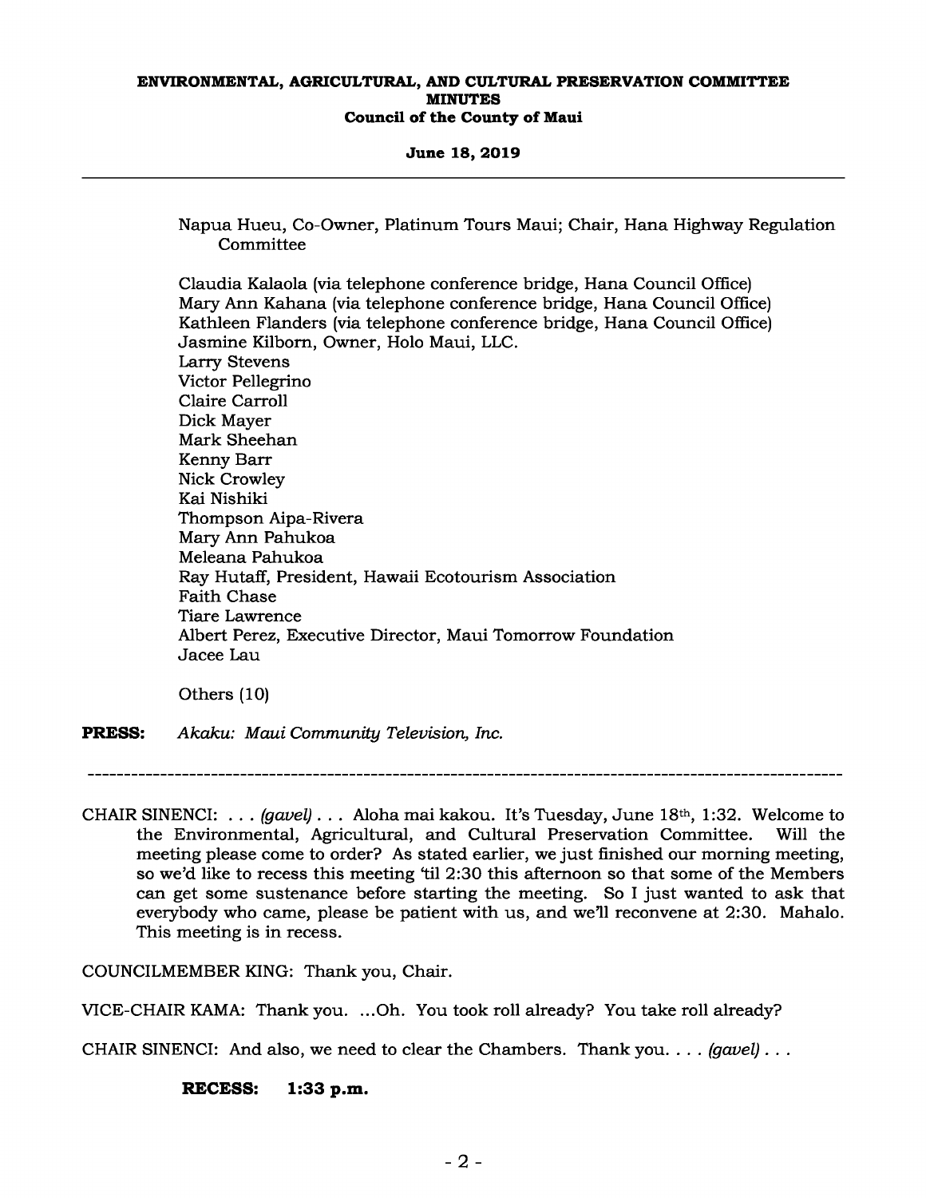Napua Hueu, Co-Owner, Platinum Tours Maui; Chair, Hana Highway Regulation Committee

Claudia Kalaola (via telephone conference bridge, Hana Council Office)
Mary Ann Kahana (via telephone conference bridge, Hana Council Office)
Kathleen Flanders (via telephone conference bridge, Hana Council Office)
Jasmine Kilborn, Owner, Holo Maui, LLC.
Larry Stevens
Victor Pellegrino
Claire Carroll
Dick Mayer
Mark Sheehan
Kenny Barr
Nick Crowley
Kai Nishiki
Thompson Aipa-Rivera
Mary Ann Pahukoa
Meleana Pahukoa
Ray Hutaff, President, Hawaii Ecotourism Association
Faith Chase
Tiare Lawrence
Albert Perez, Executive Director, Maui Tomorrow Foundation
Jacee Lau

Others (10)

**PRESS:** *Akaku: Maui Community Television, Inc.*

---

CHAIR SINENCI: . . . *(gavel)* . . . Aloha mai kakou. It's Tuesday, June 18th, 1:32. Welcome to the Environmental, Agricultural, and Cultural Preservation Committee. Will the meeting please come to order? As stated earlier, we just finished our morning meeting, so we'd like to recess this meeting 'til 2:30 this afternoon so that some of the Members can get some sustenance before starting the meeting. So I just wanted to ask that everybody who came, please be patient with us, and we'll reconvene at 2:30. Mahalo. This meeting is in recess.

COUNCILMEMBER KING: Thank you, Chair.

VICE-CHAIR KAMA: Thank you. ...Oh. You took roll already? You take roll already?

CHAIR SINENCI: And also, we need to clear the Chambers. Thank you. . . . *(gavel)* . . .

**RECESS: 1:33 p.m.**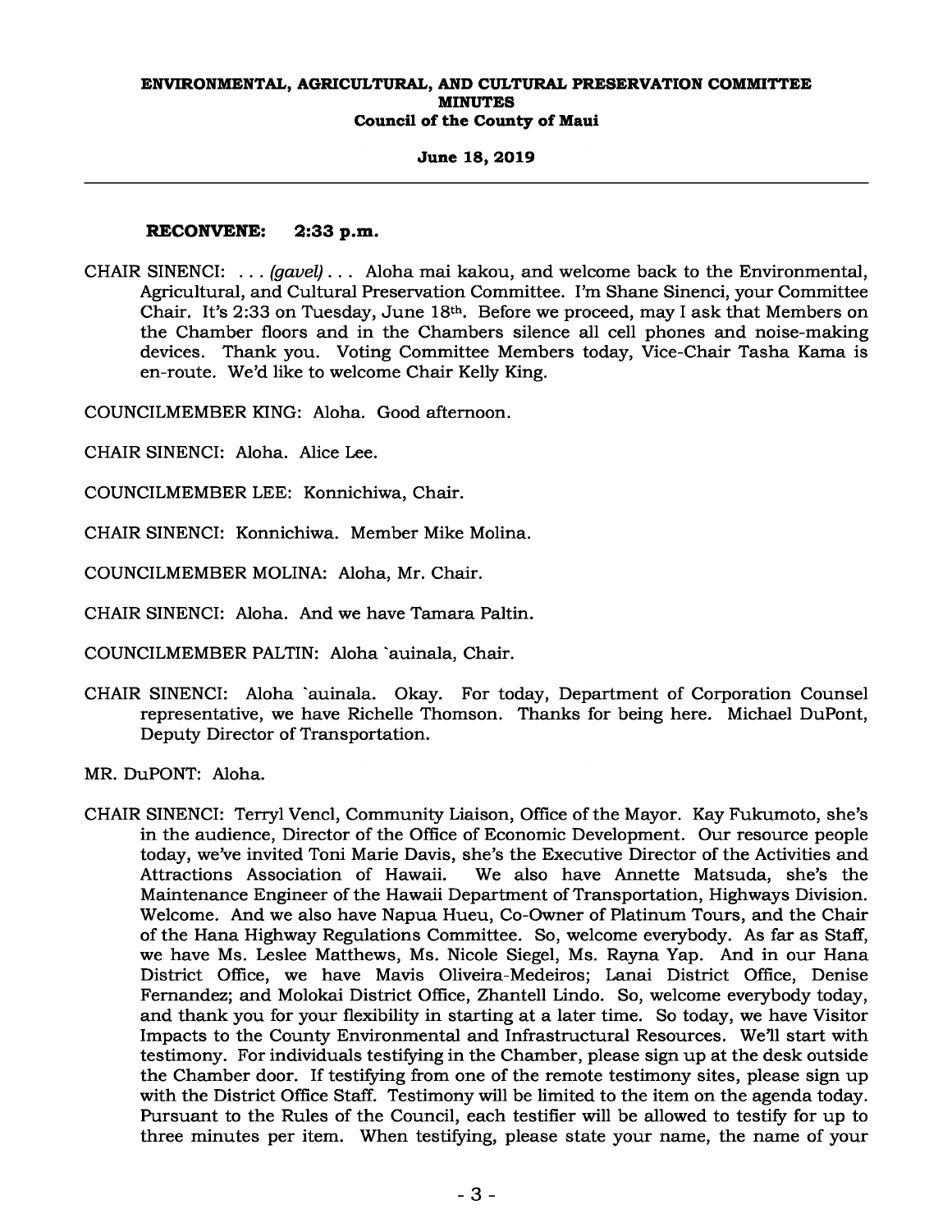**RECONVENE: 2:33 p.m.**

CHAIR SINENCI: . . . *(gavel)* . . . Aloha mai kakou, and welcome back to the Environmental, Agricultural, and Cultural Preservation Committee. I'm Shane Sinenci, your Committee Chair. It's 2:33 on Tuesday, June 18th. Before we proceed, may I ask that Members on the Chamber floors and in the Chambers silence all cell phones and noise-making devices. Thank you. Voting Committee Members today, Vice-Chair Tasha Kama is en-route. We'd like to welcome Chair Kelly King.

COUNCILMEMBER KING: Aloha. Good afternoon.

CHAIR SINENCI: Aloha. Alice Lee.

COUNCILMEMBER LEE: Konnichiwa, Chair.

CHAIR SINENCI: Konnichiwa. Member Mike Molina.

COUNCILMEMBER MOLINA: Aloha, Mr. Chair.

CHAIR SINENCI: Aloha. And we have Tamara Paltin.

COUNCILMEMBER PALTIN: Aloha `auinala, Chair.

CHAIR SINENCI: Aloha `auinala. Okay. For today, Department of Corporation Counsel representative, we have Richelle Thomson. Thanks for being here. Michael DuPont, Deputy Director of Transportation.

MR. DuPONT: Aloha.

CHAIR SINENCI: Terryl Vencl, Community Liaison, Office of the Mayor. Kay Fukumoto, she's in the audience, Director of the Office of Economic Development. Our resource people today, we've invited Toni Marie Davis, she's the Executive Director of the Activities and Attractions Association of Hawaii. We also have Annette Matsuda, she's the Maintenance Engineer of the Hawaii Department of Transportation, Highways Division. Welcome. And we also have Napua Hueu, Co-Owner of Platinum Tours, and the Chair of the Hana Highway Regulations Committee. So, welcome everybody. As far as Staff, we have Ms. Leslee Matthews, Ms. Nicole Siegel, Ms. Rayna Yap. And in our Hana District Office, we have Mavis Oliveira-Medeiros; Lanai District Office, Denise Fernandez; and Molokai District Office, Zhantell Lindo. So, welcome everybody today, and thank you for your flexibility in starting at a later time. So today, we have Visitor Impacts to the County Environmental and Infrastructural Resources. We'll start with testimony. For individuals testifying in the Chamber, please sign up at the desk outside the Chamber door. If testifying from one of the remote testimony sites, please sign up with the District Office Staff. Testimony will be limited to the item on the agenda today. Pursuant to the Rules of the Council, each testifier will be allowed to testify for up to three minutes per item. When testifying, please state your name, the name of your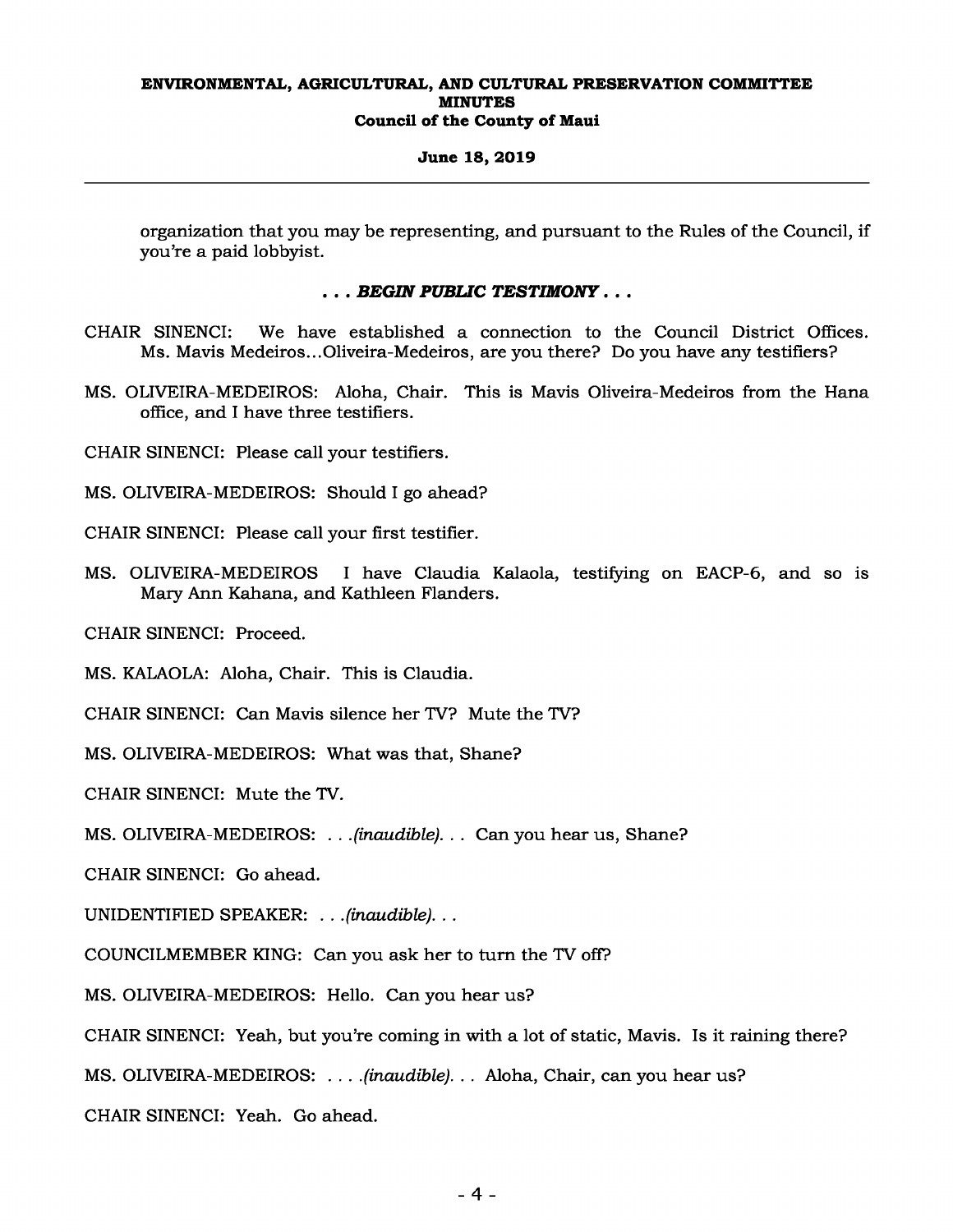organization that you may be representing, and pursuant to the Rules of the Council, if you're a paid lobbyist.

***. . . BEGIN PUBLIC TESTIMONY . . .***

CHAIR SINENCI: We have established a connection to the Council District Offices. Ms. Mavis Medeiros...Oliveira-Medeiros, are you there? Do you have any testifiers?

MS. OLIVEIRA-MEDEIROS: Aloha, Chair. This is Mavis Oliveira-Medeiros from the Hana office, and I have three testifiers.

CHAIR SINENCI: Please call your testifiers.

MS. OLIVEIRA-MEDEIROS: Should I go ahead?

CHAIR SINENCI: Please call your first testifier.

MS. OLIVEIRA-MEDEIROS I have Claudia Kalaola, testifying on EACP-6, and so is Mary Ann Kahana, and Kathleen Flanders.

CHAIR SINENCI: Proceed.

MS. KALAOLA: Aloha, Chair. This is Claudia.

CHAIR SINENCI: Can Mavis silence her TV? Mute the TV?

MS. OLIVEIRA-MEDEIROS: What was that, Shane?

CHAIR SINENCI: Mute the TV.

MS. OLIVEIRA-MEDEIROS: *. . .(inaudible). . .* Can you hear us, Shane?

CHAIR SINENCI: Go ahead.

UNIDENTIFIED SPEAKER: *. . .(inaudible). . .*

COUNCILMEMBER KING: Can you ask her to turn the TV off?

MS. OLIVEIRA-MEDEIROS: Hello. Can you hear us?

CHAIR SINENCI: Yeah, but you're coming in with a lot of static, Mavis. Is it raining there?

MS. OLIVEIRA-MEDEIROS: *. . . .(inaudible). . .* Aloha, Chair, can you hear us?

CHAIR SINENCI: Yeah. Go ahead.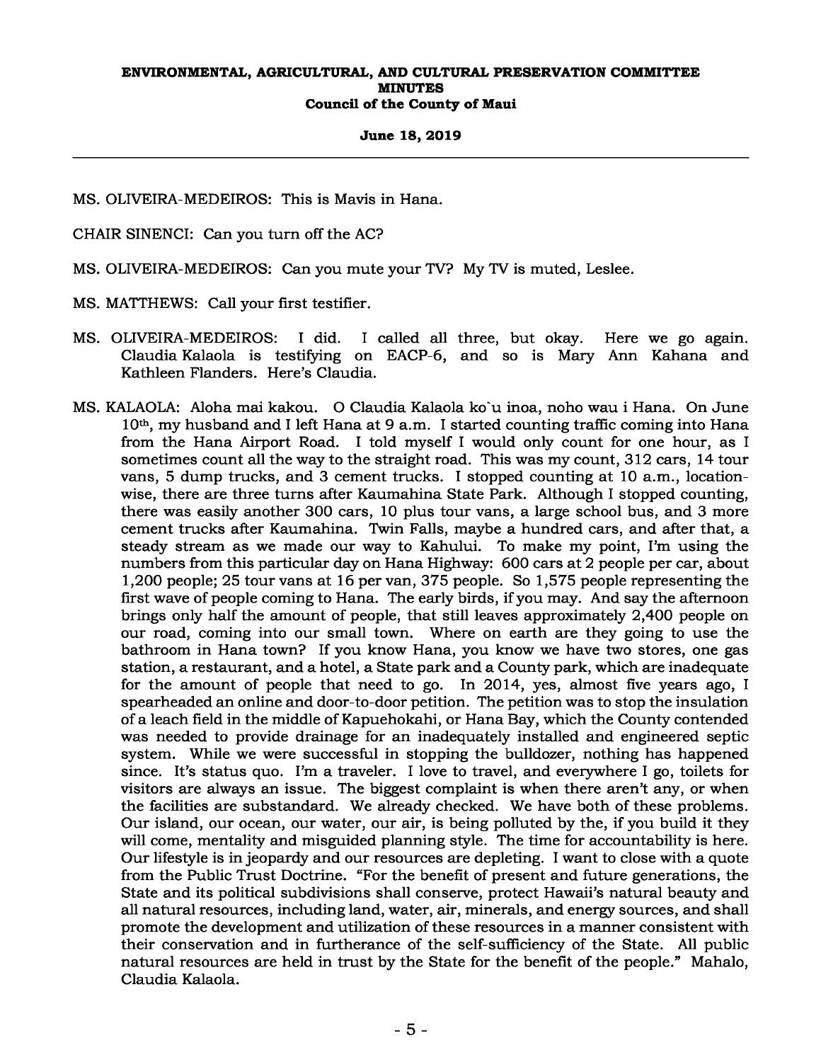MS. OLIVEIRA-MEDEIROS: This is Mavis in Hana.

CHAIR SINENCI: Can you turn off the AC?

MS. OLIVEIRA-MEDEIROS: Can you mute your TV? My TV is muted, Leslee.

MS. MATTHEWS: Call your first testifier.

MS. OLIVEIRA-MEDEIROS: I did. I called all three, but okay. Here we go again. Claudia Kalaola is testifying on EACP-6, and so is Mary Ann Kahana and Kathleen Flanders. Here's Claudia.

MS. KALAOLA: Aloha mai kakou. O Claudia Kalaola ko`u inoa, noho wau i Hana. On June 10th, my husband and I left Hana at 9 a.m. I started counting traffic coming into Hana from the Hana Airport Road. I told myself I would only count for one hour, as I sometimes count all the way to the straight road. This was my count, 312 cars, 14 tour vans, 5 dump trucks, and 3 cement trucks. I stopped counting at 10 a.m., location-wise, there are three turns after Kaumahina State Park. Although I stopped counting, there was easily another 300 cars, 10 plus tour vans, a large school bus, and 3 more cement trucks after Kaumahina. Twin Falls, maybe a hundred cars, and after that, a steady stream as we made our way to Kahului. To make my point, I'm using the numbers from this particular day on Hana Highway: 600 cars at 2 people per car, about 1,200 people; 25 tour vans at 16 per van, 375 people. So 1,575 people representing the first wave of people coming to Hana. The early birds, if you may. And say the afternoon brings only half the amount of people, that still leaves approximately 2,400 people on our road, coming into our small town. Where on earth are they going to use the bathroom in Hana town? If you know Hana, you know we have two stores, one gas station, a restaurant, and a hotel, a State park and a County park, which are inadequate for the amount of people that need to go. In 2014, yes, almost five years ago, I spearheaded an online and door-to-door petition. The petition was to stop the insulation of a leach field in the middle of Kapuehokahi, or Hana Bay, which the County contended was needed to provide drainage for an inadequately installed and engineered septic system. While we were successful in stopping the bulldozer, nothing has happened since. It's status quo. I'm a traveler. I love to travel, and everywhere I go, toilets for visitors are always an issue. The biggest complaint is when there aren't any, or when the facilities are substandard. We already checked. We have both of these problems. Our island, our ocean, our water, our air, is being polluted by the, if you build it they will come, mentality and misguided planning style. The time for accountability is here. Our lifestyle is in jeopardy and our resources are depleting. I want to close with a quote from the Public Trust Doctrine. "For the benefit of present and future generations, the State and its political subdivisions shall conserve, protect Hawaii's natural beauty and all natural resources, including land, water, air, minerals, and energy sources, and shall promote the development and utilization of these resources in a manner consistent with their conservation and in furtherance of the self-sufficiency of the State. All public natural resources are held in trust by the State for the benefit of the people." Mahalo, Claudia Kalaola.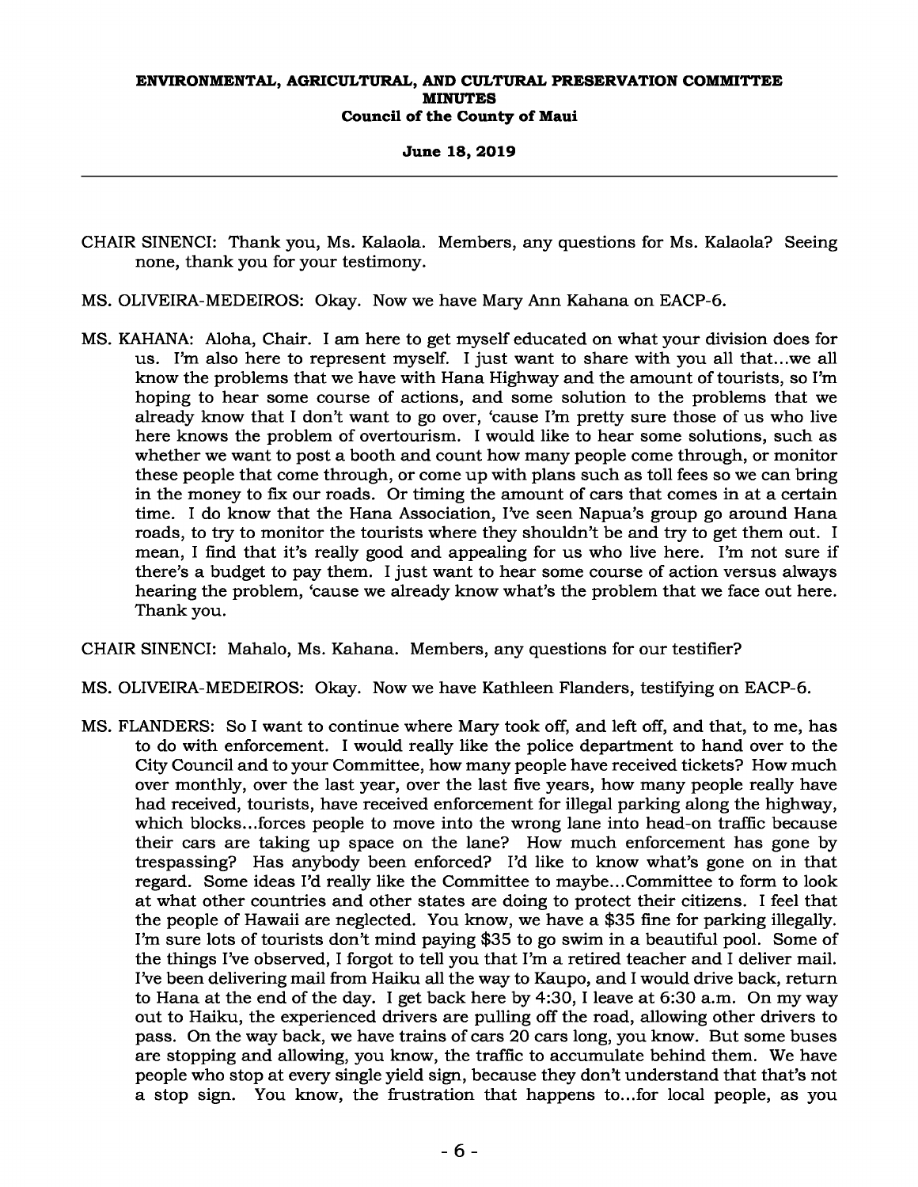CHAIR SINENCI: Thank you, Ms. Kalaola. Members, any questions for Ms. Kalaola? Seeing none, thank you for your testimony.

MS. OLIVEIRA-MEDEIROS: Okay. Now we have Mary Ann Kahana on EACP-6.

MS. KAHANA: Aloha, Chair. I am here to get myself educated on what your division does for us. I'm also here to represent myself. I just want to share with you all that...we all know the problems that we have with Hana Highway and the amount of tourists, so I'm hoping to hear some course of actions, and some solution to the problems that we already know that I don't want to go over, 'cause I'm pretty sure those of us who live here knows the problem of overtourism. I would like to hear some solutions, such as whether we want to post a booth and count how many people come through, or monitor these people that come through, or come up with plans such as toll fees so we can bring in the money to fix our roads. Or timing the amount of cars that comes in at a certain time. I do know that the Hana Association, I've seen Napua's group go around Hana roads, to try to monitor the tourists where they shouldn't be and try to get them out. I mean, I find that it's really good and appealing for us who live here. I'm not sure if there's a budget to pay them. I just want to hear some course of action versus always hearing the problem, 'cause we already know what's the problem that we face out here. Thank you.

CHAIR SINENCI: Mahalo, Ms. Kahana. Members, any questions for our testifier?

MS. OLIVEIRA-MEDEIROS: Okay. Now we have Kathleen Flanders, testifying on EACP-6.

MS. FLANDERS: So I want to continue where Mary took off, and left off, and that, to me, has to do with enforcement. I would really like the police department to hand over to the City Council and to your Committee, how many people have received tickets? How much over monthly, over the last year, over the last five years, how many people really have had received, tourists, have received enforcement for illegal parking along the highway, which blocks...forces people to move into the wrong lane into head-on traffic because their cars are taking up space on the lane? How much enforcement has gone by trespassing? Has anybody been enforced? I'd like to know what's gone on in that regard. Some ideas I'd really like the Committee to maybe...Committee to form to look at what other countries and other states are doing to protect their citizens. I feel that the people of Hawaii are neglected. You know, we have a $35 fine for parking illegally. I'm sure lots of tourists don't mind paying $35 to go swim in a beautiful pool. Some of the things I've observed, I forgot to tell you that I'm a retired teacher and I deliver mail. I've been delivering mail from Haiku all the way to Kaupo, and I would drive back, return to Hana at the end of the day. I get back here by 4:30, I leave at 6:30 a.m. On my way out to Haiku, the experienced drivers are pulling off the road, allowing other drivers to pass. On the way back, we have trains of cars 20 cars long, you know. But some buses are stopping and allowing, you know, the traffic to accumulate behind them. We have people who stop at every single yield sign, because they don't understand that that's not a stop sign. You know, the frustration that happens to...for local people, as you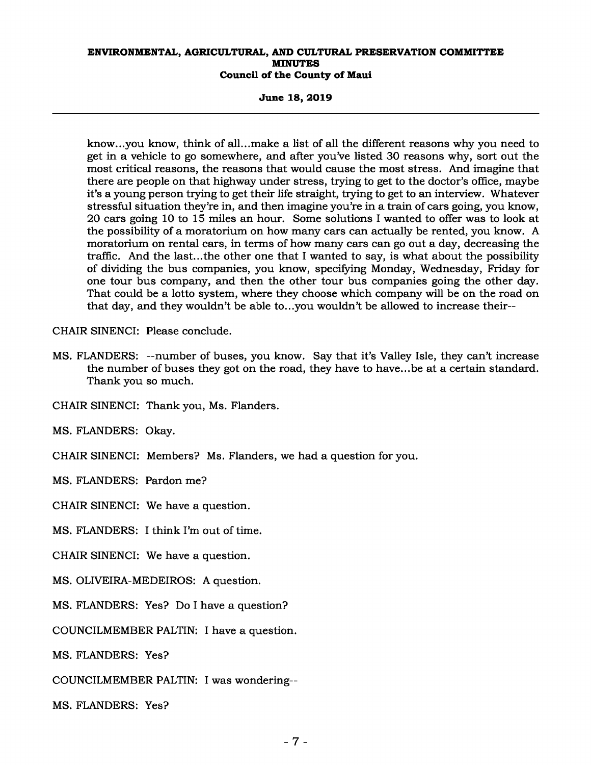know...you know, think of all...make a list of all the different reasons why you need to get in a vehicle to go somewhere, and after you've listed 30 reasons why, sort out the most critical reasons, the reasons that would cause the most stress. And imagine that there are people on that highway under stress, trying to get to the doctor's office, maybe it's a young person trying to get their life straight, trying to get to an interview. Whatever stressful situation they're in, and then imagine you're in a train of cars going, you know, 20 cars going 10 to 15 miles an hour. Some solutions I wanted to offer was to look at the possibility of a moratorium on how many cars can actually be rented, you know. A moratorium on rental cars, in terms of how many cars can go out a day, decreasing the traffic. And the last...the other one that I wanted to say, is what about the possibility of dividing the bus companies, you know, specifying Monday, Wednesday, Friday for one tour bus company, and then the other tour bus companies going the other day. That could be a lotto system, where they choose which company will be on the road on that day, and they wouldn't be able to...you wouldn't be allowed to increase their--

CHAIR SINENCI: Please conclude.

MS. FLANDERS: --number of buses, you know. Say that it's Valley Isle, they can't increase the number of buses they got on the road, they have to have...be at a certain standard. Thank you so much.

CHAIR SINENCI: Thank you, Ms. Flanders.

MS. FLANDERS: Okay.

CHAIR SINENCI: Members? Ms. Flanders, we had a question for you.

MS. FLANDERS: Pardon me?

CHAIR SINENCI: We have a question.

MS. FLANDERS: I think I'm out of time.

CHAIR SINENCI: We have a question.

MS. OLIVEIRA-MEDEIROS: A question.

MS. FLANDERS: Yes? Do I have a question?

COUNCILMEMBER PALTIN: I have a question.

MS. FLANDERS: Yes?

COUNCILMEMBER PALTIN: I was wondering--

MS. FLANDERS: Yes?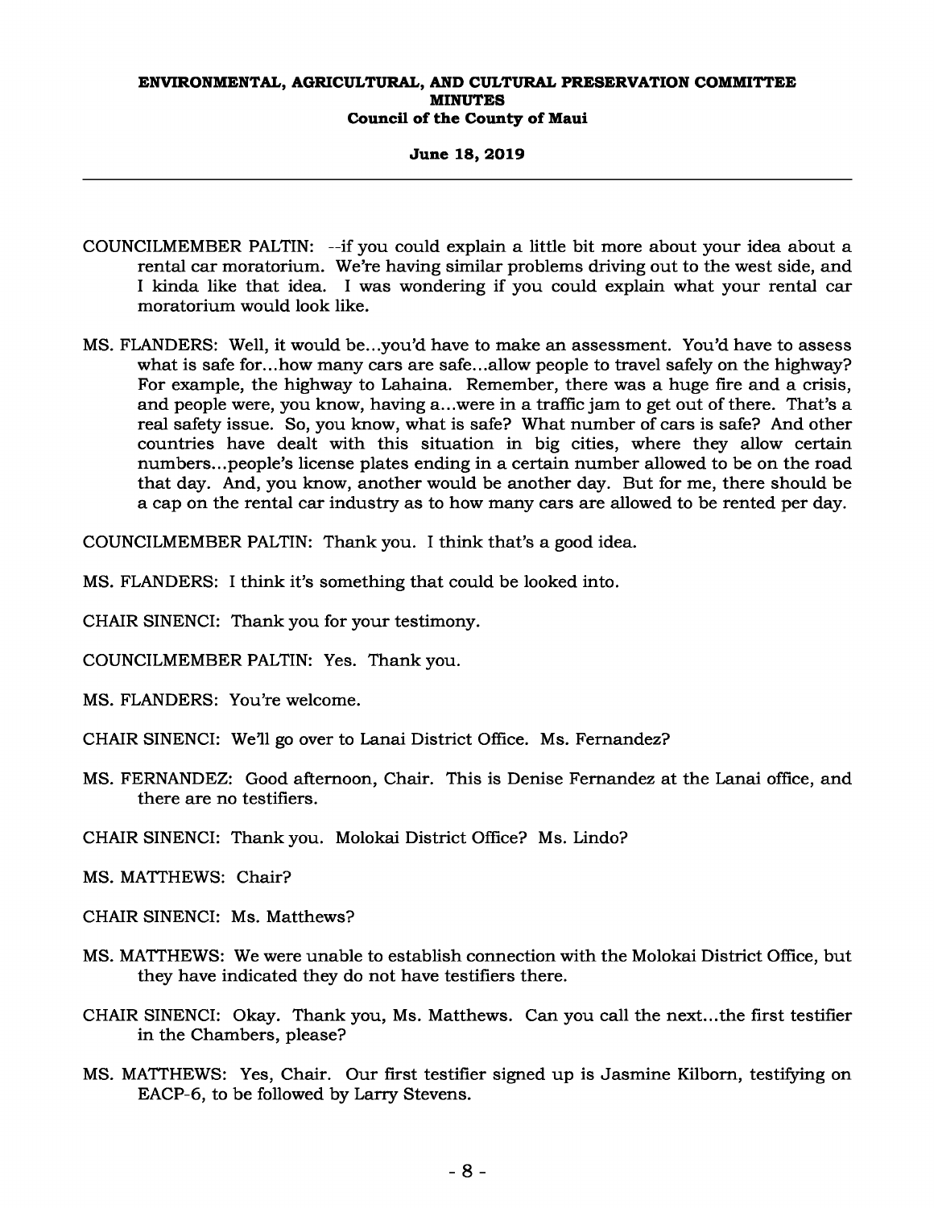COUNCILMEMBER PALTIN: --if you could explain a little bit more about your idea about a rental car moratorium. We're having similar problems driving out to the west side, and I kinda like that idea. I was wondering if you could explain what your rental car moratorium would look like.

MS. FLANDERS: Well, it would be...you'd have to make an assessment. You'd have to assess what is safe for...how many cars are safe...allow people to travel safely on the highway? For example, the highway to Lahaina. Remember, there was a huge fire and a crisis, and people were, you know, having a...were in a traffic jam to get out of there. That's a real safety issue. So, you know, what is safe? What number of cars is safe? And other countries have dealt with this situation in big cities, where they allow certain numbers...people's license plates ending in a certain number allowed to be on the road that day. And, you know, another would be another day. But for me, there should be a cap on the rental car industry as to how many cars are allowed to be rented per day.

COUNCILMEMBER PALTIN: Thank you. I think that's a good idea.

MS. FLANDERS: I think it's something that could be looked into.

CHAIR SINENCI: Thank you for your testimony.

COUNCILMEMBER PALTIN: Yes. Thank you.

MS. FLANDERS: You're welcome.

CHAIR SINENCI: We'll go over to Lanai District Office. Ms. Fernandez?

MS. FERNANDEZ: Good afternoon, Chair. This is Denise Fernandez at the Lanai office, and there are no testifiers.

CHAIR SINENCI: Thank you. Molokai District Office? Ms. Lindo?

MS. MATTHEWS: Chair?

CHAIR SINENCI: Ms. Matthews?

MS. MATTHEWS: We were unable to establish connection with the Molokai District Office, but they have indicated they do not have testifiers there.

CHAIR SINENCI: Okay. Thank you, Ms. Matthews. Can you call the next...the first testifier in the Chambers, please?

MS. MATTHEWS: Yes, Chair. Our first testifier signed up is Jasmine Kilborn, testifying on EACP-6, to be followed by Larry Stevens.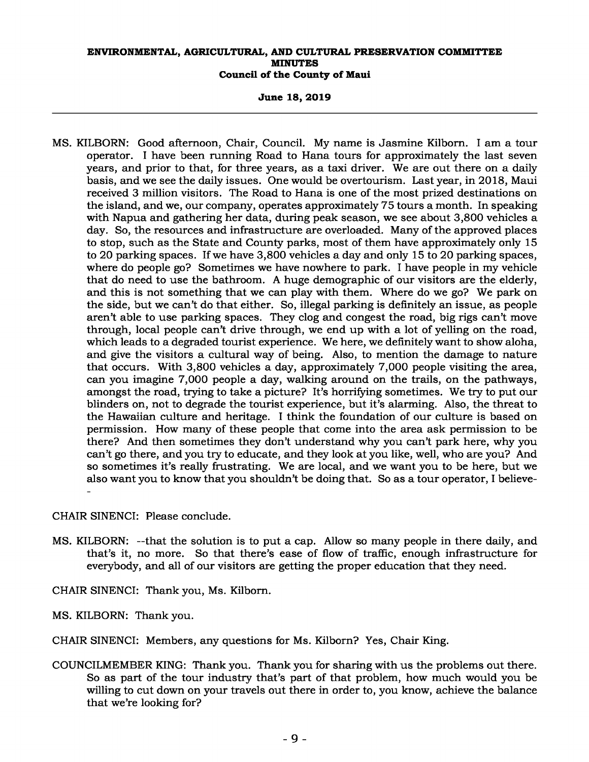MS. KILBORN: Good afternoon, Chair, Council. My name is Jasmine Kilborn. I am a tour operator. I have been running Road to Hana tours for approximately the last seven years, and prior to that, for three years, as a taxi driver. We are out there on a daily basis, and we see the daily issues. One would be overtourism. Last year, in 2018, Maui received 3 million visitors. The Road to Hana is one of the most prized destinations on the island, and we, our company, operates approximately 75 tours a month. In speaking with Napua and gathering her data, during peak season, we see about 3,800 vehicles a day. So, the resources and infrastructure are overloaded. Many of the approved places to stop, such as the State and County parks, most of them have approximately only 15 to 20 parking spaces. If we have 3,800 vehicles a day and only 15 to 20 parking spaces, where do people go? Sometimes we have nowhere to park. I have people in my vehicle that do need to use the bathroom. A huge demographic of our visitors are the elderly, and this is not something that we can play with them. Where do we go? We park on the side, but we can't do that either. So, illegal parking is definitely an issue, as people aren't able to use parking spaces. They clog and congest the road, big rigs can't move through, local people can't drive through, we end up with a lot of yelling on the road, which leads to a degraded tourist experience. We here, we definitely want to show aloha, and give the visitors a cultural way of being. Also, to mention the damage to nature that occurs. With 3,800 vehicles a day, approximately 7,000 people visiting the area, can you imagine 7,000 people a day, walking around on the trails, on the pathways, amongst the road, trying to take a picture? It's horrifying sometimes. We try to put our blinders on, not to degrade the tourist experience, but it's alarming. Also, the threat to the Hawaiian culture and heritage. I think the foundation of our culture is based on permission. How many of these people that come into the area ask permission to be there? And then sometimes they don't understand why you can't park here, why you can't go there, and you try to educate, and they look at you like, well, who are you? And so sometimes it's really frustrating. We are local, and we want you to be here, but we also want you to know that you shouldn't be doing that. So as a tour operator, I believe--

CHAIR SINENCI: Please conclude.

MS. KILBORN: --that the solution is to put a cap. Allow so many people in there daily, and that's it, no more. So that there's ease of flow of traffic, enough infrastructure for everybody, and all of our visitors are getting the proper education that they need.

CHAIR SINENCI: Thank you, Ms. Kilborn.

MS. KILBORN: Thank you.

CHAIR SINENCI: Members, any questions for Ms. Kilborn? Yes, Chair King.

COUNCILMEMBER KING: Thank you. Thank you for sharing with us the problems out there. So as part of the tour industry that's part of that problem, how much would you be willing to cut down on your travels out there in order to, you know, achieve the balance that we're looking for?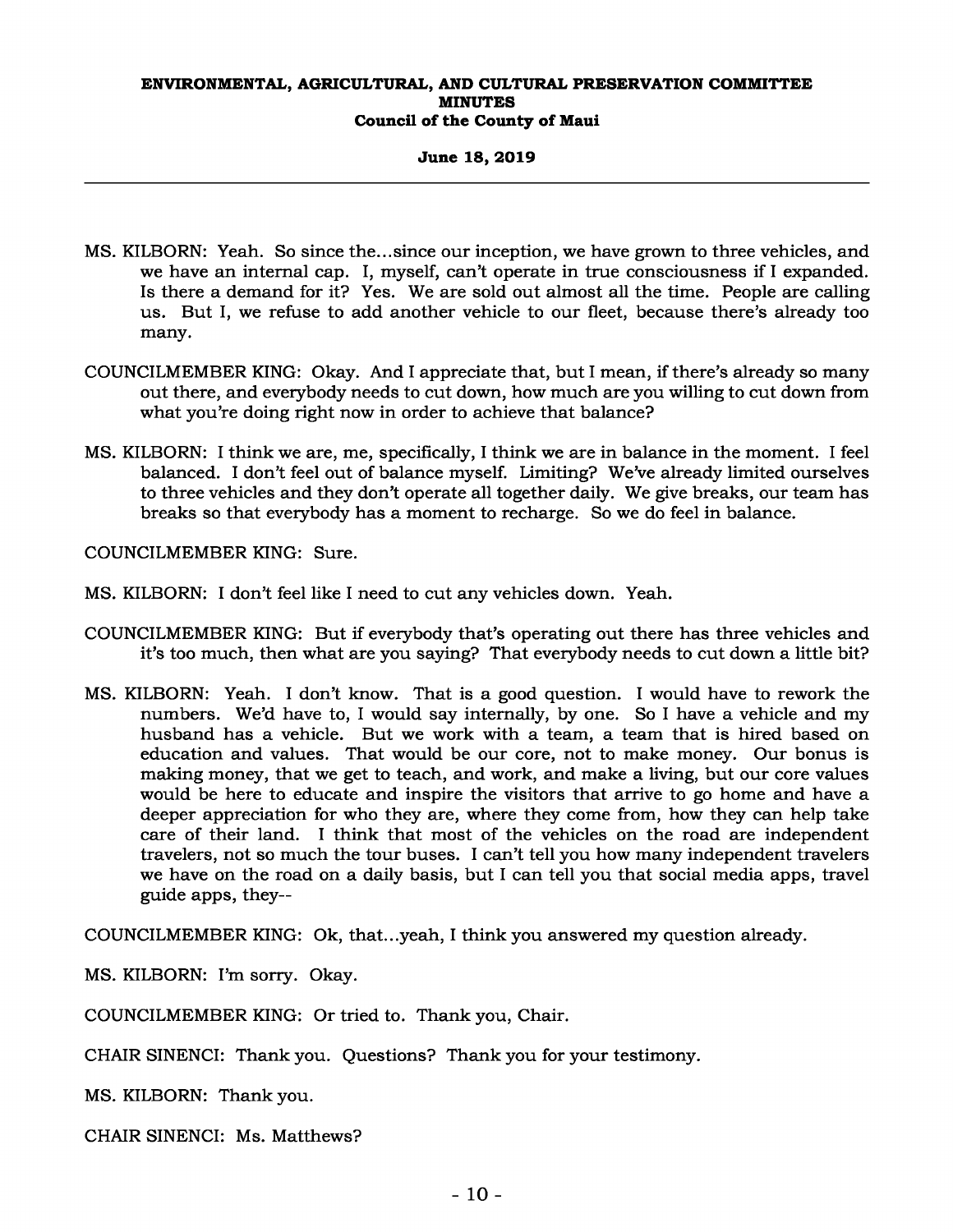MS. KILBORN: Yeah. So since the...since our inception, we have grown to three vehicles, and we have an internal cap. I, myself, can't operate in true consciousness if I expanded. Is there a demand for it? Yes. We are sold out almost all the time. People are calling us. But I, we refuse to add another vehicle to our fleet, because there's already too many.

COUNCILMEMBER KING: Okay. And I appreciate that, but I mean, if there's already so many out there, and everybody needs to cut down, how much are you willing to cut down from what you're doing right now in order to achieve that balance?

MS. KILBORN: I think we are, me, specifically, I think we are in balance in the moment. I feel balanced. I don't feel out of balance myself. Limiting? We've already limited ourselves to three vehicles and they don't operate all together daily. We give breaks, our team has breaks so that everybody has a moment to recharge. So we do feel in balance.

COUNCILMEMBER KING: Sure.

MS. KILBORN: I don't feel like I need to cut any vehicles down. Yeah.

COUNCILMEMBER KING: But if everybody that's operating out there has three vehicles and it's too much, then what are you saying? That everybody needs to cut down a little bit?

MS. KILBORN: Yeah. I don't know. That is a good question. I would have to rework the numbers. We'd have to, I would say internally, by one. So I have a vehicle and my husband has a vehicle. But we work with a team, a team that is hired based on education and values. That would be our core, not to make money. Our bonus is making money, that we get to teach, and work, and make a living, but our core values would be here to educate and inspire the visitors that arrive to go home and have a deeper appreciation for who they are, where they come from, how they can help take care of their land. I think that most of the vehicles on the road are independent travelers, not so much the tour buses. I can't tell you how many independent travelers we have on the road on a daily basis, but I can tell you that social media apps, travel guide apps, they--

COUNCILMEMBER KING: Ok, that...yeah, I think you answered my question already.

MS. KILBORN: I'm sorry. Okay.

COUNCILMEMBER KING: Or tried to. Thank you, Chair.

CHAIR SINENCI: Thank you. Questions? Thank you for your testimony.

MS. KILBORN: Thank you.

CHAIR SINENCI: Ms. Matthews?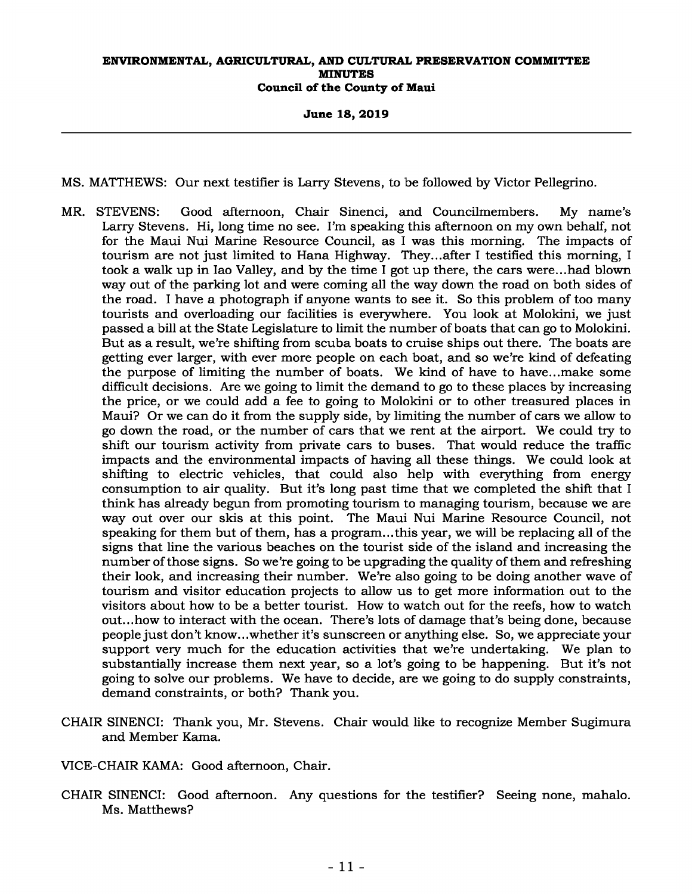MS. MATTHEWS: Our next testifier is Larry Stevens, to be followed by Victor Pellegrino.

MR. STEVENS: Good afternoon, Chair Sinenci, and Councilmembers. My name's Larry Stevens. Hi, long time no see. I'm speaking this afternoon on my own behalf, not for the Maui Nui Marine Resource Council, as I was this morning. The impacts of tourism are not just limited to Hana Highway. They...after I testified this morning, I took a walk up in Iao Valley, and by the time I got up there, the cars were...had blown way out of the parking lot and were coming all the way down the road on both sides of the road. I have a photograph if anyone wants to see it. So this problem of too many tourists and overloading our facilities is everywhere. You look at Molokini, we just passed a bill at the State Legislature to limit the number of boats that can go to Molokini. But as a result, we're shifting from scuba boats to cruise ships out there. The boats are getting ever larger, with ever more people on each boat, and so we're kind of defeating the purpose of limiting the number of boats. We kind of have to have...make some difficult decisions. Are we going to limit the demand to go to these places by increasing the price, or we could add a fee to going to Molokini or to other treasured places in Maui? Or we can do it from the supply side, by limiting the number of cars we allow to go down the road, or the number of cars that we rent at the airport. We could try to shift our tourism activity from private cars to buses. That would reduce the traffic impacts and the environmental impacts of having all these things. We could look at shifting to electric vehicles, that could also help with everything from energy consumption to air quality. But it's long past time that we completed the shift that I think has already begun from promoting tourism to managing tourism, because we are way out over our skis at this point. The Maui Nui Marine Resource Council, not speaking for them but of them, has a program...this year, we will be replacing all of the signs that line the various beaches on the tourist side of the island and increasing the number of those signs. So we're going to be upgrading the quality of them and refreshing their look, and increasing their number. We're also going to be doing another wave of tourism and visitor education projects to allow us to get more information out to the visitors about how to be a better tourist. How to watch out for the reefs, how to watch out...how to interact with the ocean. There's lots of damage that's being done, because people just don't know...whether it's sunscreen or anything else. So, we appreciate your support very much for the education activities that we're undertaking. We plan to substantially increase them next year, so a lot's going to be happening. But it's not going to solve our problems. We have to decide, are we going to do supply constraints, demand constraints, or both? Thank you.

CHAIR SINENCI: Thank you, Mr. Stevens. Chair would like to recognize Member Sugimura and Member Kama.

VICE-CHAIR KAMA: Good afternoon, Chair.

CHAIR SINENCI: Good afternoon. Any questions for the testifier? Seeing none, mahalo. Ms. Matthews?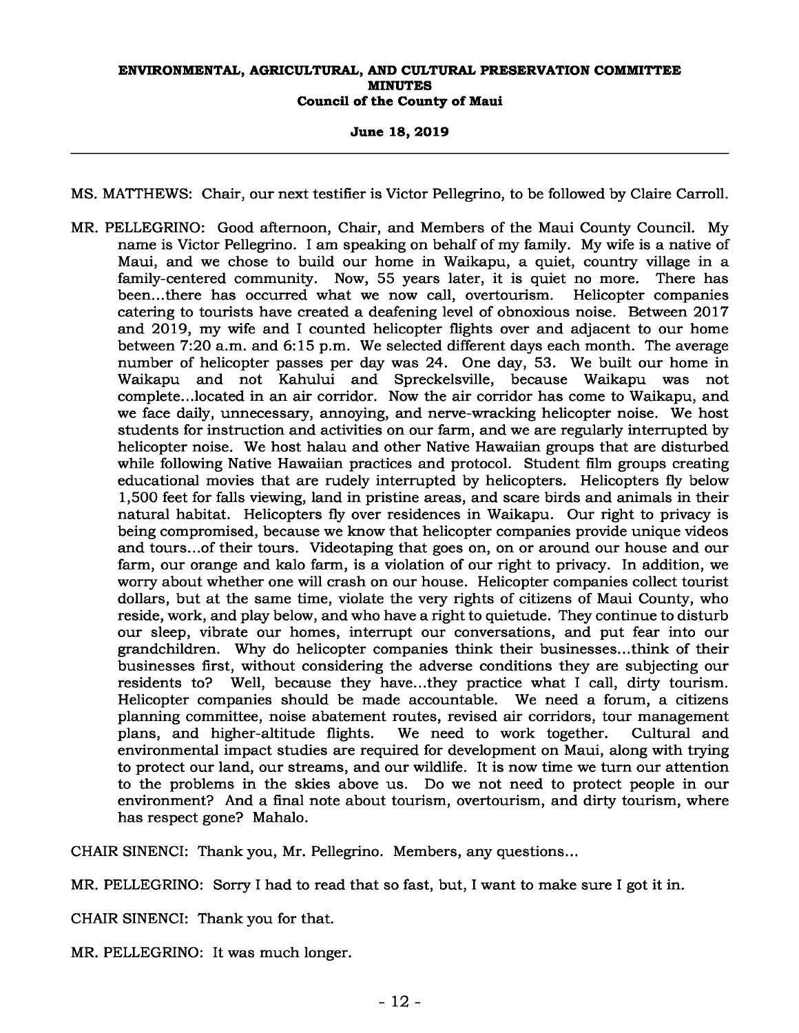MS. MATTHEWS: Chair, our next testifier is Victor Pellegrino, to be followed by Claire Carroll.

MR. PELLEGRINO: Good afternoon, Chair, and Members of the Maui County Council. My name is Victor Pellegrino. I am speaking on behalf of my family. My wife is a native of Maui, and we chose to build our home in Waikapu, a quiet, country village in a family-centered community. Now, 55 years later, it is quiet no more. There has been...there has occurred what we now call, overtourism. Helicopter companies catering to tourists have created a deafening level of obnoxious noise. Between 2017 and 2019, my wife and I counted helicopter flights over and adjacent to our home between 7:20 a.m. and 6:15 p.m. We selected different days each month. The average number of helicopter passes per day was 24. One day, 53. We built our home in Waikapu and not Kahului and Spreckelsville, because Waikapu was not complete...located in an air corridor. Now the air corridor has come to Waikapu, and we face daily, unnecessary, annoying, and nerve-wracking helicopter noise. We host students for instruction and activities on our farm, and we are regularly interrupted by helicopter noise. We host halau and other Native Hawaiian groups that are disturbed while following Native Hawaiian practices and protocol. Student film groups creating educational movies that are rudely interrupted by helicopters. Helicopters fly below 1,500 feet for falls viewing, land in pristine areas, and scare birds and animals in their natural habitat. Helicopters fly over residences in Waikapu. Our right to privacy is being compromised, because we know that helicopter companies provide unique videos and tours...of their tours. Videotaping that goes on, on or around our house and our farm, our orange and kalo farm, is a violation of our right to privacy. In addition, we worry about whether one will crash on our house. Helicopter companies collect tourist dollars, but at the same time, violate the very rights of citizens of Maui County, who reside, work, and play below, and who have a right to quietude. They continue to disturb our sleep, vibrate our homes, interrupt our conversations, and put fear into our grandchildren. Why do helicopter companies think their businesses...think of their businesses first, without considering the adverse conditions they are subjecting our residents to? Well, because they have...they practice what I call, dirty tourism. Helicopter companies should be made accountable. We need a forum, a citizens planning committee, noise abatement routes, revised air corridors, tour management plans, and higher-altitude flights. We need to work together. Cultural and environmental impact studies are required for development on Maui, along with trying to protect our land, our streams, and our wildlife. It is now time we turn our attention to the problems in the skies above us. Do we not need to protect people in our environment? And a final note about tourism, overtourism, and dirty tourism, where has respect gone? Mahalo.

CHAIR SINENCI: Thank you, Mr. Pellegrino. Members, any questions...

MR. PELLEGRINO: Sorry I had to read that so fast, but, I want to make sure I got it in.

CHAIR SINENCI: Thank you for that.

MR. PELLEGRINO: It was much longer.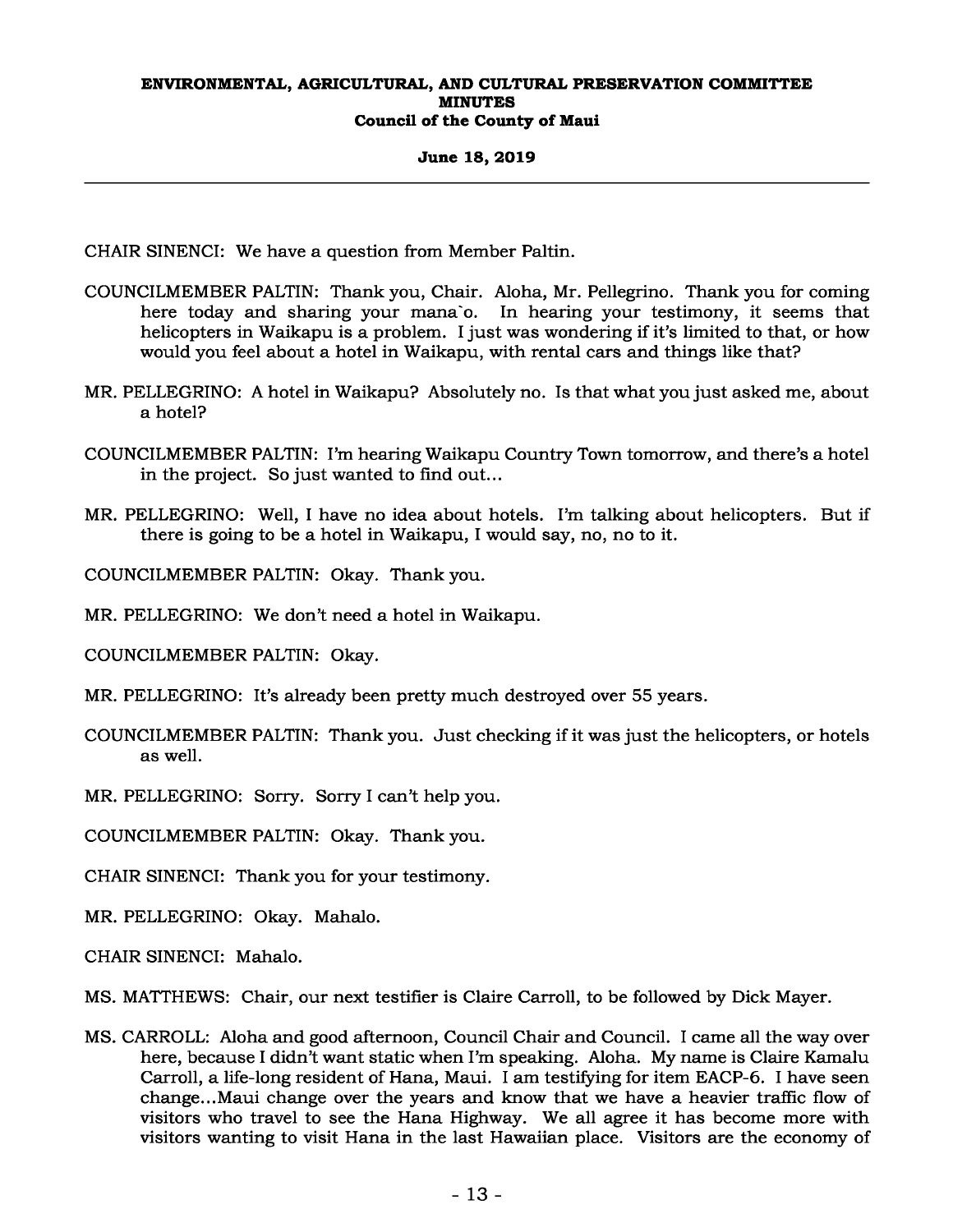CHAIR SINENCI: We have a question from Member Paltin.

COUNCILMEMBER PALTIN: Thank you, Chair. Aloha, Mr. Pellegrino. Thank you for coming here today and sharing your mana`o. In hearing your testimony, it seems that helicopters in Waikapu is a problem. I just was wondering if it's limited to that, or how would you feel about a hotel in Waikapu, with rental cars and things like that?

MR. PELLEGRINO: A hotel in Waikapu? Absolutely no. Is that what you just asked me, about a hotel?

COUNCILMEMBER PALTIN: I'm hearing Waikapu Country Town tomorrow, and there's a hotel in the project. So just wanted to find out...

MR. PELLEGRINO: Well, I have no idea about hotels. I'm talking about helicopters. But if there is going to be a hotel in Waikapu, I would say, no, no to it.

COUNCILMEMBER PALTIN: Okay. Thank you.

MR. PELLEGRINO: We don't need a hotel in Waikapu.

COUNCILMEMBER PALTIN: Okay.

MR. PELLEGRINO: It's already been pretty much destroyed over 55 years.

COUNCILMEMBER PALTIN: Thank you. Just checking if it was just the helicopters, or hotels as well.

MR. PELLEGRINO: Sorry. Sorry I can't help you.

COUNCILMEMBER PALTIN: Okay. Thank you.

CHAIR SINENCI: Thank you for your testimony.

MR. PELLEGRINO: Okay. Mahalo.

CHAIR SINENCI: Mahalo.

MS. MATTHEWS: Chair, our next testifier is Claire Carroll, to be followed by Dick Mayer.

MS. CARROLL: Aloha and good afternoon, Council Chair and Council. I came all the way over here, because I didn't want static when I'm speaking. Aloha. My name is Claire Kamalu Carroll, a life-long resident of Hana, Maui. I am testifying for item EACP-6. I have seen change...Maui change over the years and know that we have a heavier traffic flow of visitors who travel to see the Hana Highway. We all agree it has become more with visitors wanting to visit Hana in the last Hawaiian place. Visitors are the economy of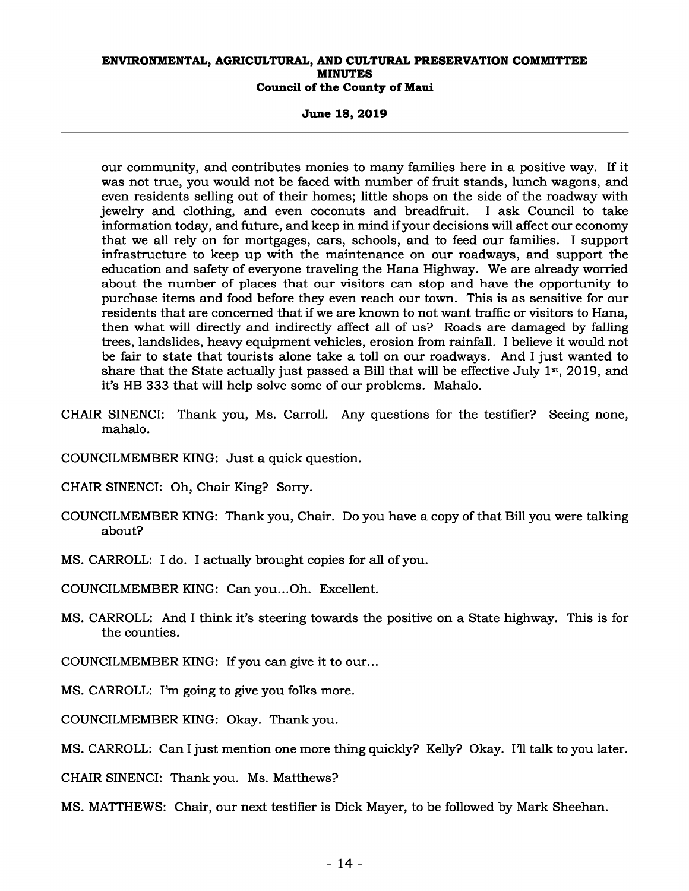our community, and contributes monies to many families here in a positive way. If it was not true, you would not be faced with number of fruit stands, lunch wagons, and even residents selling out of their homes; little shops on the side of the roadway with jewelry and clothing, and even coconuts and breadfruit. I ask Council to take information today, and future, and keep in mind if your decisions will affect our economy that we all rely on for mortgages, cars, schools, and to feed our families. I support infrastructure to keep up with the maintenance on our roadways, and support the education and safety of everyone traveling the Hana Highway. We are already worried about the number of places that our visitors can stop and have the opportunity to purchase items and food before they even reach our town. This is as sensitive for our residents that are concerned that if we are known to not want traffic or visitors to Hana, then what will directly and indirectly affect all of us? Roads are damaged by falling trees, landslides, heavy equipment vehicles, erosion from rainfall. I believe it would not be fair to state that tourists alone take a toll on our roadways. And I just wanted to share that the State actually just passed a Bill that will be effective July 1st, 2019, and it's HB 333 that will help solve some of our problems. Mahalo.

CHAIR SINENCI: Thank you, Ms. Carroll. Any questions for the testifier? Seeing none, mahalo.

COUNCILMEMBER KING: Just a quick question.

CHAIR SINENCI: Oh, Chair King? Sorry.

COUNCILMEMBER KING: Thank you, Chair. Do you have a copy of that Bill you were talking about?

MS. CARROLL: I do. I actually brought copies for all of you.

COUNCILMEMBER KING: Can you...Oh. Excellent.

MS. CARROLL: And I think it's steering towards the positive on a State highway. This is for the counties.

COUNCILMEMBER KING: If you can give it to our...

MS. CARROLL: I'm going to give you folks more.

COUNCILMEMBER KING: Okay. Thank you.

MS. CARROLL: Can I just mention one more thing quickly? Kelly? Okay. I'll talk to you later.

CHAIR SINENCI: Thank you. Ms. Matthews?

MS. MATTHEWS: Chair, our next testifier is Dick Mayer, to be followed by Mark Sheehan.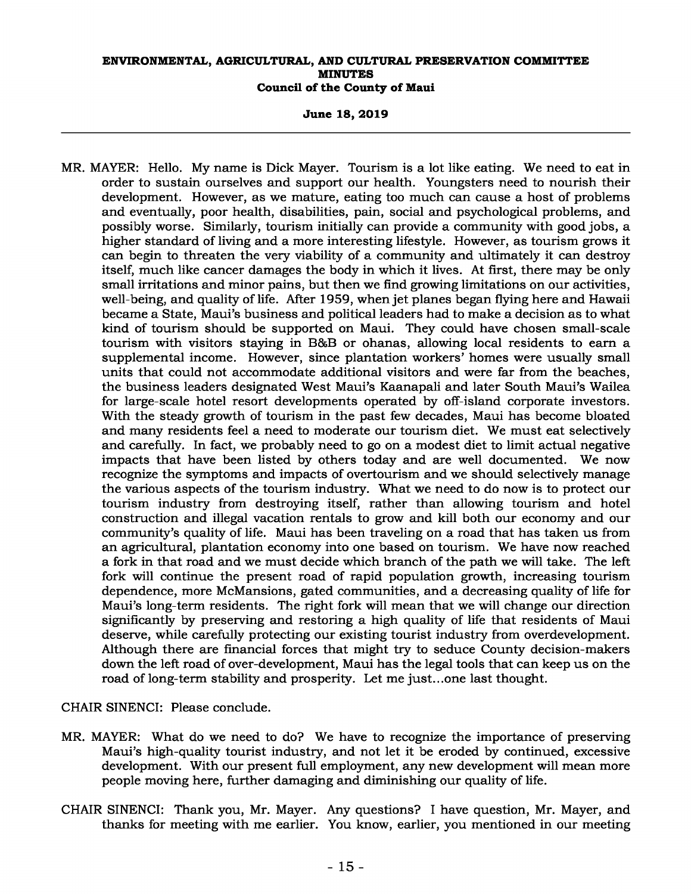MR. MAYER: Hello. My name is Dick Mayer. Tourism is a lot like eating. We need to eat in order to sustain ourselves and support our health. Youngsters need to nourish their development. However, as we mature, eating too much can cause a host of problems and eventually, poor health, disabilities, pain, social and psychological problems, and possibly worse. Similarly, tourism initially can provide a community with good jobs, a higher standard of living and a more interesting lifestyle. However, as tourism grows it can begin to threaten the very viability of a community and ultimately it can destroy itself, much like cancer damages the body in which it lives. At first, there may be only small irritations and minor pains, but then we find growing limitations on our activities, well-being, and quality of life. After 1959, when jet planes began flying here and Hawaii became a State, Maui's business and political leaders had to make a decision as to what kind of tourism should be supported on Maui. They could have chosen small-scale tourism with visitors staying in B&B or ohanas, allowing local residents to earn a supplemental income. However, since plantation workers' homes were usually small units that could not accommodate additional visitors and were far from the beaches, the business leaders designated West Maui's Kaanapali and later South Maui's Wailea for large-scale hotel resort developments operated by off-island corporate investors. With the steady growth of tourism in the past few decades, Maui has become bloated and many residents feel a need to moderate our tourism diet. We must eat selectively and carefully. In fact, we probably need to go on a modest diet to limit actual negative impacts that have been listed by others today and are well documented. We now recognize the symptoms and impacts of overtourism and we should selectively manage the various aspects of the tourism industry. What we need to do now is to protect our tourism industry from destroying itself, rather than allowing tourism and hotel construction and illegal vacation rentals to grow and kill both our economy and our community's quality of life. Maui has been traveling on a road that has taken us from an agricultural, plantation economy into one based on tourism. We have now reached a fork in that road and we must decide which branch of the path we will take. The left fork will continue the present road of rapid population growth, increasing tourism dependence, more McMansions, gated communities, and a decreasing quality of life for Maui's long-term residents. The right fork will mean that we will change our direction significantly by preserving and restoring a high quality of life that residents of Maui deserve, while carefully protecting our existing tourist industry from overdevelopment. Although there are financial forces that might try to seduce County decision-makers down the left road of over-development, Maui has the legal tools that can keep us on the road of long-term stability and prosperity. Let me just...one last thought.

CHAIR SINENCI: Please conclude.

MR. MAYER: What do we need to do? We have to recognize the importance of preserving Maui's high-quality tourist industry, and not let it be eroded by continued, excessive development. With our present full employment, any new development will mean more people moving here, further damaging and diminishing our quality of life.

CHAIR SINENCI: Thank you, Mr. Mayer. Any questions? I have question, Mr. Mayer, and thanks for meeting with me earlier. You know, earlier, you mentioned in our meeting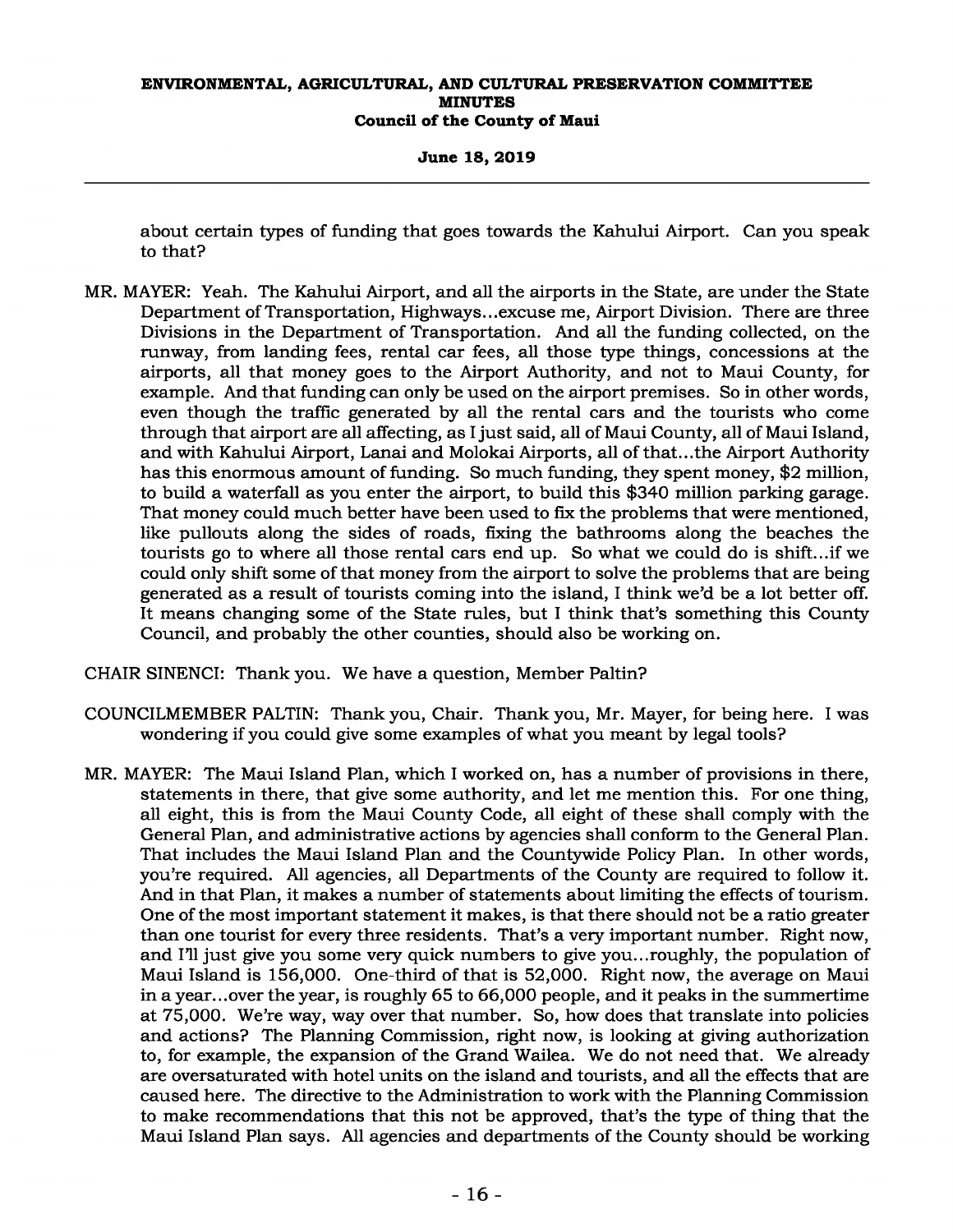about certain types of funding that goes towards the Kahului Airport. Can you speak to that?

MR. MAYER: Yeah. The Kahului Airport, and all the airports in the State, are under the State Department of Transportation, Highways...excuse me, Airport Division. There are three Divisions in the Department of Transportation. And all the funding collected, on the runway, from landing fees, rental car fees, all those type things, concessions at the airports, all that money goes to the Airport Authority, and not to Maui County, for example. And that funding can only be used on the airport premises. So in other words, even though the traffic generated by all the rental cars and the tourists who come through that airport are all affecting, as I just said, all of Maui County, all of Maui Island, and with Kahului Airport, Lanai and Molokai Airports, all of that...the Airport Authority has this enormous amount of funding. So much funding, they spent money, $2 million, to build a waterfall as you enter the airport, to build this $340 million parking garage. That money could much better have been used to fix the problems that were mentioned, like pullouts along the sides of roads, fixing the bathrooms along the beaches the tourists go to where all those rental cars end up. So what we could do is shift...if we could only shift some of that money from the airport to solve the problems that are being generated as a result of tourists coming into the island, I think we'd be a lot better off. It means changing some of the State rules, but I think that's something this County Council, and probably the other counties, should also be working on.

CHAIR SINENCI: Thank you. We have a question, Member Paltin?

COUNCILMEMBER PALTIN: Thank you, Chair. Thank you, Mr. Mayer, for being here. I was wondering if you could give some examples of what you meant by legal tools?

MR. MAYER: The Maui Island Plan, which I worked on, has a number of provisions in there, statements in there, that give some authority, and let me mention this. For one thing, all eight, this is from the Maui County Code, all eight of these shall comply with the General Plan, and administrative actions by agencies shall conform to the General Plan. That includes the Maui Island Plan and the Countywide Policy Plan. In other words, you're required. All agencies, all Departments of the County are required to follow it. And in that Plan, it makes a number of statements about limiting the effects of tourism. One of the most important statement it makes, is that there should not be a ratio greater than one tourist for every three residents. That's a very important number. Right now, and I'll just give you some very quick numbers to give you...roughly, the population of Maui Island is 156,000. One-third of that is 52,000. Right now, the average on Maui in a year...over the year, is roughly 65 to 66,000 people, and it peaks in the summertime at 75,000. We're way, way over that number. So, how does that translate into policies and actions? The Planning Commission, right now, is looking at giving authorization to, for example, the expansion of the Grand Wailea. We do not need that. We already are oversaturated with hotel units on the island and tourists, and all the effects that are caused here. The directive to the Administration to work with the Planning Commission to make recommendations that this not be approved, that's the type of thing that the Maui Island Plan says. All agencies and departments of the County should be working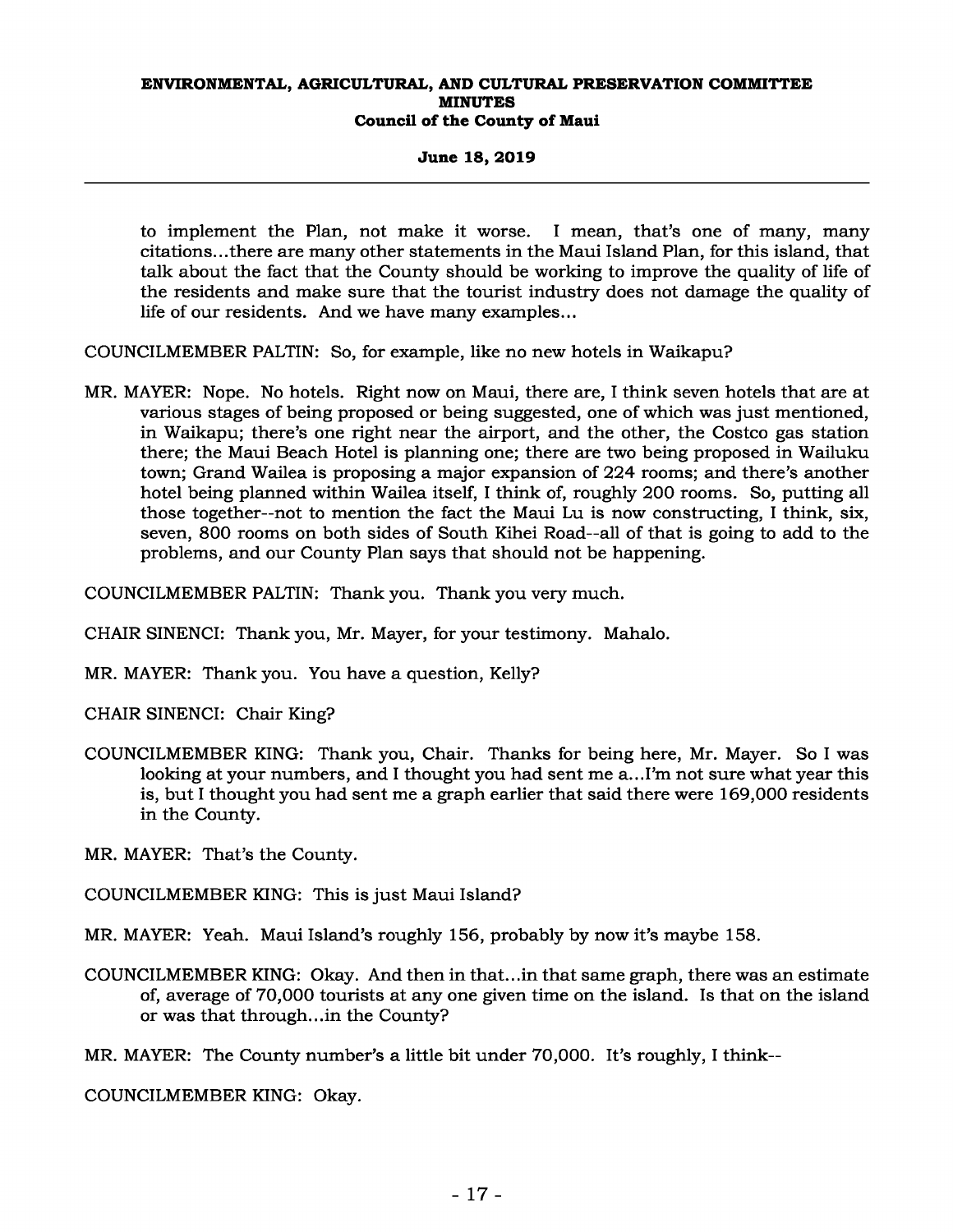to implement the Plan, not make it worse. I mean, that's one of many, many citations...there are many other statements in the Maui Island Plan, for this island, that talk about the fact that the County should be working to improve the quality of life of the residents and make sure that the tourist industry does not damage the quality of life of our residents. And we have many examples...

COUNCILMEMBER PALTIN: So, for example, like no new hotels in Waikapu?

MR. MAYER: Nope. No hotels. Right now on Maui, there are, I think seven hotels that are at various stages of being proposed or being suggested, one of which was just mentioned, in Waikapu; there's one right near the airport, and the other, the Costco gas station there; the Maui Beach Hotel is planning one; there are two being proposed in Wailuku town; Grand Wailea is proposing a major expansion of 224 rooms; and there's another hotel being planned within Wailea itself, I think of, roughly 200 rooms. So, putting all those together--not to mention the fact the Maui Lu is now constructing, I think, six, seven, 800 rooms on both sides of South Kihei Road--all of that is going to add to the problems, and our County Plan says that should not be happening.

COUNCILMEMBER PALTIN: Thank you. Thank you very much.

CHAIR SINENCI: Thank you, Mr. Mayer, for your testimony. Mahalo.

MR. MAYER: Thank you. You have a question, Kelly?

CHAIR SINENCI: Chair King?

COUNCILMEMBER KING: Thank you, Chair. Thanks for being here, Mr. Mayer. So I was looking at your numbers, and I thought you had sent me a...I'm not sure what year this is, but I thought you had sent me a graph earlier that said there were 169,000 residents in the County.

MR. MAYER: That's the County.

COUNCILMEMBER KING: This is just Maui Island?

MR. MAYER: Yeah. Maui Island's roughly 156, probably by now it's maybe 158.

COUNCILMEMBER KING: Okay. And then in that...in that same graph, there was an estimate of, average of 70,000 tourists at any one given time on the island. Is that on the island or was that through...in the County?

MR. MAYER: The County number's a little bit under 70,000. It's roughly, I think--

COUNCILMEMBER KING: Okay.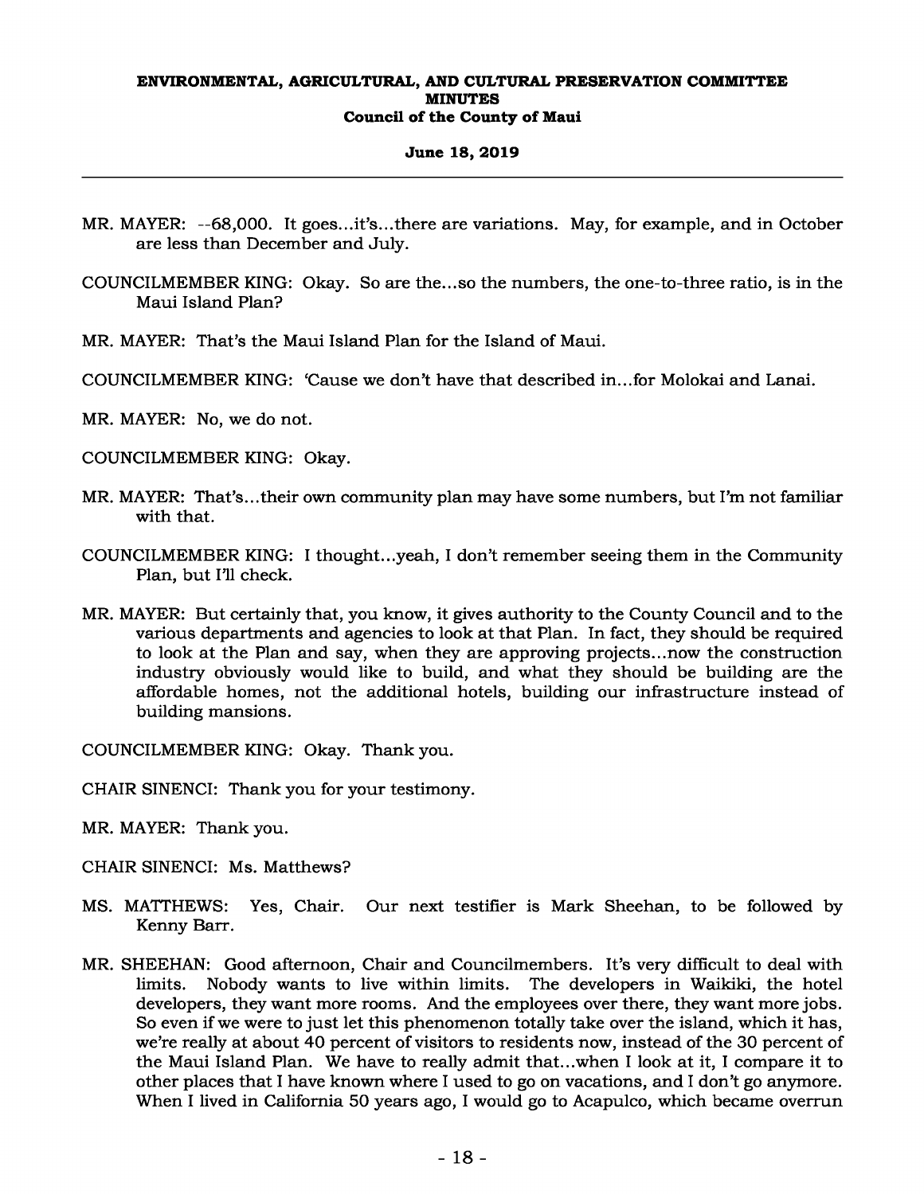MR. MAYER: --68,000. It goes...it's...there are variations. May, for example, and in October are less than December and July.

COUNCILMEMBER KING: Okay. So are the...so the numbers, the one-to-three ratio, is in the Maui Island Plan?

MR. MAYER: That's the Maui Island Plan for the Island of Maui.

COUNCILMEMBER KING: 'Cause we don't have that described in...for Molokai and Lanai.

MR. MAYER: No, we do not.

COUNCILMEMBER KING: Okay.

MR. MAYER: That's...their own community plan may have some numbers, but I'm not familiar with that.

COUNCILMEMBER KING: I thought...yeah, I don't remember seeing them in the Community Plan, but I'll check.

MR. MAYER: But certainly that, you know, it gives authority to the County Council and to the various departments and agencies to look at that Plan. In fact, they should be required to look at the Plan and say, when they are approving projects...now the construction industry obviously would like to build, and what they should be building are the affordable homes, not the additional hotels, building our infrastructure instead of building mansions.

COUNCILMEMBER KING: Okay. Thank you.

CHAIR SINENCI: Thank you for your testimony.

MR. MAYER: Thank you.

CHAIR SINENCI: Ms. Matthews?

MS. MATTHEWS: Yes, Chair. Our next testifier is Mark Sheehan, to be followed by Kenny Barr.

MR. SHEEHAN: Good afternoon, Chair and Councilmembers. It's very difficult to deal with limits. Nobody wants to live within limits. The developers in Waikiki, the hotel developers, they want more rooms. And the employees over there, they want more jobs. So even if we were to just let this phenomenon totally take over the island, which it has, we're really at about 40 percent of visitors to residents now, instead of the 30 percent of the Maui Island Plan. We have to really admit that...when I look at it, I compare it to other places that I have known where I used to go on vacations, and I don't go anymore. When I lived in California 50 years ago, I would go to Acapulco, which became overrun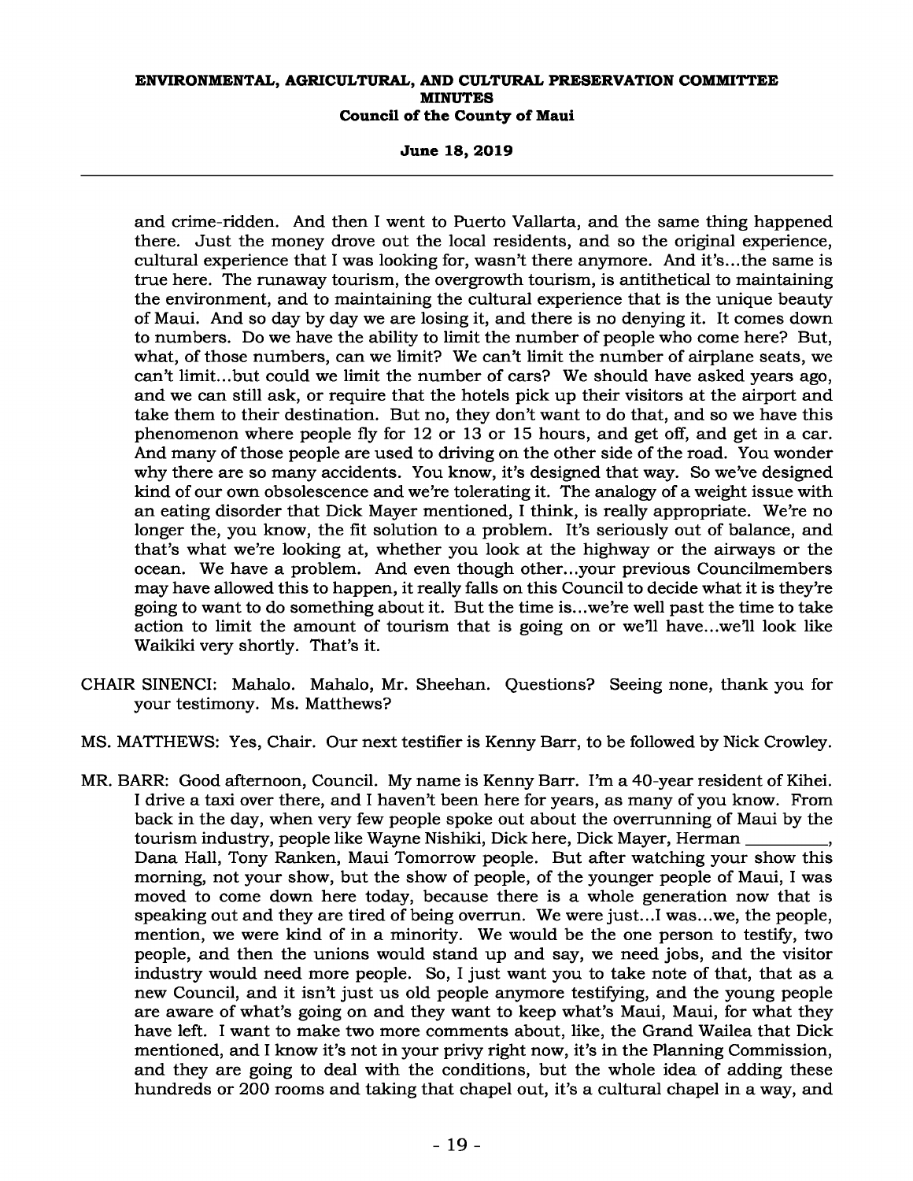and crime-ridden. And then I went to Puerto Vallarta, and the same thing happened there. Just the money drove out the local residents, and so the original experience, cultural experience that I was looking for, wasn't there anymore. And it's...the same is true here. The runaway tourism, the overgrowth tourism, is antithetical to maintaining the environment, and to maintaining the cultural experience that is the unique beauty of Maui. And so day by day we are losing it, and there is no denying it. It comes down to numbers. Do we have the ability to limit the number of people who come here? But, what, of those numbers, can we limit? We can't limit the number of airplane seats, we can't limit...but could we limit the number of cars? We should have asked years ago, and we can still ask, or require that the hotels pick up their visitors at the airport and take them to their destination. But no, they don't want to do that, and so we have this phenomenon where people fly for 12 or 13 or 15 hours, and get off, and get in a car. And many of those people are used to driving on the other side of the road. You wonder why there are so many accidents. You know, it's designed that way. So we've designed kind of our own obsolescence and we're tolerating it. The analogy of a weight issue with an eating disorder that Dick Mayer mentioned, I think, is really appropriate. We're no longer the, you know, the fit solution to a problem. It's seriously out of balance, and that's what we're looking at, whether you look at the highway or the airways or the ocean. We have a problem. And even though other...your previous Councilmembers may have allowed this to happen, it really falls on this Council to decide what it is they're going to want to do something about it. But the time is...we're well past the time to take action to limit the amount of tourism that is going on or we'll have...we'll look like Waikiki very shortly. That's it.

CHAIR SINENCI: Mahalo. Mahalo, Mr. Sheehan. Questions? Seeing none, thank you for your testimony. Ms. Matthews?

MS. MATTHEWS: Yes, Chair. Our next testifier is Kenny Barr, to be followed by Nick Crowley.

MR. BARR: Good afternoon, Council. My name is Kenny Barr. I'm a 40-year resident of Kihei. I drive a taxi over there, and I haven't been here for years, as many of you know. From back in the day, when very few people spoke out about the overrunning of Maui by the tourism industry, people like Wayne Nishiki, Dick here, Dick Mayer, Herman _________, Dana Hall, Tony Ranken, Maui Tomorrow people. But after watching your show this morning, not your show, but the show of people, of the younger people of Maui, I was moved to come down here today, because there is a whole generation now that is speaking out and they are tired of being overrun. We were just...I was...we, the people, mention, we were kind of in a minority. We would be the one person to testify, two people, and then the unions would stand up and say, we need jobs, and the visitor industry would need more people. So, I just want you to take note of that, that as a new Council, and it isn't just us old people anymore testifying, and the young people are aware of what's going on and they want to keep what's Maui, Maui, for what they have left. I want to make two more comments about, like, the Grand Wailea that Dick mentioned, and I know it's not in your privy right now, it's in the Planning Commission, and they are going to deal with the conditions, but the whole idea of adding these hundreds or 200 rooms and taking that chapel out, it's a cultural chapel in a way, and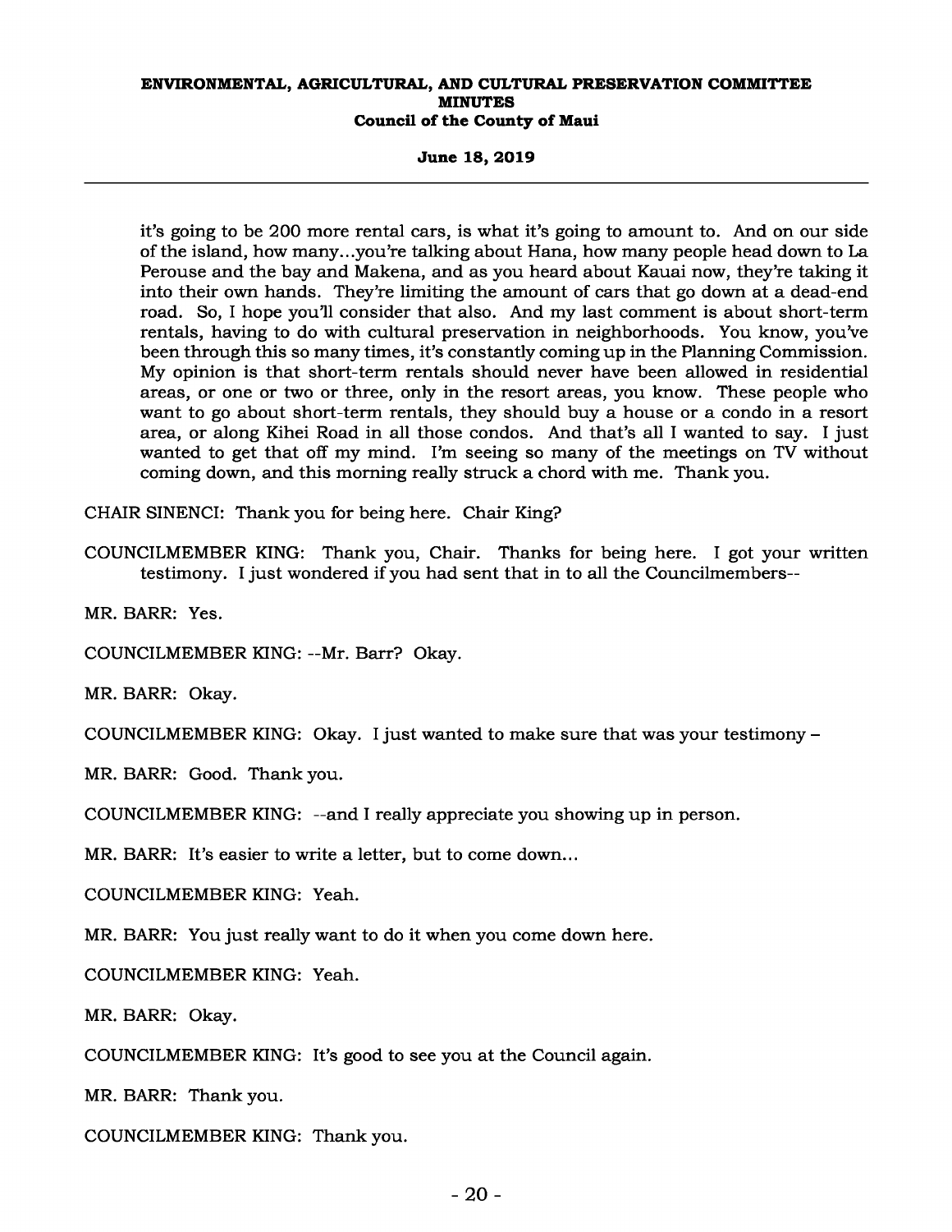it's going to be 200 more rental cars, is what it's going to amount to. And on our side of the island, how many...you're talking about Hana, how many people head down to La Perouse and the bay and Makena, and as you heard about Kauai now, they're taking it into their own hands. They're limiting the amount of cars that go down at a dead-end road. So, I hope you'll consider that also. And my last comment is about short-term rentals, having to do with cultural preservation in neighborhoods. You know, you've been through this so many times, it's constantly coming up in the Planning Commission. My opinion is that short-term rentals should never have been allowed in residential areas, or one or two or three, only in the resort areas, you know. These people who want to go about short-term rentals, they should buy a house or a condo in a resort area, or along Kihei Road in all those condos. And that's all I wanted to say. I just wanted to get that off my mind. I'm seeing so many of the meetings on TV without coming down, and this morning really struck a chord with me. Thank you.

CHAIR SINENCI: Thank you for being here. Chair King?

COUNCILMEMBER KING: Thank you, Chair. Thanks for being here. I got your written testimony. I just wondered if you had sent that in to all the Councilmembers--

MR. BARR: Yes.

COUNCILMEMBER KING: --Mr. Barr? Okay.

MR. BARR: Okay.

COUNCILMEMBER KING: Okay. I just wanted to make sure that was your testimony –

MR. BARR: Good. Thank you.

COUNCILMEMBER KING: --and I really appreciate you showing up in person.

MR. BARR: It's easier to write a letter, but to come down...

COUNCILMEMBER KING: Yeah.

MR. BARR: You just really want to do it when you come down here.

COUNCILMEMBER KING: Yeah.

MR. BARR: Okay.

COUNCILMEMBER KING: It's good to see you at the Council again.

MR. BARR: Thank you.

COUNCILMEMBER KING: Thank you.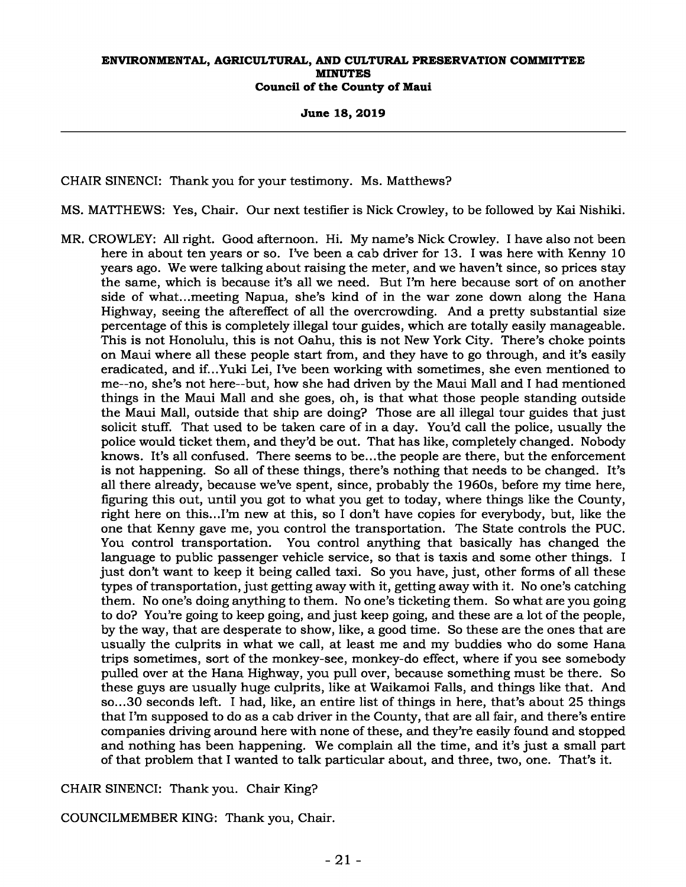CHAIR SINENCI: Thank you for your testimony. Ms. Matthews?

MS. MATTHEWS: Yes, Chair. Our next testifier is Nick Crowley, to be followed by Kai Nishiki.

MR. CROWLEY: All right. Good afternoon. Hi. My name's Nick Crowley. I have also not been here in about ten years or so. I've been a cab driver for 13. I was here with Kenny 10 years ago. We were talking about raising the meter, and we haven't since, so prices stay the same, which is because it's all we need. But I'm here because sort of on another side of what...meeting Napua, she's kind of in the war zone down along the Hana Highway, seeing the aftereffect of all the overcrowding. And a pretty substantial size percentage of this is completely illegal tour guides, which are totally easily manageable. This is not Honolulu, this is not Oahu, this is not New York City. There's choke points on Maui where all these people start from, and they have to go through, and it's easily eradicated, and if...Yuki Lei, I've been working with sometimes, she even mentioned to me--no, she's not here--but, how she had driven by the Maui Mall and I had mentioned things in the Maui Mall and she goes, oh, is that what those people standing outside the Maui Mall, outside that ship are doing? Those are all illegal tour guides that just solicit stuff. That used to be taken care of in a day. You'd call the police, usually the police would ticket them, and they'd be out. That has like, completely changed. Nobody knows. It's all confused. There seems to be...the people are there, but the enforcement is not happening. So all of these things, there's nothing that needs to be changed. It's all there already, because we've spent, since, probably the 1960s, before my time here, figuring this out, until you got to what you get to today, where things like the County, right here on this...I'm new at this, so I don't have copies for everybody, but, like the one that Kenny gave me, you control the transportation. The State controls the PUC. You control transportation. You control anything that basically has changed the language to public passenger vehicle service, so that is taxis and some other things. I just don't want to keep it being called taxi. So you have, just, other forms of all these types of transportation, just getting away with it, getting away with it. No one's catching them. No one's doing anything to them. No one's ticketing them. So what are you going to do? You're going to keep going, and just keep going, and these are a lot of the people, by the way, that are desperate to show, like, a good time. So these are the ones that are usually the culprits in what we call, at least me and my buddies who do some Hana trips sometimes, sort of the monkey-see, monkey-do effect, where if you see somebody pulled over at the Hana Highway, you pull over, because something must be there. So these guys are usually huge culprits, like at Waikamoi Falls, and things like that. And so...30 seconds left. I had, like, an entire list of things in here, that's about 25 things that I'm supposed to do as a cab driver in the County, that are all fair, and there's entire companies driving around here with none of these, and they're easily found and stopped and nothing has been happening. We complain all the time, and it's just a small part of that problem that I wanted to talk particular about, and three, two, one. That's it.

CHAIR SINENCI: Thank you. Chair King?

COUNCILMEMBER KING: Thank you, Chair.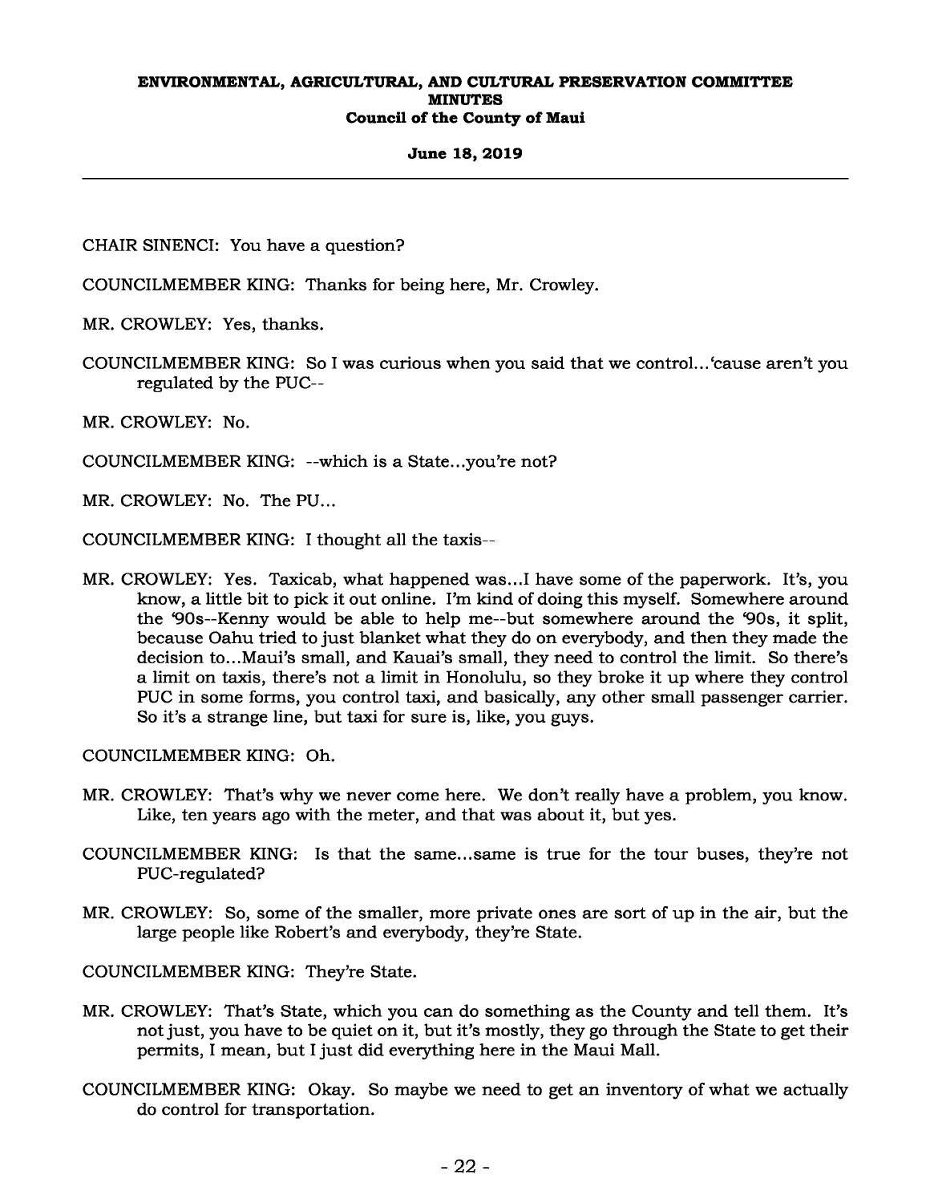CHAIR SINENCI: You have a question?

COUNCILMEMBER KING: Thanks for being here, Mr. Crowley.

MR. CROWLEY: Yes, thanks.

COUNCILMEMBER KING: So I was curious when you said that we control...'cause aren't you regulated by the PUC--

MR. CROWLEY: No.

COUNCILMEMBER KING: --which is a State...you're not?

MR. CROWLEY: No. The PU...

COUNCILMEMBER KING: I thought all the taxis--

MR. CROWLEY: Yes. Taxicab, what happened was...I have some of the paperwork. It's, you know, a little bit to pick it out online. I'm kind of doing this myself. Somewhere around the '90s--Kenny would be able to help me--but somewhere around the '90s, it split, because Oahu tried to just blanket what they do on everybody, and then they made the decision to...Maui's small, and Kauai's small, they need to control the limit. So there's a limit on taxis, there's not a limit in Honolulu, so they broke it up where they control PUC in some forms, you control taxi, and basically, any other small passenger carrier. So it's a strange line, but taxi for sure is, like, you guys.

COUNCILMEMBER KING: Oh.

MR. CROWLEY: That's why we never come here. We don't really have a problem, you know. Like, ten years ago with the meter, and that was about it, but yes.

COUNCILMEMBER KING: Is that the same...same is true for the tour buses, they're not PUC-regulated?

MR. CROWLEY: So, some of the smaller, more private ones are sort of up in the air, but the large people like Robert's and everybody, they're State.

COUNCILMEMBER KING: They're State.

MR. CROWLEY: That's State, which you can do something as the County and tell them. It's not just, you have to be quiet on it, but it's mostly, they go through the State to get their permits, I mean, but I just did everything here in the Maui Mall.

COUNCILMEMBER KING: Okay. So maybe we need to get an inventory of what we actually do control for transportation.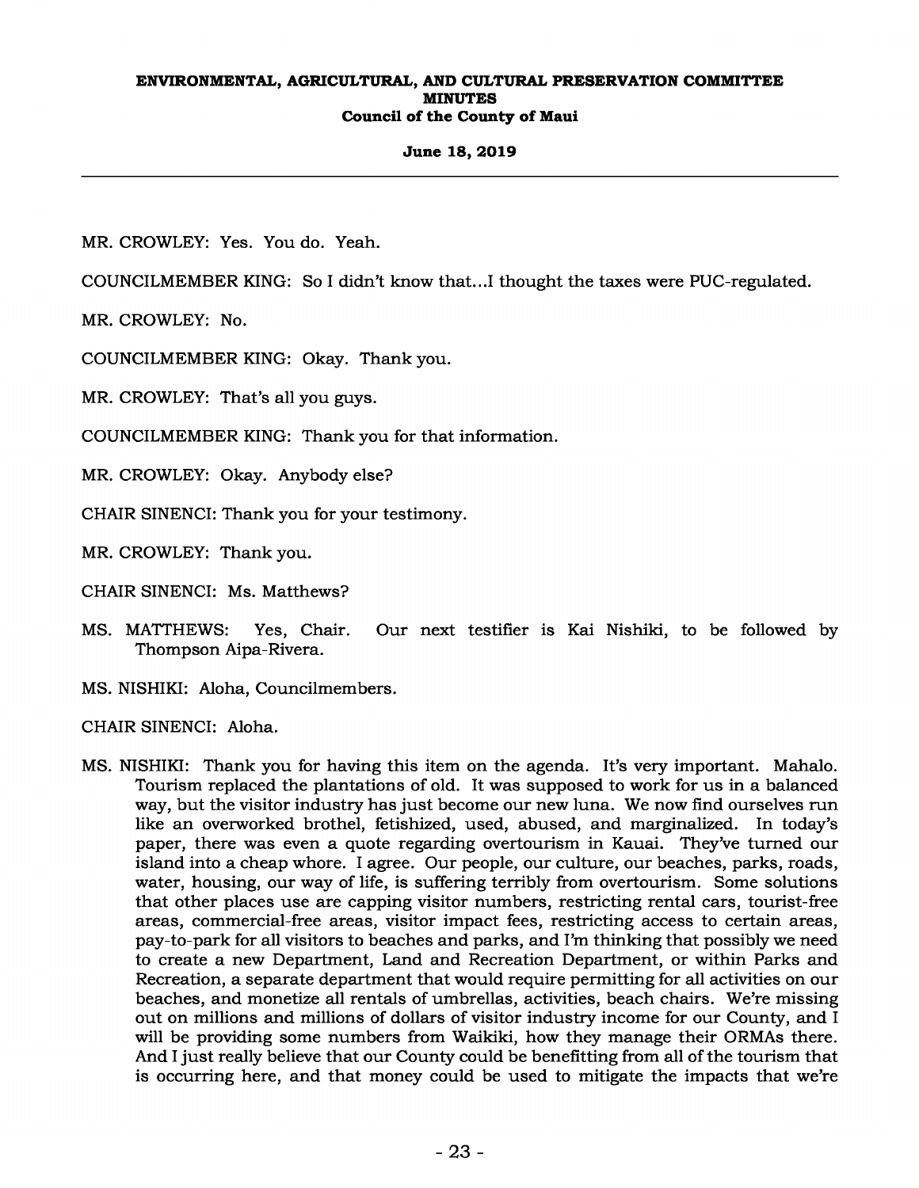MR. CROWLEY: Yes. You do. Yeah.

COUNCILMEMBER KING: So I didn't know that...I thought the taxes were PUC-regulated.

MR. CROWLEY: No.

COUNCILMEMBER KING: Okay. Thank you.

MR. CROWLEY: That's all you guys.

COUNCILMEMBER KING: Thank you for that information.

MR. CROWLEY: Okay. Anybody else?

CHAIR SINENCI: Thank you for your testimony.

MR. CROWLEY: Thank you.

CHAIR SINENCI: Ms. Matthews?

MS. MATTHEWS: Yes, Chair. Our next testifier is Kai Nishiki, to be followed by Thompson Aipa-Rivera.

MS. NISHIKI: Aloha, Councilmembers.

CHAIR SINENCI: Aloha.

MS. NISHIKI: Thank you for having this item on the agenda. It's very important. Mahalo. Tourism replaced the plantations of old. It was supposed to work for us in a balanced way, but the visitor industry has just become our new luna. We now find ourselves run like an overworked brothel, fetishized, used, abused, and marginalized. In today's paper, there was even a quote regarding overtourism in Kauai. They've turned our island into a cheap whore. I agree. Our people, our culture, our beaches, parks, roads, water, housing, our way of life, is suffering terribly from overtourism. Some solutions that other places use are capping visitor numbers, restricting rental cars, tourist-free areas, commercial-free areas, visitor impact fees, restricting access to certain areas, pay-to-park for all visitors to beaches and parks, and I'm thinking that possibly we need to create a new Department, Land and Recreation Department, or within Parks and Recreation, a separate department that would require permitting for all activities on our beaches, and monetize all rentals of umbrellas, activities, beach chairs. We're missing out on millions and millions of dollars of visitor industry income for our County, and I will be providing some numbers from Waikiki, how they manage their ORMAs there. And I just really believe that our County could be benefitting from all of the tourism that is occurring here, and that money could be used to mitigate the impacts that we're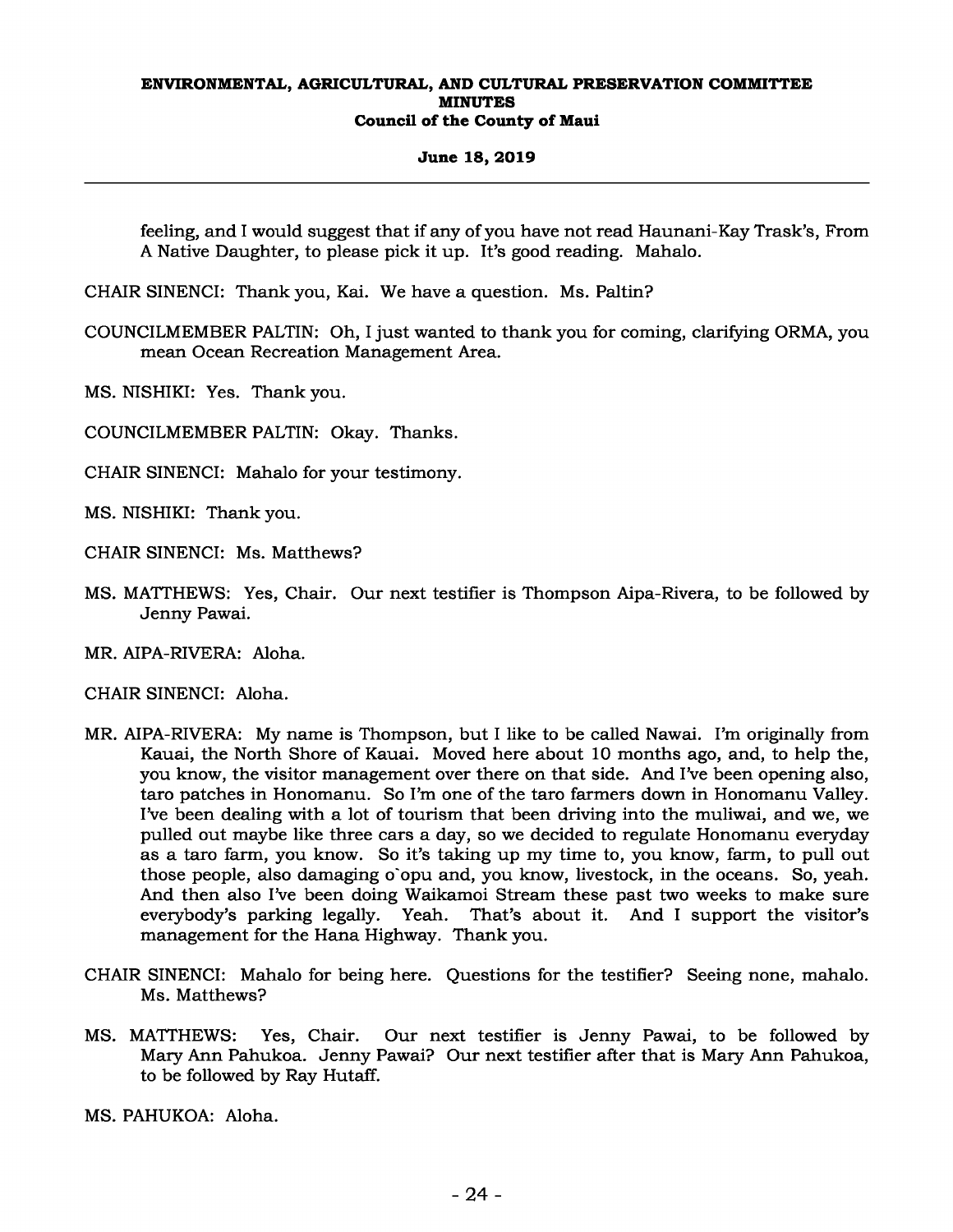feeling, and I would suggest that if any of you have not read Haunani-Kay Trask's, From A Native Daughter, to please pick it up. It's good reading. Mahalo.

CHAIR SINENCI: Thank you, Kai. We have a question. Ms. Paltin?

COUNCILMEMBER PALTIN: Oh, I just wanted to thank you for coming, clarifying ORMA, you mean Ocean Recreation Management Area.

MS. NISHIKI: Yes. Thank you.

COUNCILMEMBER PALTIN: Okay. Thanks.

CHAIR SINENCI: Mahalo for your testimony.

MS. NISHIKI: Thank you.

CHAIR SINENCI: Ms. Matthews?

MS. MATTHEWS: Yes, Chair. Our next testifier is Thompson Aipa-Rivera, to be followed by Jenny Pawai.

MR. AIPA-RIVERA: Aloha.

CHAIR SINENCI: Aloha.

MR. AIPA-RIVERA: My name is Thompson, but I like to be called Nawai. I'm originally from Kauai, the North Shore of Kauai. Moved here about 10 months ago, and, to help the, you know, the visitor management over there on that side. And I've been opening also, taro patches in Honomanu. So I'm one of the taro farmers down in Honomanu Valley. I've been dealing with a lot of tourism that been driving into the muliwai, and we, we pulled out maybe like three cars a day, so we decided to regulate Honomanu everyday as a taro farm, you know. So it's taking up my time to, you know, farm, to pull out those people, also damaging o`opu and, you know, livestock, in the oceans. So, yeah. And then also I've been doing Waikamoi Stream these past two weeks to make sure everybody's parking legally. Yeah. That's about it. And I support the visitor's management for the Hana Highway. Thank you.

CHAIR SINENCI: Mahalo for being here. Questions for the testifier? Seeing none, mahalo. Ms. Matthews?

MS. MATTHEWS: Yes, Chair. Our next testifier is Jenny Pawai, to be followed by Mary Ann Pahukoa. Jenny Pawai? Our next testifier after that is Mary Ann Pahukoa, to be followed by Ray Hutaff.

MS. PAHUKOA: Aloha.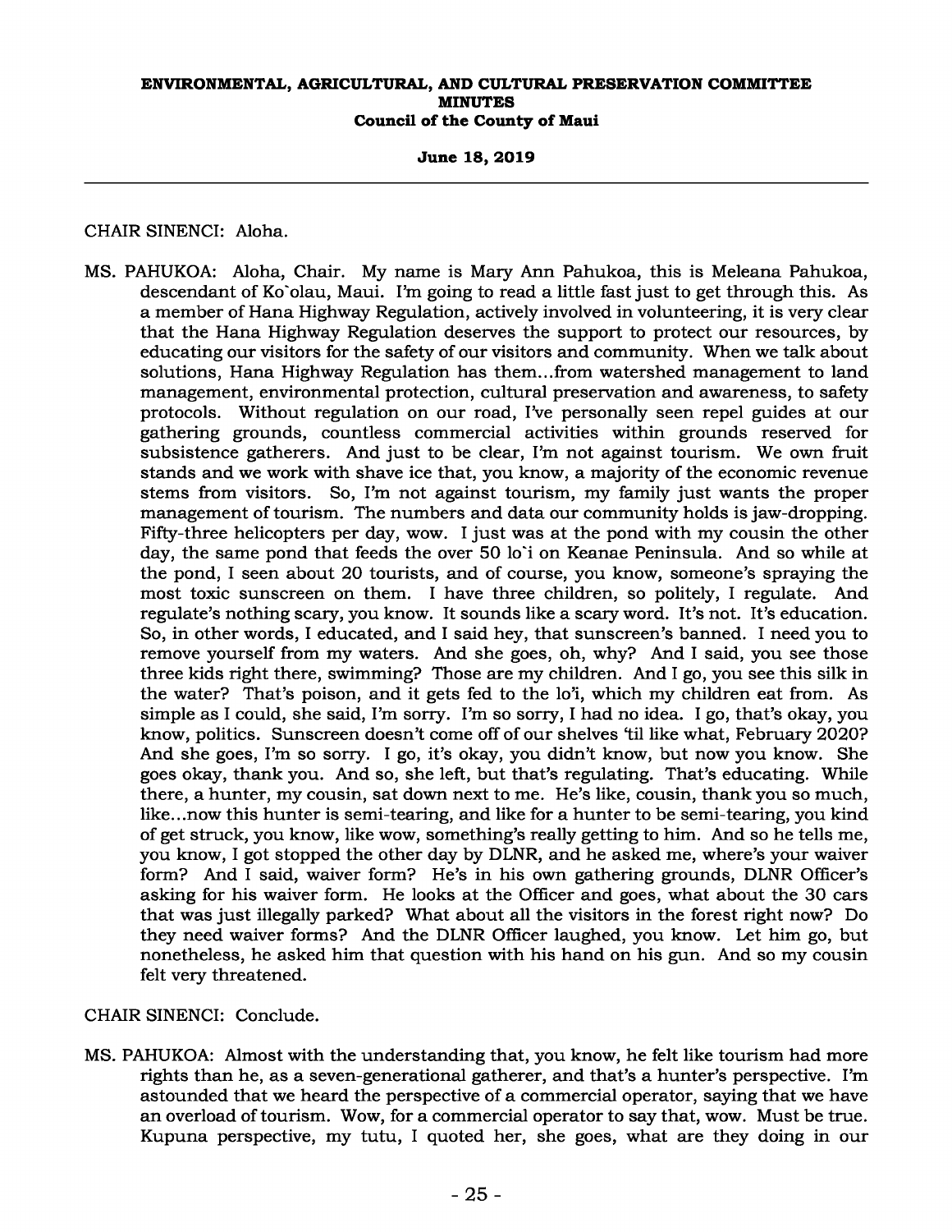CHAIR SINENCI: Aloha.

MS. PAHUKOA: Aloha, Chair. My name is Mary Ann Pahukoa, this is Meleana Pahukoa, descendant of Ko`olau, Maui. I'm going to read a little fast just to get through this. As a member of Hana Highway Regulation, actively involved in volunteering, it is very clear that the Hana Highway Regulation deserves the support to protect our resources, by educating our visitors for the safety of our visitors and community. When we talk about solutions, Hana Highway Regulation has them...from watershed management to land management, environmental protection, cultural preservation and awareness, to safety protocols. Without regulation on our road, I've personally seen repel guides at our gathering grounds, countless commercial activities within grounds reserved for subsistence gatherers. And just to be clear, I'm not against tourism. We own fruit stands and we work with shave ice that, you know, a majority of the economic revenue stems from visitors. So, I'm not against tourism, my family just wants the proper management of tourism. The numbers and data our community holds is jaw-dropping. Fifty-three helicopters per day, wow. I just was at the pond with my cousin the other day, the same pond that feeds the over 50 lo`i on Keanae Peninsula. And so while at the pond, I seen about 20 tourists, and of course, you know, someone's spraying the most toxic sunscreen on them. I have three children, so politely, I regulate. And regulate's nothing scary, you know. It sounds like a scary word. It's not. It's education. So, in other words, I educated, and I said hey, that sunscreen's banned. I need you to remove yourself from my waters. And she goes, oh, why? And I said, you see those three kids right there, swimming? Those are my children. And I go, you see this silk in the water? That's poison, and it gets fed to the lo'i, which my children eat from. As simple as I could, she said, I'm sorry. I'm so sorry, I had no idea. I go, that's okay, you know, politics. Sunscreen doesn't come off of our shelves 'til like what, February 2020? And she goes, I'm so sorry. I go, it's okay, you didn't know, but now you know. She goes okay, thank you. And so, she left, but that's regulating. That's educating. While there, a hunter, my cousin, sat down next to me. He's like, cousin, thank you so much, like...now this hunter is semi-tearing, and like for a hunter to be semi-tearing, you kind of get struck, you know, like wow, something's really getting to him. And so he tells me, you know, I got stopped the other day by DLNR, and he asked me, where's your waiver form? And I said, waiver form? He's in his own gathering grounds, DLNR Officer's asking for his waiver form. He looks at the Officer and goes, what about the 30 cars that was just illegally parked? What about all the visitors in the forest right now? Do they need waiver forms? And the DLNR Officer laughed, you know. Let him go, but nonetheless, he asked him that question with his hand on his gun. And so my cousin felt very threatened.

CHAIR SINENCI: Conclude.

MS. PAHUKOA: Almost with the understanding that, you know, he felt like tourism had more rights than he, as a seven-generational gatherer, and that's a hunter's perspective. I'm astounded that we heard the perspective of a commercial operator, saying that we have an overload of tourism. Wow, for a commercial operator to say that, wow. Must be true. Kupuna perspective, my tutu, I quoted her, she goes, what are they doing in our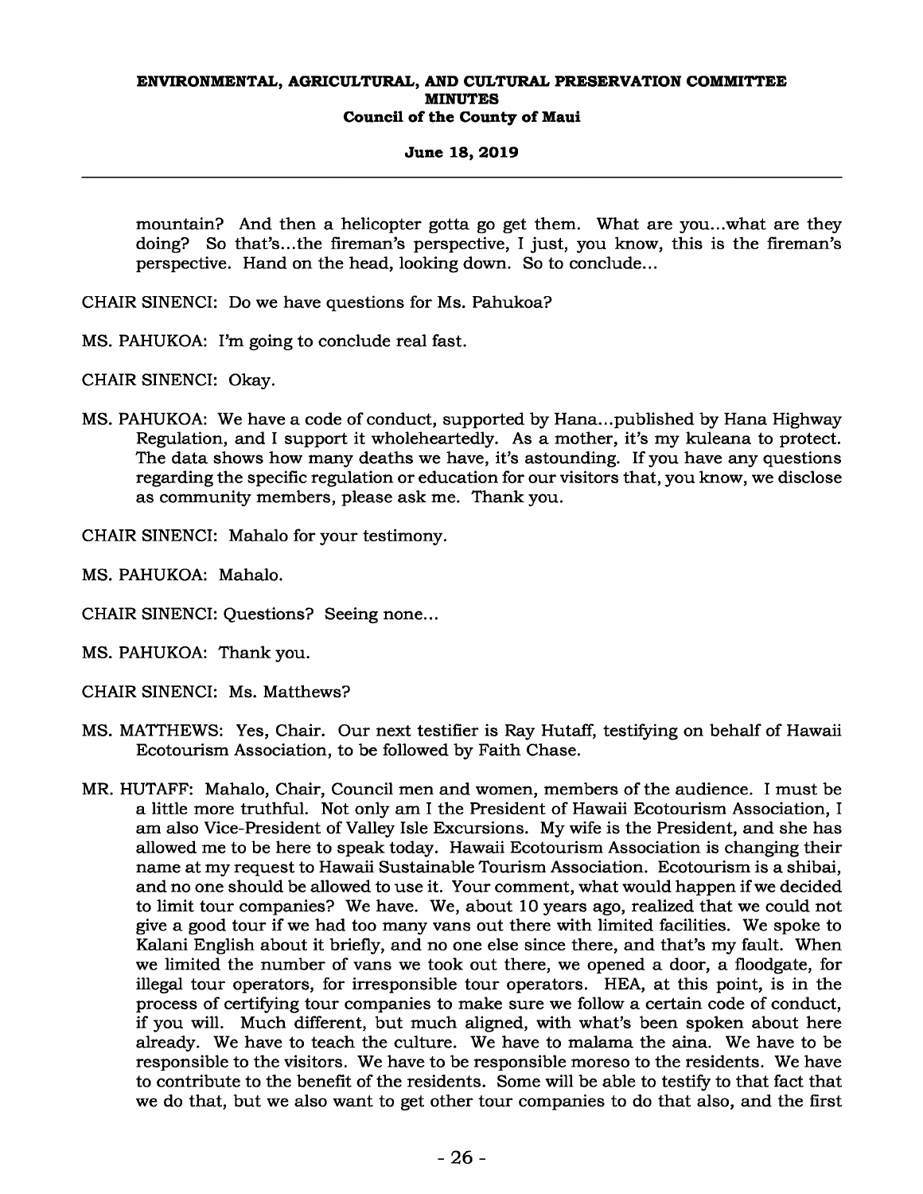mountain? And then a helicopter gotta go get them. What are you...what are they doing? So that's...the fireman's perspective, I just, you know, this is the fireman's perspective. Hand on the head, looking down. So to conclude...

CHAIR SINENCI: Do we have questions for Ms. Pahukoa?

MS. PAHUKOA: I'm going to conclude real fast.

CHAIR SINENCI: Okay.

MS. PAHUKOA: We have a code of conduct, supported by Hana...published by Hana Highway Regulation, and I support it wholeheartedly. As a mother, it's my kuleana to protect. The data shows how many deaths we have, it's astounding. If you have any questions regarding the specific regulation or education for our visitors that, you know, we disclose as community members, please ask me. Thank you.

CHAIR SINENCI: Mahalo for your testimony.

MS. PAHUKOA: Mahalo.

CHAIR SINENCI: Questions? Seeing none...

MS. PAHUKOA: Thank you.

CHAIR SINENCI: Ms. Matthews?

MS. MATTHEWS: Yes, Chair. Our next testifier is Ray Hutaff, testifying on behalf of Hawaii Ecotourism Association, to be followed by Faith Chase.

MR. HUTAFF: Mahalo, Chair, Council men and women, members of the audience. I must be a little more truthful. Not only am I the President of Hawaii Ecotourism Association, I am also Vice-President of Valley Isle Excursions. My wife is the President, and she has allowed me to be here to speak today. Hawaii Ecotourism Association is changing their name at my request to Hawaii Sustainable Tourism Association. Ecotourism is a shibai, and no one should be allowed to use it. Your comment, what would happen if we decided to limit tour companies? We have. We, about 10 years ago, realized that we could not give a good tour if we had too many vans out there with limited facilities. We spoke to Kalani English about it briefly, and no one else since there, and that's my fault. When we limited the number of vans we took out there, we opened a door, a floodgate, for illegal tour operators, for irresponsible tour operators. HEA, at this point, is in the process of certifying tour companies to make sure we follow a certain code of conduct, if you will. Much different, but much aligned, with what's been spoken about here already. We have to teach the culture. We have to malama the aina. We have to be responsible to the visitors. We have to be responsible moreso to the residents. We have to contribute to the benefit of the residents. Some will be able to testify to that fact that we do that, but we also want to get other tour companies to do that also, and the first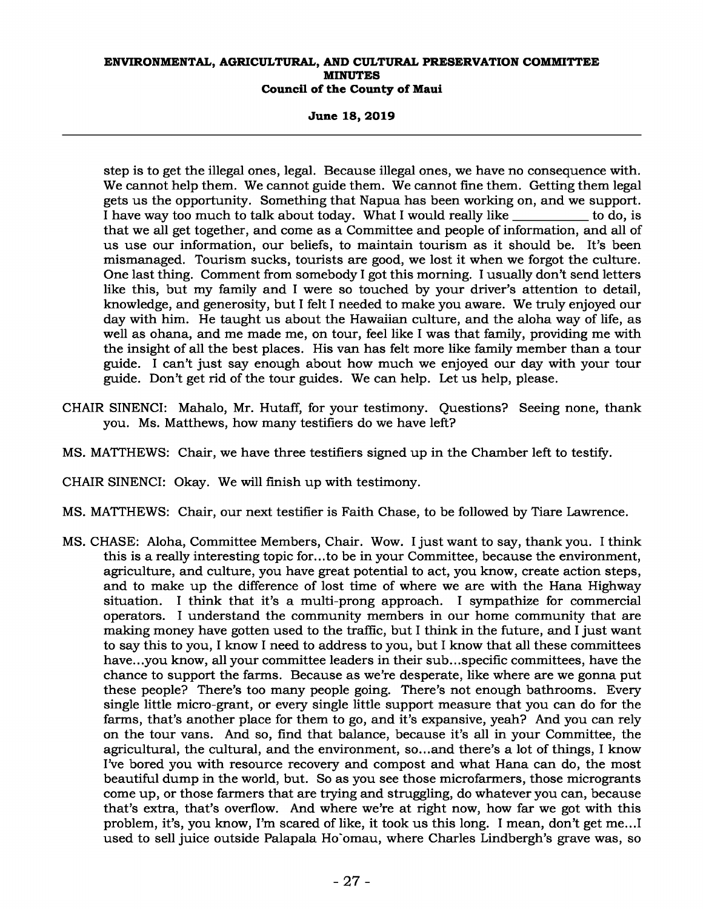step is to get the illegal ones, legal. Because illegal ones, we have no consequence with. We cannot help them. We cannot guide them. We cannot fine them. Getting them legal gets us the opportunity. Something that Napua has been working on, and we support. I have way too much to talk about today. What I would really like __________ to do, is that we all get together, and come as a Committee and people of information, and all of us use our information, our beliefs, to maintain tourism as it should be. It's been mismanaged. Tourism sucks, tourists are good, we lost it when we forgot the culture. One last thing. Comment from somebody I got this morning. I usually don't send letters like this, but my family and I were so touched by your driver's attention to detail, knowledge, and generosity, but I felt I needed to make you aware. We truly enjoyed our day with him. He taught us about the Hawaiian culture, and the aloha way of life, as well as ohana, and me made me, on tour, feel like I was that family, providing me with the insight of all the best places. His van has felt more like family member than a tour guide. I can't just say enough about how much we enjoyed our day with your tour guide. Don't get rid of the tour guides. We can help. Let us help, please.

CHAIR SINENCI: Mahalo, Mr. Hutaff, for your testimony. Questions? Seeing none, thank you. Ms. Matthews, how many testifiers do we have left?

MS. MATTHEWS: Chair, we have three testifiers signed up in the Chamber left to testify.

CHAIR SINENCI: Okay. We will finish up with testimony.

MS. MATTHEWS: Chair, our next testifier is Faith Chase, to be followed by Tiare Lawrence.

MS. CHASE: Aloha, Committee Members, Chair. Wow. I just want to say, thank you. I think this is a really interesting topic for...to be in your Committee, because the environment, agriculture, and culture, you have great potential to act, you know, create action steps, and to make up the difference of lost time of where we are with the Hana Highway situation. I think that it's a multi-prong approach. I sympathize for commercial operators. I understand the community members in our home community that are making money have gotten used to the traffic, but I think in the future, and I just want to say this to you, I know I need to address to you, but I know that all these committees have...you know, all your committee leaders in their sub...specific committees, have the chance to support the farms. Because as we're desperate, like where are we gonna put these people? There's too many people going. There's not enough bathrooms. Every single little micro-grant, or every single little support measure that you can do for the farms, that's another place for them to go, and it's expansive, yeah? And you can rely on the tour vans. And so, find that balance, because it's all in your Committee, the agricultural, the cultural, and the environment, so...and there's a lot of things, I know I've bored you with resource recovery and compost and what Hana can do, the most beautiful dump in the world, but. So as you see those microfarmers, those microgrants come up, or those farmers that are trying and struggling, do whatever you can, because that's extra, that's overflow. And where we're at right now, how far we got with this problem, it's, you know, I'm scared of like, it took us this long. I mean, don't get me...I used to sell juice outside Palapala Hoʻomau, where Charles Lindbergh's grave was, so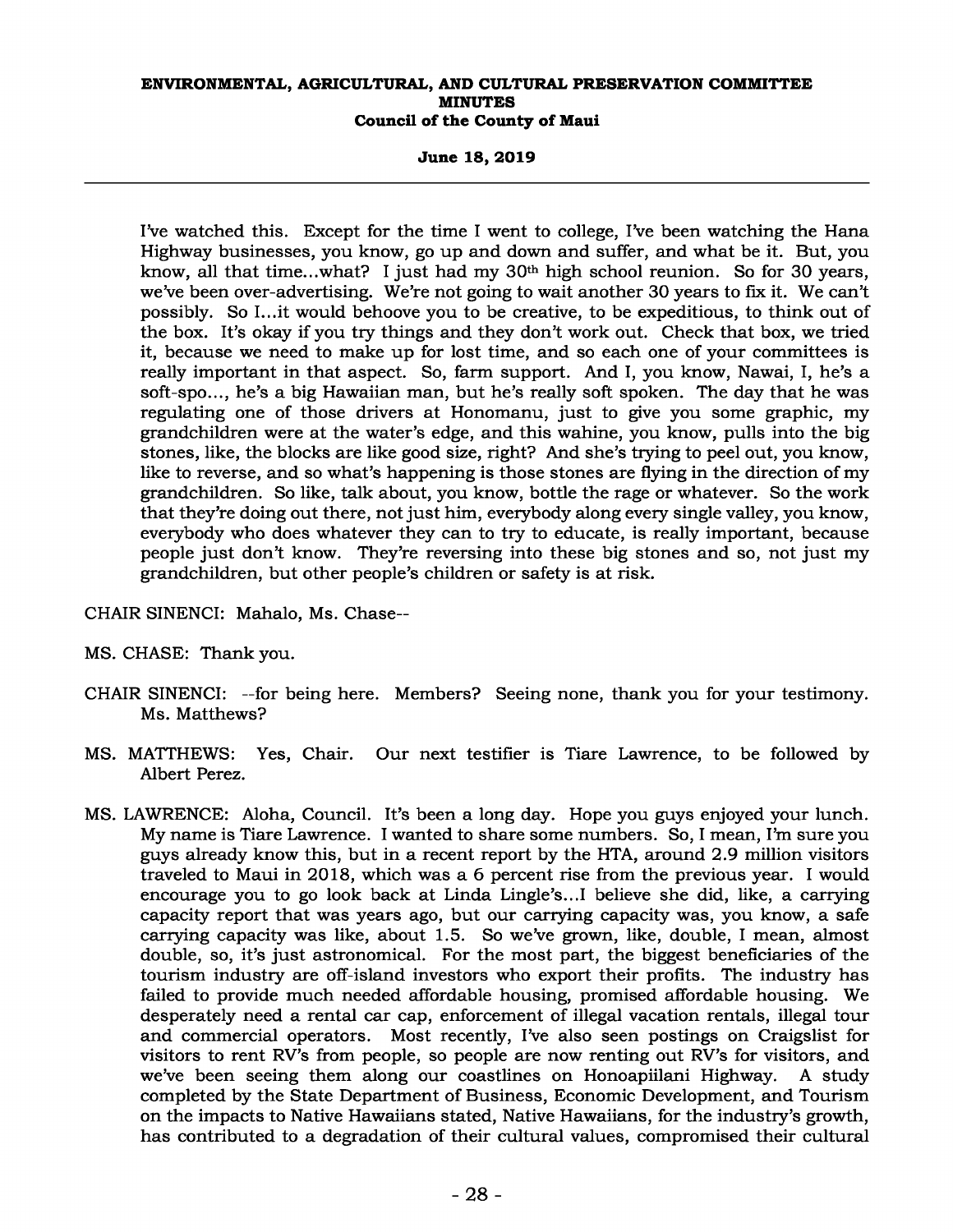I've watched this. Except for the time I went to college, I've been watching the Hana Highway businesses, you know, go up and down and suffer, and what be it. But, you know, all that time...what? I just had my 30th high school reunion. So for 30 years, we've been over-advertising. We're not going to wait another 30 years to fix it. We can't possibly. So I...it would behoove you to be creative, to be expeditious, to think out of the box. It's okay if you try things and they don't work out. Check that box, we tried it, because we need to make up for lost time, and so each one of your committees is really important in that aspect. So, farm support. And I, you know, Nawai, I, he's a soft-spo..., he's a big Hawaiian man, but he's really soft spoken. The day that he was regulating one of those drivers at Honomanu, just to give you some graphic, my grandchildren were at the water's edge, and this wahine, you know, pulls into the big stones, like, the blocks are like good size, right? And she's trying to peel out, you know, like to reverse, and so what's happening is those stones are flying in the direction of my grandchildren. So like, talk about, you know, bottle the rage or whatever. So the work that they're doing out there, not just him, everybody along every single valley, you know, everybody who does whatever they can to try to educate, is really important, because people just don't know. They're reversing into these big stones and so, not just my grandchildren, but other people's children or safety is at risk.

CHAIR SINENCI: Mahalo, Ms. Chase--

MS. CHASE: Thank you.

CHAIR SINENCI: --for being here. Members? Seeing none, thank you for your testimony. Ms. Matthews?

MS. MATTHEWS: Yes, Chair. Our next testifier is Tiare Lawrence, to be followed by Albert Perez.

MS. LAWRENCE: Aloha, Council. It's been a long day. Hope you guys enjoyed your lunch. My name is Tiare Lawrence. I wanted to share some numbers. So, I mean, I'm sure you guys already know this, but in a recent report by the HTA, around 2.9 million visitors traveled to Maui in 2018, which was a 6 percent rise from the previous year. I would encourage you to go look back at Linda Lingle's...I believe she did, like, a carrying capacity report that was years ago, but our carrying capacity was, you know, a safe carrying capacity was like, about 1.5. So we've grown, like, double, I mean, almost double, so, it's just astronomical. For the most part, the biggest beneficiaries of the tourism industry are off-island investors who export their profits. The industry has failed to provide much needed affordable housing, promised affordable housing. We desperately need a rental car cap, enforcement of illegal vacation rentals, illegal tour and commercial operators. Most recently, I've also seen postings on Craigslist for visitors to rent RV's from people, so people are now renting out RV's for visitors, and we've been seeing them along our coastlines on Honoapiilani Highway. A study completed by the State Department of Business, Economic Development, and Tourism on the impacts to Native Hawaiians stated, Native Hawaiians, for the industry's growth, has contributed to a degradation of their cultural values, compromised their cultural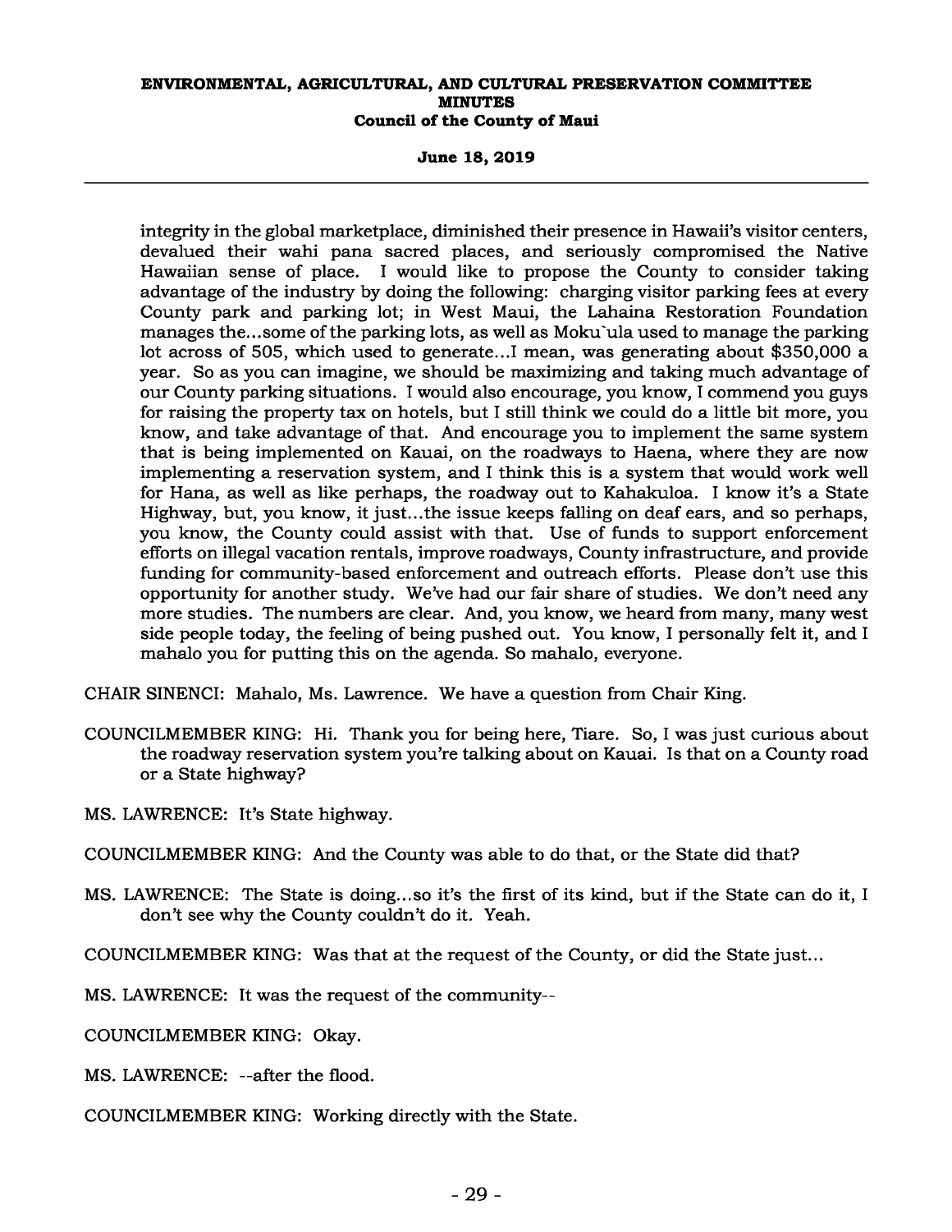integrity in the global marketplace, diminished their presence in Hawaii's visitor centers, devalued their wahi pana sacred places, and seriously compromised the Native Hawaiian sense of place. I would like to propose the County to consider taking advantage of the industry by doing the following: charging visitor parking fees at every County park and parking lot; in West Maui, the Lahaina Restoration Foundation manages the...some of the parking lots, as well as Moku`ula used to manage the parking lot across of 505, which used to generate...I mean, was generating about $350,000 a year. So as you can imagine, we should be maximizing and taking much advantage of our County parking situations. I would also encourage, you know, I commend you guys for raising the property tax on hotels, but I still think we could do a little bit more, you know, and take advantage of that. And encourage you to implement the same system that is being implemented on Kauai, on the roadways to Haena, where they are now implementing a reservation system, and I think this is a system that would work well for Hana, as well as like perhaps, the roadway out to Kahakuloa. I know it's a State Highway, but, you know, it just...the issue keeps falling on deaf ears, and so perhaps, you know, the County could assist with that. Use of funds to support enforcement efforts on illegal vacation rentals, improve roadways, County infrastructure, and provide funding for community-based enforcement and outreach efforts. Please don't use this opportunity for another study. We've had our fair share of studies. We don't need any more studies. The numbers are clear. And, you know, we heard from many, many west side people today, the feeling of being pushed out. You know, I personally felt it, and I mahalo you for putting this on the agenda. So mahalo, everyone.

CHAIR SINENCI: Mahalo, Ms. Lawrence. We have a question from Chair King.

COUNCILMEMBER KING: Hi. Thank you for being here, Tiare. So, I was just curious about the roadway reservation system you're talking about on Kauai. Is that on a County road or a State highway?

MS. LAWRENCE: It's State highway.

COUNCILMEMBER KING: And the County was able to do that, or the State did that?

MS. LAWRENCE: The State is doing...so it's the first of its kind, but if the State can do it, I don't see why the County couldn't do it. Yeah.

COUNCILMEMBER KING: Was that at the request of the County, or did the State just...

MS. LAWRENCE: It was the request of the community--

COUNCILMEMBER KING: Okay.

MS. LAWRENCE: --after the flood.

COUNCILMEMBER KING: Working directly with the State.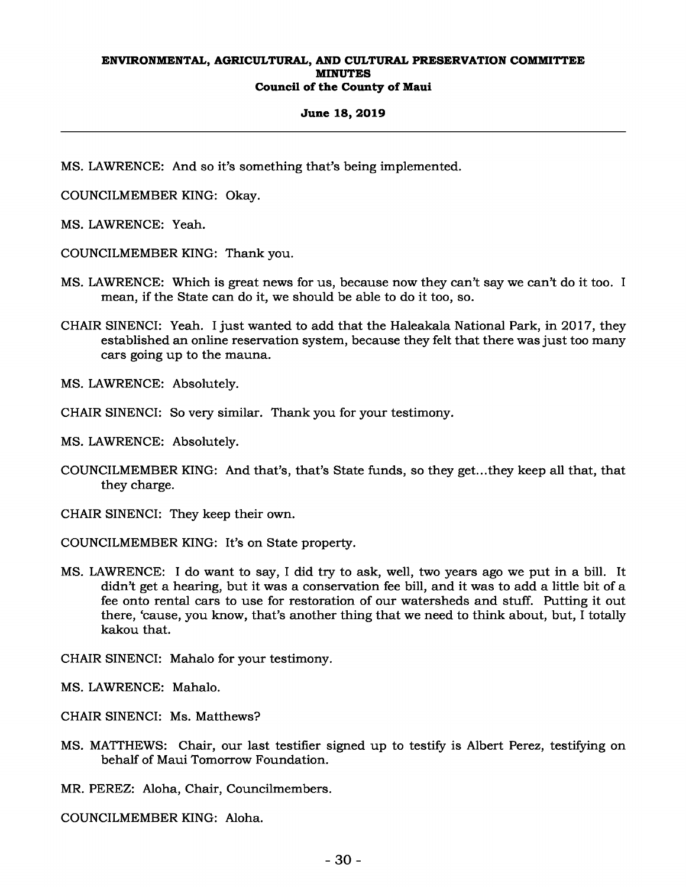MS. LAWRENCE: And so it's something that's being implemented.

COUNCILMEMBER KING: Okay.

MS. LAWRENCE: Yeah.

COUNCILMEMBER KING: Thank you.

MS. LAWRENCE: Which is great news for us, because now they can't say we can't do it too. I mean, if the State can do it, we should be able to do it too, so.

CHAIR SINENCI: Yeah. I just wanted to add that the Haleakala National Park, in 2017, they established an online reservation system, because they felt that there was just too many cars going up to the mauna.

MS. LAWRENCE: Absolutely.

CHAIR SINENCI: So very similar. Thank you for your testimony.

MS. LAWRENCE: Absolutely.

COUNCILMEMBER KING: And that's, that's State funds, so they get...they keep all that, that they charge.

CHAIR SINENCI: They keep their own.

COUNCILMEMBER KING: It's on State property.

MS. LAWRENCE: I do want to say, I did try to ask, well, two years ago we put in a bill. It didn't get a hearing, but it was a conservation fee bill, and it was to add a little bit of a fee onto rental cars to use for restoration of our watersheds and stuff. Putting it out there, 'cause, you know, that's another thing that we need to think about, but, I totally kakou that.

CHAIR SINENCI: Mahalo for your testimony.

MS. LAWRENCE: Mahalo.

CHAIR SINENCI: Ms. Matthews?

MS. MATTHEWS: Chair, our last testifier signed up to testify is Albert Perez, testifying on behalf of Maui Tomorrow Foundation.

MR. PEREZ: Aloha, Chair, Councilmembers.

COUNCILMEMBER KING: Aloha.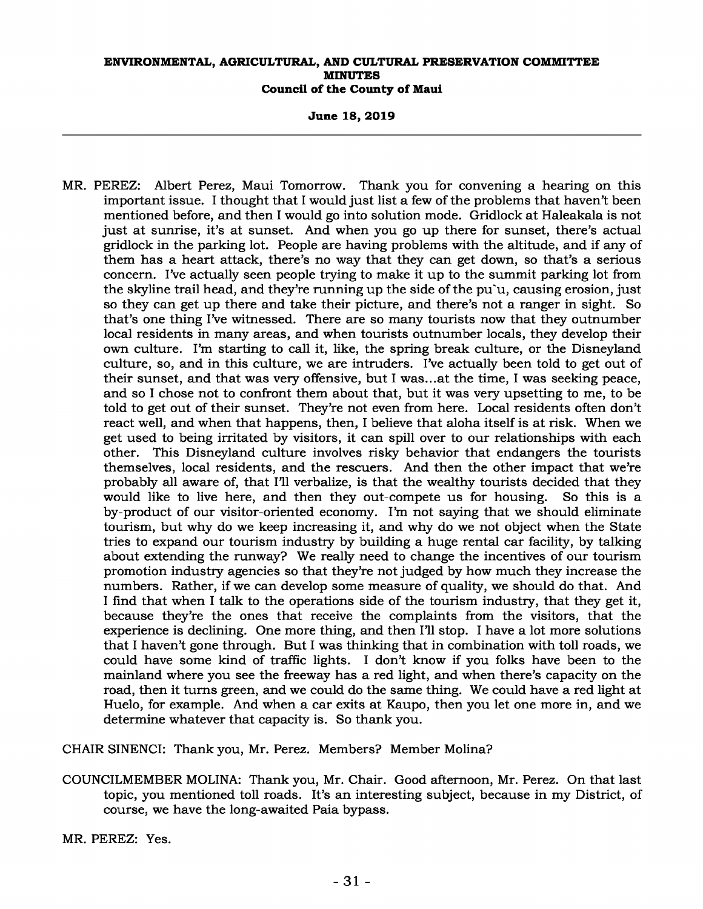MR. PEREZ: Albert Perez, Maui Tomorrow. Thank you for convening a hearing on this important issue. I thought that I would just list a few of the problems that haven't been mentioned before, and then I would go into solution mode. Gridlock at Haleakala is not just at sunrise, it's at sunset. And when you go up there for sunset, there's actual gridlock in the parking lot. People are having problems with the altitude, and if any of them has a heart attack, there's no way that they can get down, so that's a serious concern. I've actually seen people trying to make it up to the summit parking lot from the skyline trail head, and they're running up the side of the pu`u, causing erosion, just so they can get up there and take their picture, and there's not a ranger in sight. So that's one thing I've witnessed. There are so many tourists now that they outnumber local residents in many areas, and when tourists outnumber locals, they develop their own culture. I'm starting to call it, like, the spring break culture, or the Disneyland culture, so, and in this culture, we are intruders. I've actually been told to get out of their sunset, and that was very offensive, but I was...at the time, I was seeking peace, and so I chose not to confront them about that, but it was very upsetting to me, to be told to get out of their sunset. They're not even from here. Local residents often don't react well, and when that happens, then, I believe that aloha itself is at risk. When we get used to being irritated by visitors, it can spill over to our relationships with each other. This Disneyland culture involves risky behavior that endangers the tourists themselves, local residents, and the rescuers. And then the other impact that we're probably all aware of, that I'll verbalize, is that the wealthy tourists decided that they would like to live here, and then they out-compete us for housing. So this is a by-product of our visitor-oriented economy. I'm not saying that we should eliminate tourism, but why do we keep increasing it, and why do we not object when the State tries to expand our tourism industry by building a huge rental car facility, by talking about extending the runway? We really need to change the incentives of our tourism promotion industry agencies so that they're not judged by how much they increase the numbers. Rather, if we can develop some measure of quality, we should do that. And I find that when I talk to the operations side of the tourism industry, that they get it, because they're the ones that receive the complaints from the visitors, that the experience is declining. One more thing, and then I'll stop. I have a lot more solutions that I haven't gone through. But I was thinking that in combination with toll roads, we could have some kind of traffic lights. I don't know if you folks have been to the mainland where you see the freeway has a red light, and when there's capacity on the road, then it turns green, and we could do the same thing. We could have a red light at Huelo, for example. And when a car exits at Kaupo, then you let one more in, and we determine whatever that capacity is. So thank you.

CHAIR SINENCI: Thank you, Mr. Perez. Members? Member Molina?

COUNCILMEMBER MOLINA: Thank you, Mr. Chair. Good afternoon, Mr. Perez. On that last topic, you mentioned toll roads. It's an interesting subject, because in my District, of course, we have the long-awaited Paia bypass.

MR. PEREZ: Yes.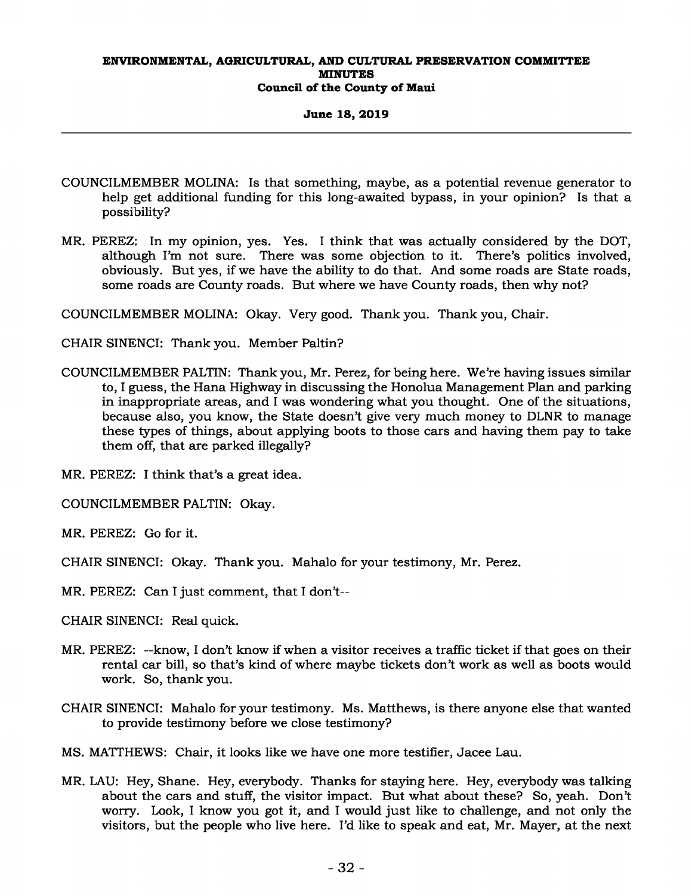COUNCILMEMBER MOLINA: Is that something, maybe, as a potential revenue generator to help get additional funding for this long-awaited bypass, in your opinion? Is that a possibility?

MR. PEREZ: In my opinion, yes. Yes. I think that was actually considered by the DOT, although I'm not sure. There was some objection to it. There's politics involved, obviously. But yes, if we have the ability to do that. And some roads are State roads, some roads are County roads. But where we have County roads, then why not?

COUNCILMEMBER MOLINA: Okay. Very good. Thank you. Thank you, Chair.

CHAIR SINENCI: Thank you. Member Paltin?

COUNCILMEMBER PALTIN: Thank you, Mr. Perez, for being here. We're having issues similar to, I guess, the Hana Highway in discussing the Honolua Management Plan and parking in inappropriate areas, and I was wondering what you thought. One of the situations, because also, you know, the State doesn't give very much money to DLNR to manage these types of things, about applying boots to those cars and having them pay to take them off, that are parked illegally?

MR. PEREZ: I think that's a great idea.

COUNCILMEMBER PALTIN: Okay.

MR. PEREZ: Go for it.

CHAIR SINENCI: Okay. Thank you. Mahalo for your testimony, Mr. Perez.

MR. PEREZ: Can I just comment, that I don't--

CHAIR SINENCI: Real quick.

MR. PEREZ: --know, I don't know if when a visitor receives a traffic ticket if that goes on their rental car bill, so that's kind of where maybe tickets don't work as well as boots would work. So, thank you.

CHAIR SINENCI: Mahalo for your testimony. Ms. Matthews, is there anyone else that wanted to provide testimony before we close testimony?

MS. MATTHEWS: Chair, it looks like we have one more testifier, Jacee Lau.

MR. LAU: Hey, Shane. Hey, everybody. Thanks for staying here. Hey, everybody was talking about the cars and stuff, the visitor impact. But what about these? So, yeah. Don't worry. Look, I know you got it, and I would just like to challenge, and not only the visitors, but the people who live here. I'd like to speak and eat, Mr. Mayer, at the next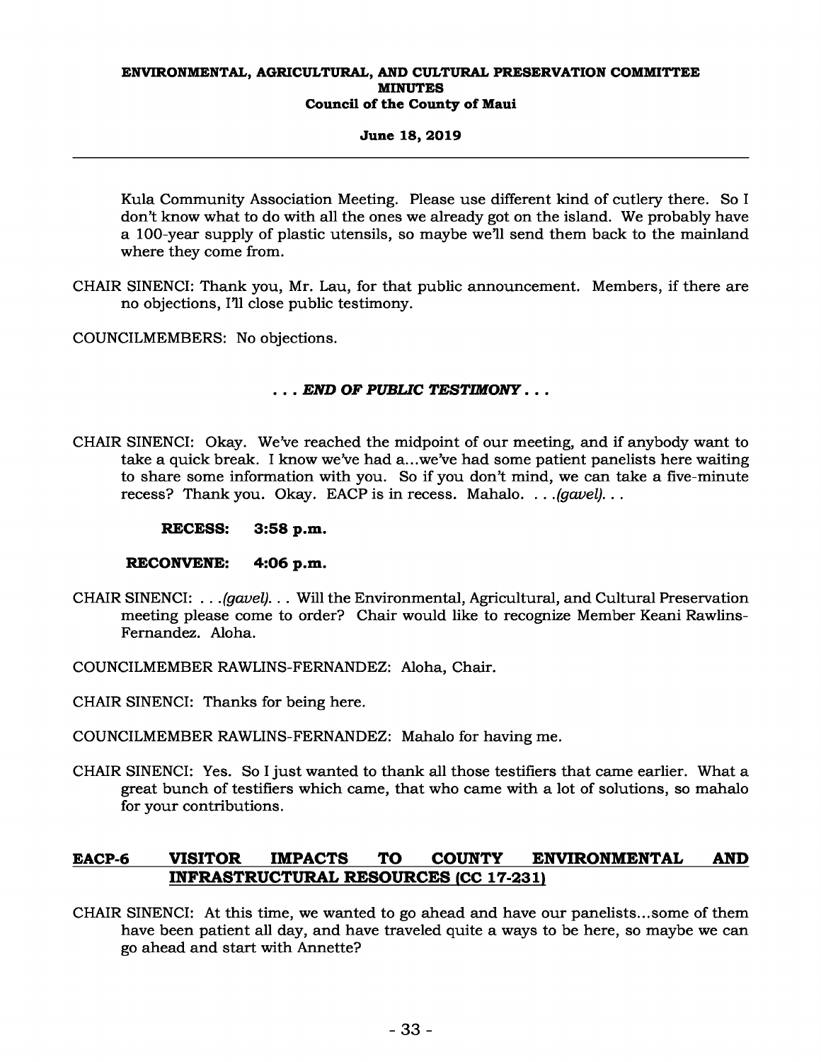Kula Community Association Meeting. Please use different kind of cutlery there. So I don't know what to do with all the ones we already got on the island. We probably have a 100-year supply of plastic utensils, so maybe we'll send them back to the mainland where they come from.

CHAIR SINENCI: Thank you, Mr. Lau, for that public announcement. Members, if there are no objections, I'll close public testimony.

COUNCILMEMBERS: No objections.

***. . . END OF PUBLIC TESTIMONY . . .***

CHAIR SINENCI: Okay. We've reached the midpoint of our meeting, and if anybody want to take a quick break. I know we've had a...we've had some patient panelists here waiting to share some information with you. So if you don't mind, we can take a five-minute recess? Thank you. Okay. EACP is in recess. Mahalo. . . .*(gavel)*. . .

**RECESS: 3:58 p.m.**

**RECONVENE: 4:06 p.m.**

CHAIR SINENCI: . . .*(gavel)*. . . Will the Environmental, Agricultural, and Cultural Preservation meeting please come to order? Chair would like to recognize Member Keani Rawlins-Fernandez. Aloha.

COUNCILMEMBER RAWLINS-FERNANDEZ: Aloha, Chair.

CHAIR SINENCI: Thanks for being here.

COUNCILMEMBER RAWLINS-FERNANDEZ: Mahalo for having me.

CHAIR SINENCI: Yes. So I just wanted to thank all those testifiers that came earlier. What a great bunch of testifiers which came, that who came with a lot of solutions, so mahalo for your contributions.

## EACP-6 VISITOR IMPACTS TO COUNTY ENVIRONMENTAL AND INFRASTRUCTURAL RESOURCES (CC 17-231)

CHAIR SINENCI: At this time, we wanted to go ahead and have our panelists...some of them have been patient all day, and have traveled quite a ways to be here, so maybe we can go ahead and start with Annette?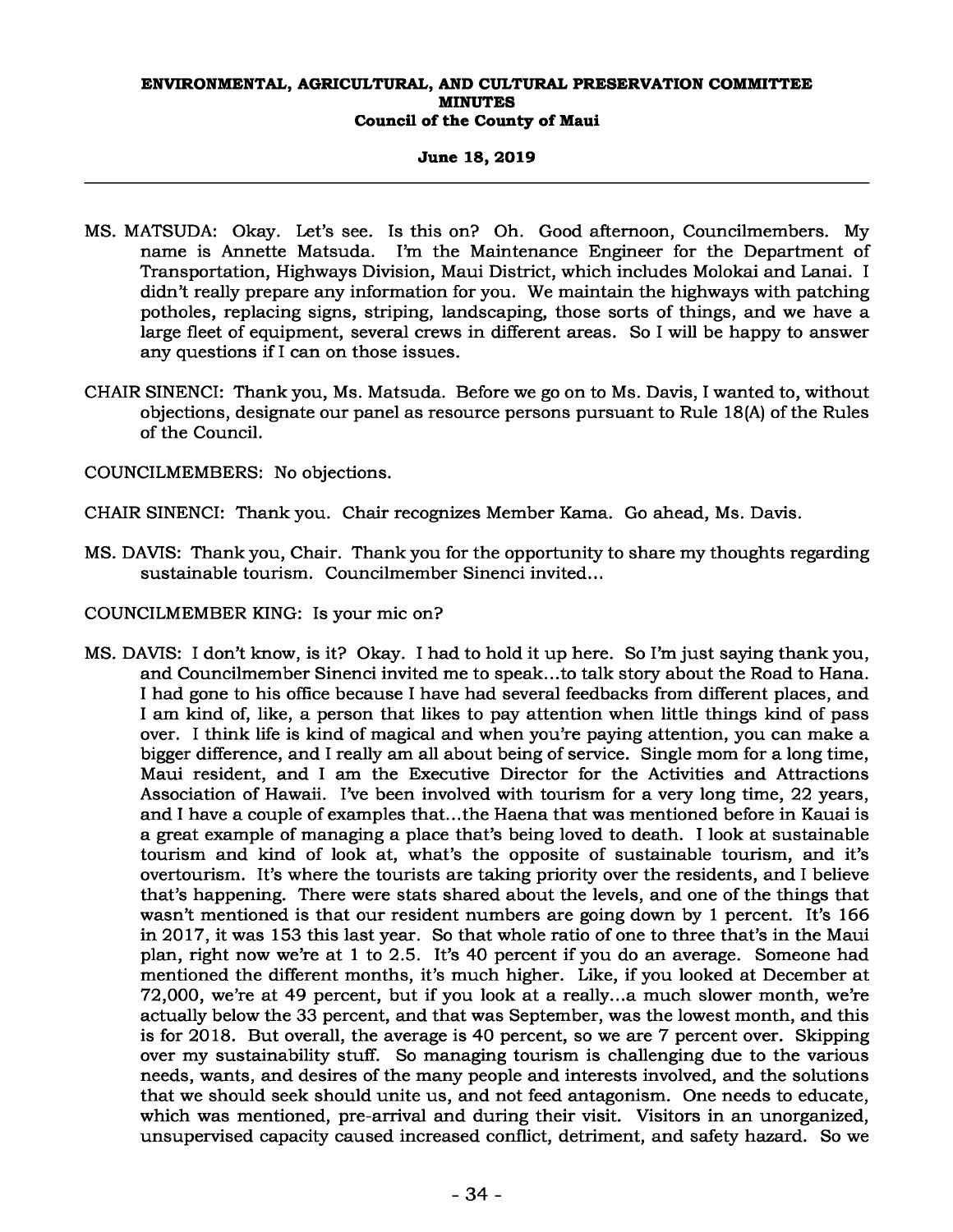MS. MATSUDA: Okay. Let's see. Is this on? Oh. Good afternoon, Councilmembers. My name is Annette Matsuda. I'm the Maintenance Engineer for the Department of Transportation, Highways Division, Maui District, which includes Molokai and Lanai. I didn't really prepare any information for you. We maintain the highways with patching potholes, replacing signs, striping, landscaping, those sorts of things, and we have a large fleet of equipment, several crews in different areas. So I will be happy to answer any questions if I can on those issues.

CHAIR SINENCI: Thank you, Ms. Matsuda. Before we go on to Ms. Davis, I wanted to, without objections, designate our panel as resource persons pursuant to Rule 18(A) of the Rules of the Council.

COUNCILMEMBERS: No objections.

CHAIR SINENCI: Thank you. Chair recognizes Member Kama. Go ahead, Ms. Davis.

MS. DAVIS: Thank you, Chair. Thank you for the opportunity to share my thoughts regarding sustainable tourism. Councilmember Sinenci invited...

COUNCILMEMBER KING: Is your mic on?

MS. DAVIS: I don't know, is it? Okay. I had to hold it up here. So I'm just saying thank you, and Councilmember Sinenci invited me to speak...to talk story about the Road to Hana. I had gone to his office because I have had several feedbacks from different places, and I am kind of, like, a person that likes to pay attention when little things kind of pass over. I think life is kind of magical and when you're paying attention, you can make a bigger difference, and I really am all about being of service. Single mom for a long time, Maui resident, and I am the Executive Director for the Activities and Attractions Association of Hawaii. I've been involved with tourism for a very long time, 22 years, and I have a couple of examples that...the Haena that was mentioned before in Kauai is a great example of managing a place that's being loved to death. I look at sustainable tourism and kind of look at, what's the opposite of sustainable tourism, and it's overtourism. It's where the tourists are taking priority over the residents, and I believe that's happening. There were stats shared about the levels, and one of the things that wasn't mentioned is that our resident numbers are going down by 1 percent. It's 166 in 2017, it was 153 this last year. So that whole ratio of one to three that's in the Maui plan, right now we're at 1 to 2.5. It's 40 percent if you do an average. Someone had mentioned the different months, it's much higher. Like, if you looked at December at 72,000, we're at 49 percent, but if you look at a really...a much slower month, we're actually below the 33 percent, and that was September, was the lowest month, and this is for 2018. But overall, the average is 40 percent, so we are 7 percent over. Skipping over my sustainability stuff. So managing tourism is challenging due to the various needs, wants, and desires of the many people and interests involved, and the solutions that we should seek should unite us, and not feed antagonism. One needs to educate, which was mentioned, pre-arrival and during their visit. Visitors in an unorganized, unsupervised capacity caused increased conflict, detriment, and safety hazard. So we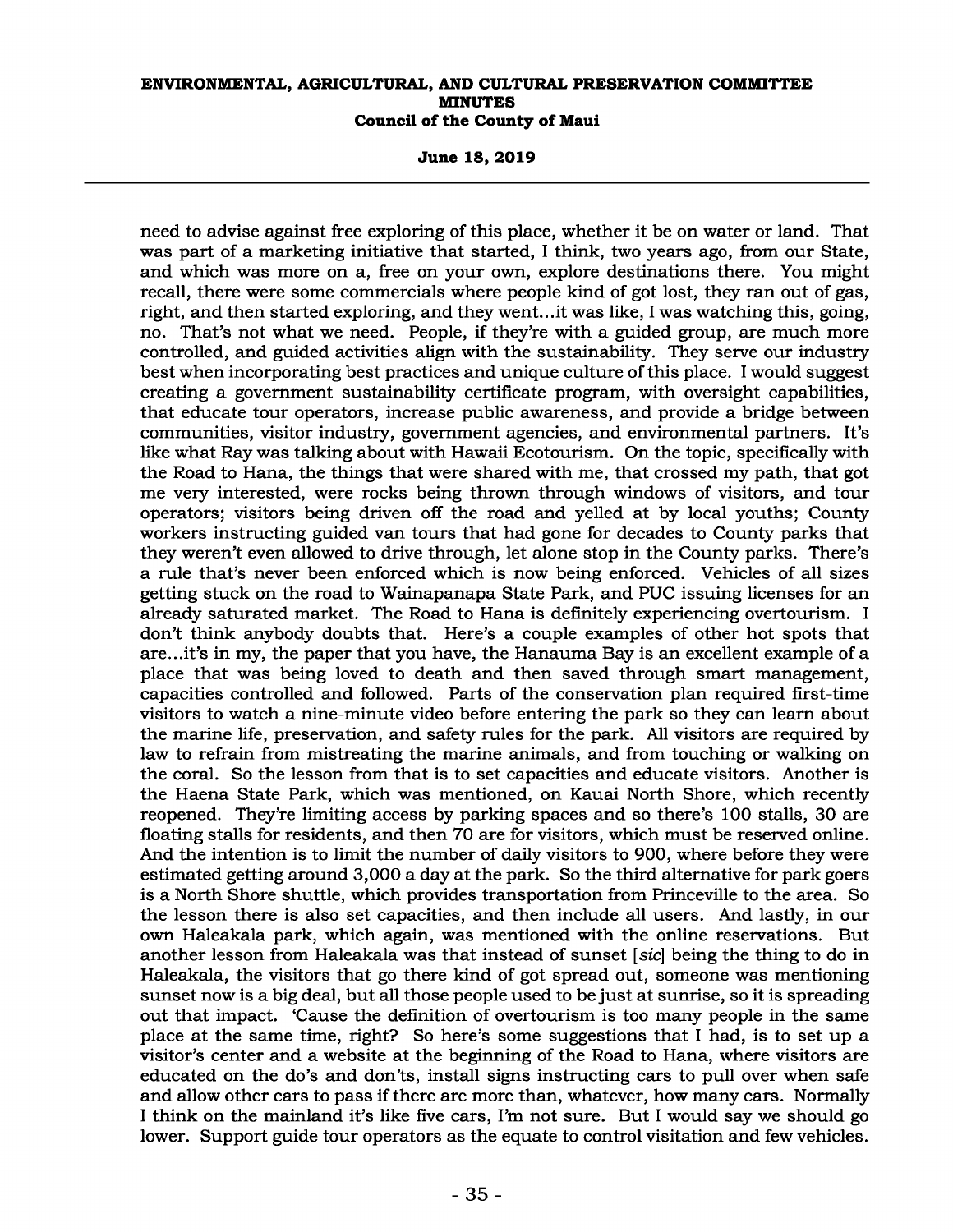need to advise against free exploring of this place, whether it be on water or land. That was part of a marketing initiative that started, I think, two years ago, from our State, and which was more on a, free on your own, explore destinations there. You might recall, there were some commercials where people kind of got lost, they ran out of gas, right, and then started exploring, and they went...it was like, I was watching this, going, no. That's not what we need. People, if they're with a guided group, are much more controlled, and guided activities align with the sustainability. They serve our industry best when incorporating best practices and unique culture of this place. I would suggest creating a government sustainability certificate program, with oversight capabilities, that educate tour operators, increase public awareness, and provide a bridge between communities, visitor industry, government agencies, and environmental partners. It's like what Ray was talking about with Hawaii Ecotourism. On the topic, specifically with the Road to Hana, the things that were shared with me, that crossed my path, that got me very interested, were rocks being thrown through windows of visitors, and tour operators; visitors being driven off the road and yelled at by local youths; County workers instructing guided van tours that had gone for decades to County parks that they weren't even allowed to drive through, let alone stop in the County parks. There's a rule that's never been enforced which is now being enforced. Vehicles of all sizes getting stuck on the road to Wainapanapa State Park, and PUC issuing licenses for an already saturated market. The Road to Hana is definitely experiencing overtourism. I don't think anybody doubts that. Here's a couple examples of other hot spots that are...it's in my, the paper that you have, the Hanauma Bay is an excellent example of a place that was being loved to death and then saved through smart management, capacities controlled and followed. Parts of the conservation plan required first-time visitors to watch a nine-minute video before entering the park so they can learn about the marine life, preservation, and safety rules for the park. All visitors are required by law to refrain from mistreating the marine animals, and from touching or walking on the coral. So the lesson from that is to set capacities and educate visitors. Another is the Haena State Park, which was mentioned, on Kauai North Shore, which recently reopened. They're limiting access by parking spaces and so there's 100 stalls, 30 are floating stalls for residents, and then 70 are for visitors, which must be reserved online. And the intention is to limit the number of daily visitors to 900, where before they were estimated getting around 3,000 a day at the park. So the third alternative for park goers is a North Shore shuttle, which provides transportation from Princeville to the area. So the lesson there is also set capacities, and then include all users. And lastly, in our own Haleakala park, which again, was mentioned with the online reservations. But another lesson from Haleakala was that instead of sunset [*sic*] being the thing to do in Haleakala, the visitors that go there kind of got spread out, someone was mentioning sunset now is a big deal, but all those people used to be just at sunrise, so it is spreading out that impact. 'Cause the definition of overtourism is too many people in the same place at the same time, right? So here's some suggestions that I had, is to set up a visitor's center and a website at the beginning of the Road to Hana, where visitors are educated on the do's and don'ts, install signs instructing cars to pull over when safe and allow other cars to pass if there are more than, whatever, how many cars. Normally I think on the mainland it's like five cars, I'm not sure. But I would say we should go lower. Support guide tour operators as the equate to control visitation and few vehicles.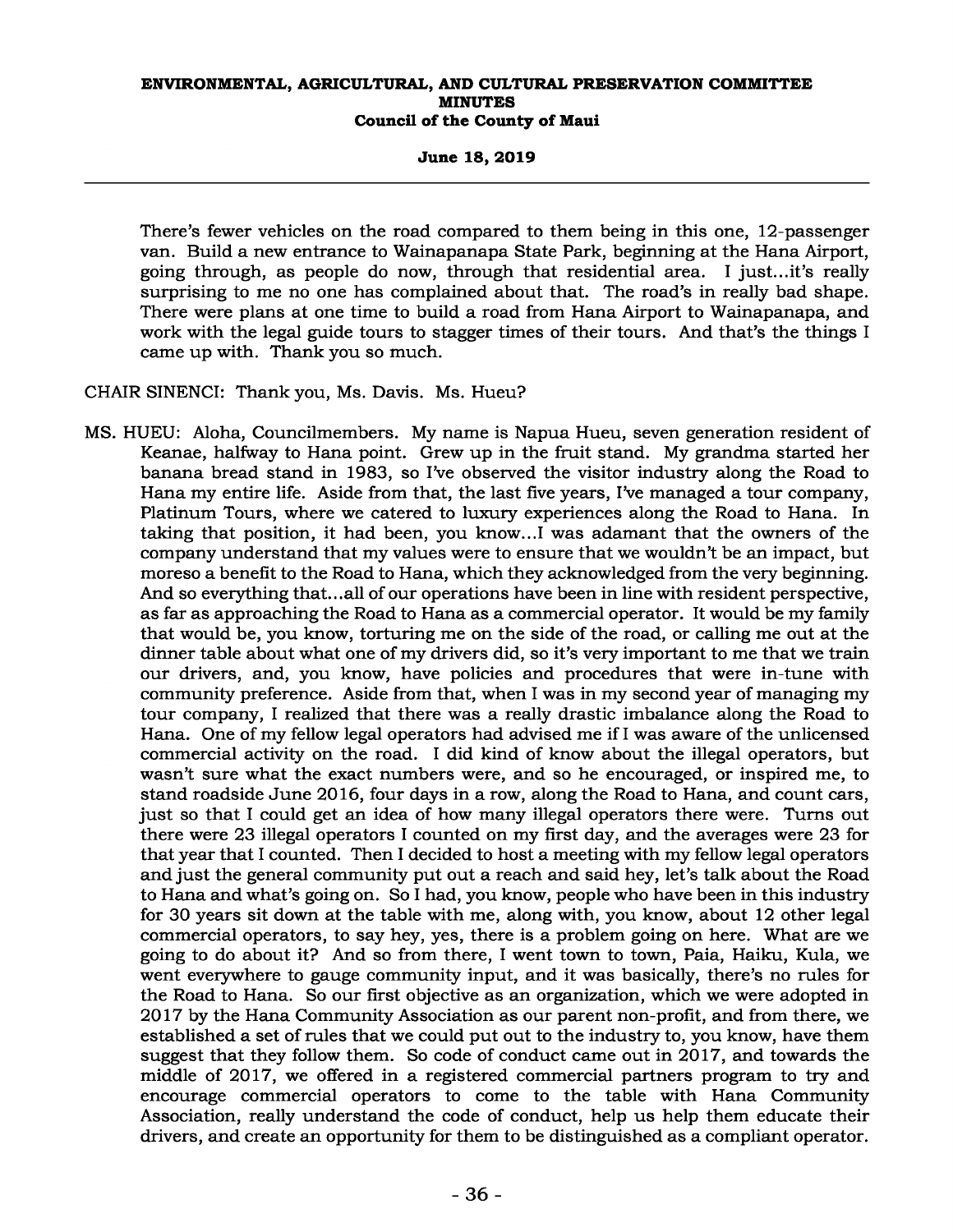There's fewer vehicles on the road compared to them being in this one, 12-passenger van. Build a new entrance to Wainapanapa State Park, beginning at the Hana Airport, going through, as people do now, through that residential area. I just...it's really surprising to me no one has complained about that. The road's in really bad shape. There were plans at one time to build a road from Hana Airport to Wainapanapa, and work with the legal guide tours to stagger times of their tours. And that's the things I came up with. Thank you so much.

CHAIR SINENCI: Thank you, Ms. Davis. Ms. Hueu?

MS. HUEU: Aloha, Councilmembers. My name is Napua Hueu, seven generation resident of Keanae, halfway to Hana point. Grew up in the fruit stand. My grandma started her banana bread stand in 1983, so I've observed the visitor industry along the Road to Hana my entire life. Aside from that, the last five years, I've managed a tour company, Platinum Tours, where we catered to luxury experiences along the Road to Hana. In taking that position, it had been, you know...I was adamant that the owners of the company understand that my values were to ensure that we wouldn't be an impact, but moreso a benefit to the Road to Hana, which they acknowledged from the very beginning. And so everything that...all of our operations have been in line with resident perspective, as far as approaching the Road to Hana as a commercial operator. It would be my family that would be, you know, torturing me on the side of the road, or calling me out at the dinner table about what one of my drivers did, so it's very important to me that we train our drivers, and, you know, have policies and procedures that were in-tune with community preference. Aside from that, when I was in my second year of managing my tour company, I realized that there was a really drastic imbalance along the Road to Hana. One of my fellow legal operators had advised me if I was aware of the unlicensed commercial activity on the road. I did kind of know about the illegal operators, but wasn't sure what the exact numbers were, and so he encouraged, or inspired me, to stand roadside June 2016, four days in a row, along the Road to Hana, and count cars, just so that I could get an idea of how many illegal operators there were. Turns out there were 23 illegal operators I counted on my first day, and the averages were 23 for that year that I counted. Then I decided to host a meeting with my fellow legal operators and just the general community put out a reach and said hey, let's talk about the Road to Hana and what's going on. So I had, you know, people who have been in this industry for 30 years sit down at the table with me, along with, you know, about 12 other legal commercial operators, to say hey, yes, there is a problem going on here. What are we going to do about it? And so from there, I went town to town, Paia, Haiku, Kula, we went everywhere to gauge community input, and it was basically, there's no rules for the Road to Hana. So our first objective as an organization, which we were adopted in 2017 by the Hana Community Association as our parent non-profit, and from there, we established a set of rules that we could put out to the industry to, you know, have them suggest that they follow them. So code of conduct came out in 2017, and towards the middle of 2017, we offered in a registered commercial partners program to try and encourage commercial operators to come to the table with Hana Community Association, really understand the code of conduct, help us help them educate their drivers, and create an opportunity for them to be distinguished as a compliant operator.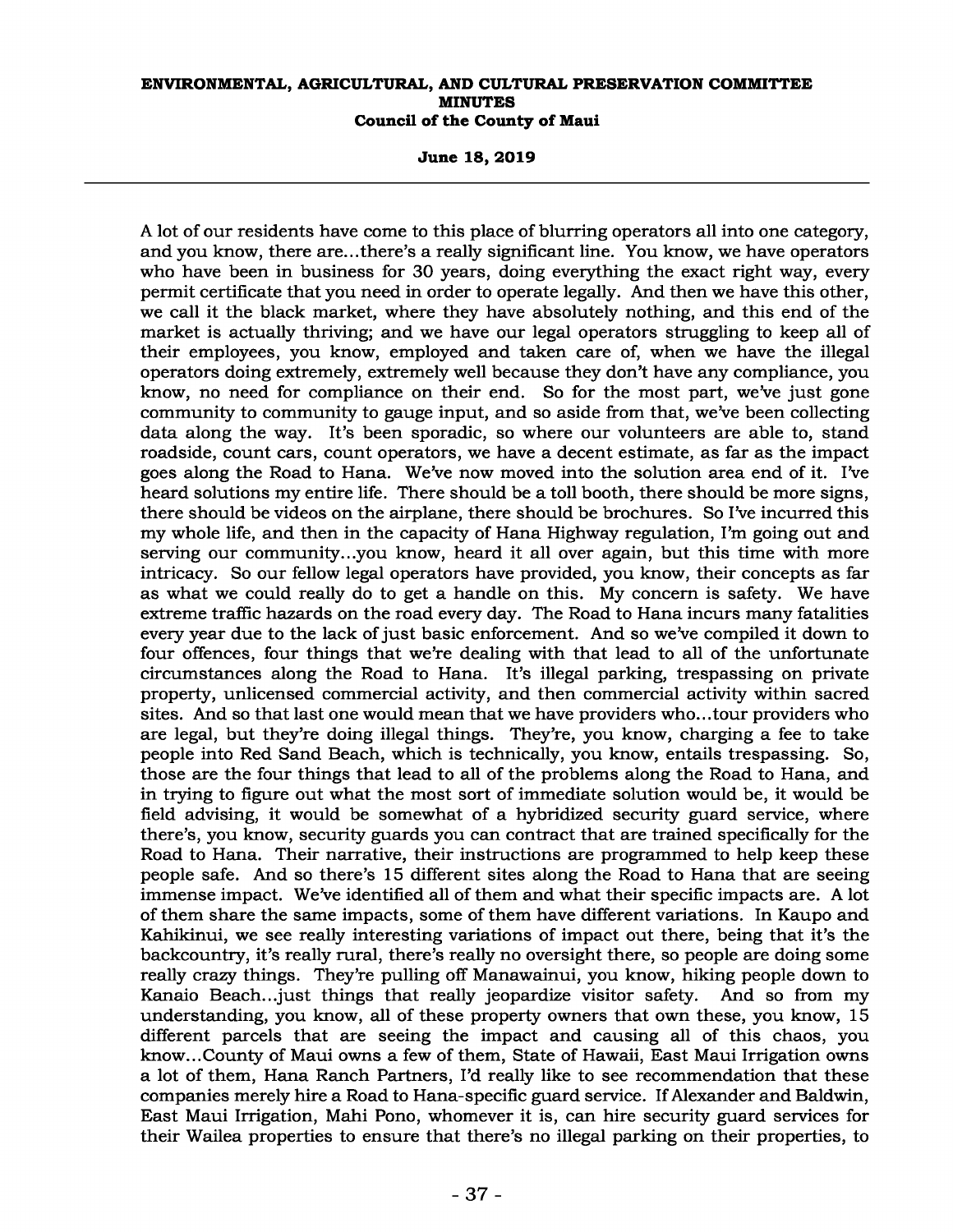A lot of our residents have come to this place of blurring operators all into one category, and you know, there are...there's a really significant line. You know, we have operators who have been in business for 30 years, doing everything the exact right way, every permit certificate that you need in order to operate legally. And then we have this other, we call it the black market, where they have absolutely nothing, and this end of the market is actually thriving; and we have our legal operators struggling to keep all of their employees, you know, employed and taken care of, when we have the illegal operators doing extremely, extremely well because they don't have any compliance, you know, no need for compliance on their end. So for the most part, we've just gone community to community to gauge input, and so aside from that, we've been collecting data along the way. It's been sporadic, so where our volunteers are able to, stand roadside, count cars, count operators, we have a decent estimate, as far as the impact goes along the Road to Hana. We've now moved into the solution area end of it. I've heard solutions my entire life. There should be a toll booth, there should be more signs, there should be videos on the airplane, there should be brochures. So I've incurred this my whole life, and then in the capacity of Hana Highway regulation, I'm going out and serving our community...you know, heard it all over again, but this time with more intricacy. So our fellow legal operators have provided, you know, their concepts as far as what we could really do to get a handle on this. My concern is safety. We have extreme traffic hazards on the road every day. The Road to Hana incurs many fatalities every year due to the lack of just basic enforcement. And so we've compiled it down to four offences, four things that we're dealing with that lead to all of the unfortunate circumstances along the Road to Hana. It's illegal parking, trespassing on private property, unlicensed commercial activity, and then commercial activity within sacred sites. And so that last one would mean that we have providers who...tour providers who are legal, but they're doing illegal things. They're, you know, charging a fee to take people into Red Sand Beach, which is technically, you know, entails trespassing. So, those are the four things that lead to all of the problems along the Road to Hana, and in trying to figure out what the most sort of immediate solution would be, it would be field advising, it would be somewhat of a hybridized security guard service, where there's, you know, security guards you can contract that are trained specifically for the Road to Hana. Their narrative, their instructions are programmed to help keep these people safe. And so there's 15 different sites along the Road to Hana that are seeing immense impact. We've identified all of them and what their specific impacts are. A lot of them share the same impacts, some of them have different variations. In Kaupo and Kahikinui, we see really interesting variations of impact out there, being that it's the backcountry, it's really rural, there's really no oversight there, so people are doing some really crazy things. They're pulling off Manawainui, you know, hiking people down to Kanaio Beach...just things that really jeopardize visitor safety. And so from my understanding, you know, all of these property owners that own these, you know, 15 different parcels that are seeing the impact and causing all of this chaos, you know...County of Maui owns a few of them, State of Hawaii, East Maui Irrigation owns a lot of them, Hana Ranch Partners, I'd really like to see recommendation that these companies merely hire a Road to Hana-specific guard service. If Alexander and Baldwin, East Maui Irrigation, Mahi Pono, whomever it is, can hire security guard services for their Wailea properties to ensure that there's no illegal parking on their properties, to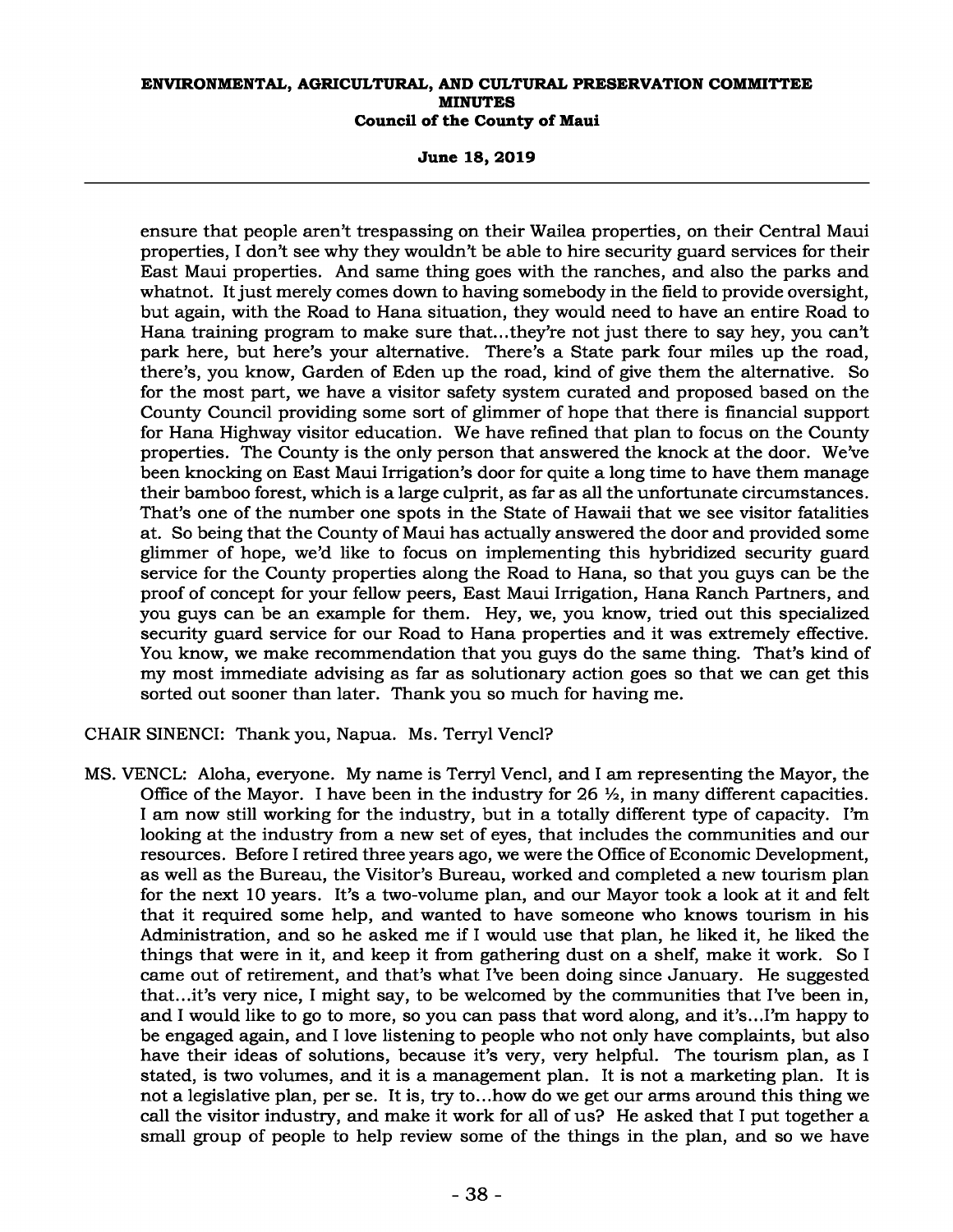ensure that people aren't trespassing on their Wailea properties, on their Central Maui properties, I don't see why they wouldn't be able to hire security guard services for their East Maui properties. And same thing goes with the ranches, and also the parks and whatnot. It just merely comes down to having somebody in the field to provide oversight, but again, with the Road to Hana situation, they would need to have an entire Road to Hana training program to make sure that...they're not just there to say hey, you can't park here, but here's your alternative. There's a State park four miles up the road, there's, you know, Garden of Eden up the road, kind of give them the alternative. So for the most part, we have a visitor safety system curated and proposed based on the County Council providing some sort of glimmer of hope that there is financial support for Hana Highway visitor education. We have refined that plan to focus on the County properties. The County is the only person that answered the knock at the door. We've been knocking on East Maui Irrigation's door for quite a long time to have them manage their bamboo forest, which is a large culprit, as far as all the unfortunate circumstances. That's one of the number one spots in the State of Hawaii that we see visitor fatalities at. So being that the County of Maui has actually answered the door and provided some glimmer of hope, we'd like to focus on implementing this hybridized security guard service for the County properties along the Road to Hana, so that you guys can be the proof of concept for your fellow peers, East Maui Irrigation, Hana Ranch Partners, and you guys can be an example for them. Hey, we, you know, tried out this specialized security guard service for our Road to Hana properties and it was extremely effective. You know, we make recommendation that you guys do the same thing. That's kind of my most immediate advising as far as solutionary action goes so that we can get this sorted out sooner than later. Thank you so much for having me.

CHAIR SINENCI: Thank you, Napua. Ms. Terryl Vencl?

MS. VENCL: Aloha, everyone. My name is Terryl Vencl, and I am representing the Mayor, the Office of the Mayor. I have been in the industry for 26 ½, in many different capacities. I am now still working for the industry, but in a totally different type of capacity. I'm looking at the industry from a new set of eyes, that includes the communities and our resources. Before I retired three years ago, we were the Office of Economic Development, as well as the Bureau, the Visitor's Bureau, worked and completed a new tourism plan for the next 10 years. It's a two-volume plan, and our Mayor took a look at it and felt that it required some help, and wanted to have someone who knows tourism in his Administration, and so he asked me if I would use that plan, he liked it, he liked the things that were in it, and keep it from gathering dust on a shelf, make it work. So I came out of retirement, and that's what I've been doing since January. He suggested that...it's very nice, I might say, to be welcomed by the communities that I've been in, and I would like to go to more, so you can pass that word along, and it's...I'm happy to be engaged again, and I love listening to people who not only have complaints, but also have their ideas of solutions, because it's very, very helpful. The tourism plan, as I stated, is two volumes, and it is a management plan. It is not a marketing plan. It is not a legislative plan, per se. It is, try to...how do we get our arms around this thing we call the visitor industry, and make it work for all of us? He asked that I put together a small group of people to help review some of the things in the plan, and so we have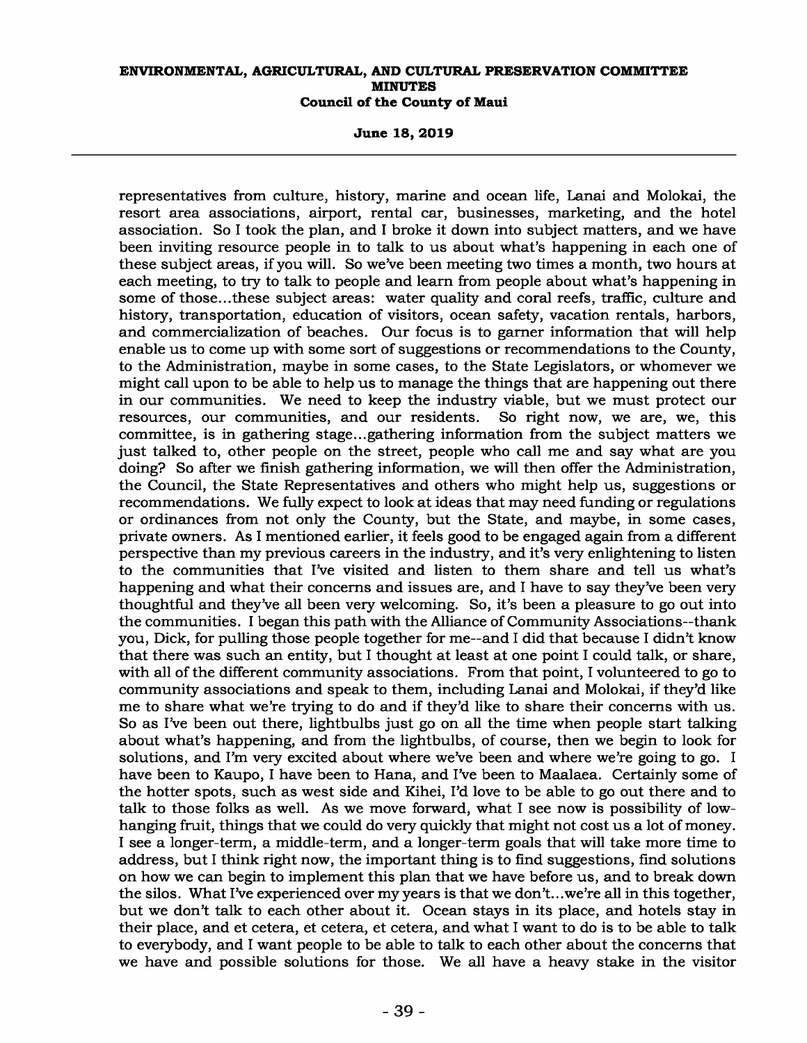representatives from culture, history, marine and ocean life, Lanai and Molokai, the resort area associations, airport, rental car, businesses, marketing, and the hotel association. So I took the plan, and I broke it down into subject matters, and we have been inviting resource people in to talk to us about what's happening in each one of these subject areas, if you will. So we've been meeting two times a month, two hours at each meeting, to try to talk to people and learn from people about what's happening in some of those...these subject areas: water quality and coral reefs, traffic, culture and history, transportation, education of visitors, ocean safety, vacation rentals, harbors, and commercialization of beaches. Our focus is to garner information that will help enable us to come up with some sort of suggestions or recommendations to the County, to the Administration, maybe in some cases, to the State Legislators, or whomever we might call upon to be able to help us to manage the things that are happening out there in our communities. We need to keep the industry viable, but we must protect our resources, our communities, and our residents. So right now, we are, we, this committee, is in gathering stage...gathering information from the subject matters we just talked to, other people on the street, people who call me and say what are you doing? So after we finish gathering information, we will then offer the Administration, the Council, the State Representatives and others who might help us, suggestions or recommendations. We fully expect to look at ideas that may need funding or regulations or ordinances from not only the County, but the State, and maybe, in some cases, private owners. As I mentioned earlier, it feels good to be engaged again from a different perspective than my previous careers in the industry, and it's very enlightening to listen to the communities that I've visited and listen to them share and tell us what's happening and what their concerns and issues are, and I have to say they've been very thoughtful and they've all been very welcoming. So, it's been a pleasure to go out into the communities. I began this path with the Alliance of Community Associations--thank you, Dick, for pulling those people together for me--and I did that because I didn't know that there was such an entity, but I thought at least at one point I could talk, or share, with all of the different community associations. From that point, I volunteered to go to community associations and speak to them, including Lanai and Molokai, if they'd like me to share what we're trying to do and if they'd like to share their concerns with us. So as I've been out there, lightbulbs just go on all the time when people start talking about what's happening, and from the lightbulbs, of course, then we begin to look for solutions, and I'm very excited about where we've been and where we're going to go. I have been to Kaupo, I have been to Hana, and I've been to Maalaea. Certainly some of the hotter spots, such as west side and Kihei, I'd love to be able to go out there and to talk to those folks as well. As we move forward, what I see now is possibility of low-hanging fruit, things that we could do very quickly that might not cost us a lot of money. I see a longer-term, a middle-term, and a longer-term goals that will take more time to address, but I think right now, the important thing is to find suggestions, find solutions on how we can begin to implement this plan that we have before us, and to break down the silos. What I've experienced over my years is that we don't...we're all in this together, but we don't talk to each other about it. Ocean stays in its place, and hotels stay in their place, and et cetera, et cetera, et cetera, and what I want to do is to be able to talk to everybody, and I want people to be able to talk to each other about the concerns that we have and possible solutions for those. We all have a heavy stake in the visitor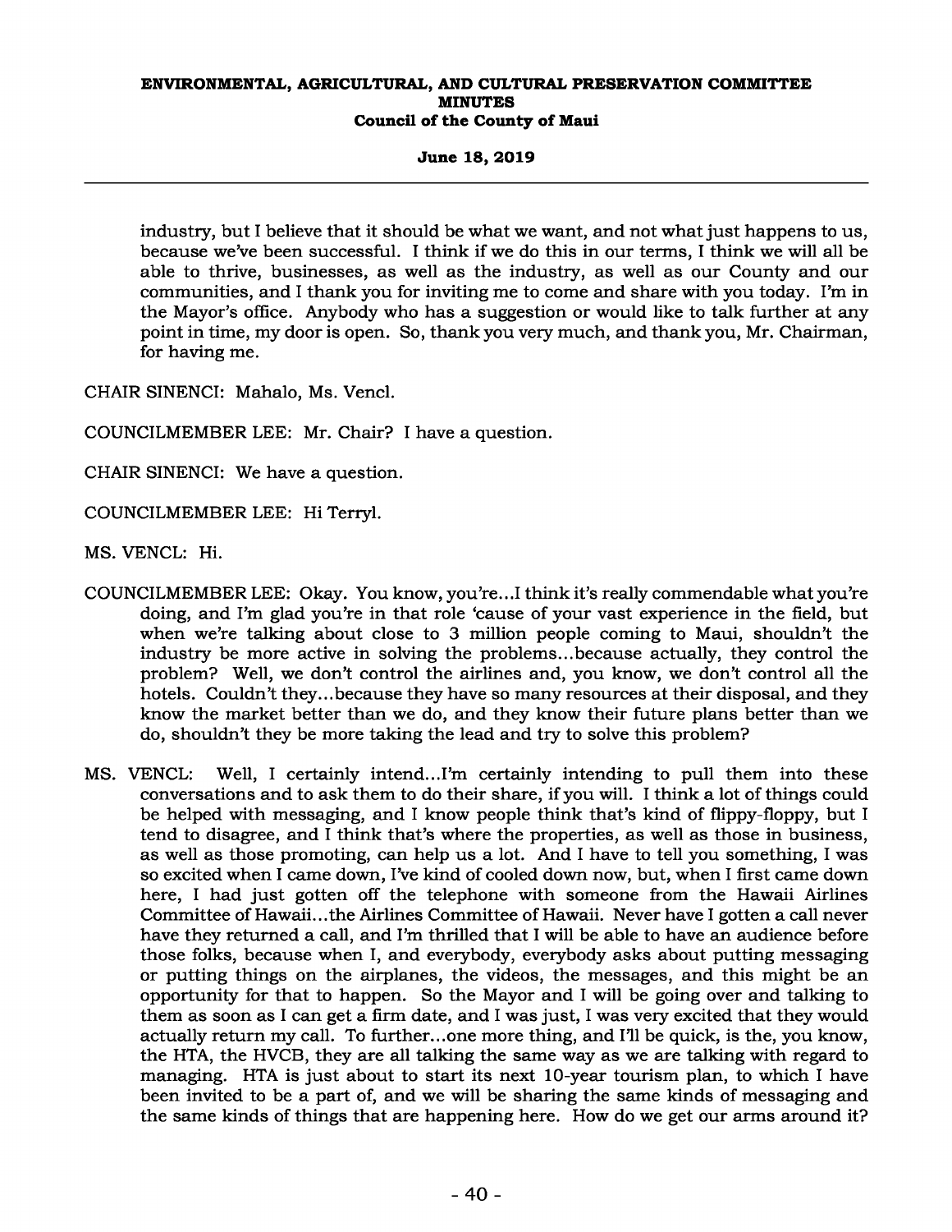industry, but I believe that it should be what we want, and not what just happens to us, because we've been successful. I think if we do this in our terms, I think we will all be able to thrive, businesses, as well as the industry, as well as our County and our communities, and I thank you for inviting me to come and share with you today. I'm in the Mayor's office. Anybody who has a suggestion or would like to talk further at any point in time, my door is open. So, thank you very much, and thank you, Mr. Chairman, for having me.

CHAIR SINENCI: Mahalo, Ms. Vencl.

COUNCILMEMBER LEE: Mr. Chair? I have a question.

CHAIR SINENCI: We have a question.

COUNCILMEMBER LEE: Hi Terryl.

MS. VENCL: Hi.

COUNCILMEMBER LEE: Okay. You know, you're...I think it's really commendable what you're doing, and I'm glad you're in that role 'cause of your vast experience in the field, but when we're talking about close to 3 million people coming to Maui, shouldn't the industry be more active in solving the problems...because actually, they control the problem? Well, we don't control the airlines and, you know, we don't control all the hotels. Couldn't they...because they have so many resources at their disposal, and they know the market better than we do, and they know their future plans better than we do, shouldn't they be more taking the lead and try to solve this problem?

MS. VENCL: Well, I certainly intend...I'm certainly intending to pull them into these conversations and to ask them to do their share, if you will. I think a lot of things could be helped with messaging, and I know people think that's kind of flippy-floppy, but I tend to disagree, and I think that's where the properties, as well as those in business, as well as those promoting, can help us a lot. And I have to tell you something, I was so excited when I came down, I've kind of cooled down now, but, when I first came down here, I had just gotten off the telephone with someone from the Hawaii Airlines Committee of Hawaii...the Airlines Committee of Hawaii. Never have I gotten a call never have they returned a call, and I'm thrilled that I will be able to have an audience before those folks, because when I, and everybody, everybody asks about putting messaging or putting things on the airplanes, the videos, the messages, and this might be an opportunity for that to happen. So the Mayor and I will be going over and talking to them as soon as I can get a firm date, and I was just, I was very excited that they would actually return my call. To further...one more thing, and I'll be quick, is the, you know, the HTA, the HVCB, they are all talking the same way as we are talking with regard to managing. HTA is just about to start its next 10-year tourism plan, to which I have been invited to be a part of, and we will be sharing the same kinds of messaging and the same kinds of things that are happening here. How do we get our arms around it?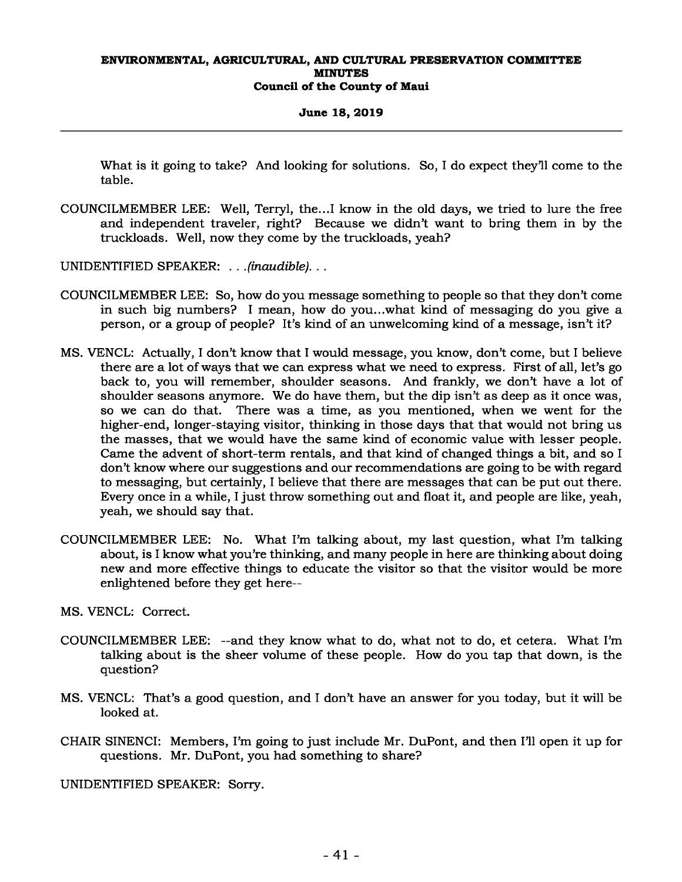What is it going to take? And looking for solutions. So, I do expect they'll come to the table.

COUNCILMEMBER LEE: Well, Terryl, the...I know in the old days, we tried to lure the free and independent traveler, right? Because we didn't want to bring them in by the truckloads. Well, now they come by the truckloads, yeah?

UNIDENTIFIED SPEAKER: *. . .(inaudible). . .*

COUNCILMEMBER LEE: So, how do you message something to people so that they don't come in such big numbers? I mean, how do you...what kind of messaging do you give a person, or a group of people? It's kind of an unwelcoming kind of a message, isn't it?

MS. VENCL: Actually, I don't know that I would message, you know, don't come, but I believe there are a lot of ways that we can express what we need to express. First of all, let's go back to, you will remember, shoulder seasons. And frankly, we don't have a lot of shoulder seasons anymore. We do have them, but the dip isn't as deep as it once was, so we can do that. There was a time, as you mentioned, when we went for the higher-end, longer-staying visitor, thinking in those days that that would not bring us the masses, that we would have the same kind of economic value with lesser people. Came the advent of short-term rentals, and that kind of changed things a bit, and so I don't know where our suggestions and our recommendations are going to be with regard to messaging, but certainly, I believe that there are messages that can be put out there. Every once in a while, I just throw something out and float it, and people are like, yeah, yeah, we should say that.

COUNCILMEMBER LEE: No. What I'm talking about, my last question, what I'm talking about, is I know what you're thinking, and many people in here are thinking about doing new and more effective things to educate the visitor so that the visitor would be more enlightened before they get here--

MS. VENCL: Correct.

COUNCILMEMBER LEE: --and they know what to do, what not to do, et cetera. What I'm talking about is the sheer volume of these people. How do you tap that down, is the question?

MS. VENCL: That's a good question, and I don't have an answer for you today, but it will be looked at.

CHAIR SINENCI: Members, I'm going to just include Mr. DuPont, and then I'll open it up for questions. Mr. DuPont, you had something to share?

UNIDENTIFIED SPEAKER: Sorry.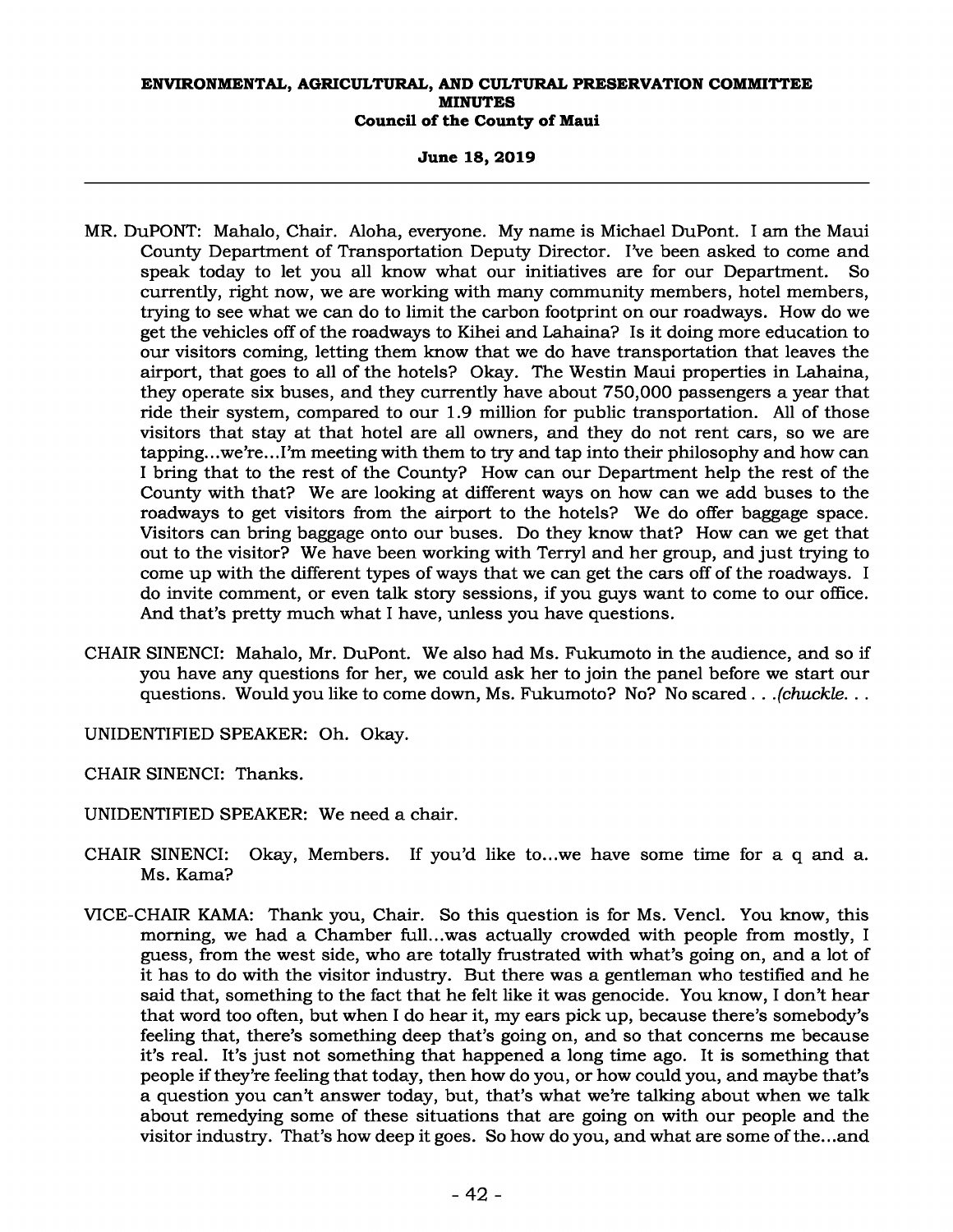MR. DuPONT: Mahalo, Chair. Aloha, everyone. My name is Michael DuPont. I am the Maui County Department of Transportation Deputy Director. I've been asked to come and speak today to let you all know what our initiatives are for our Department. So currently, right now, we are working with many community members, hotel members, trying to see what we can do to limit the carbon footprint on our roadways. How do we get the vehicles off of the roadways to Kihei and Lahaina? Is it doing more education to our visitors coming, letting them know that we do have transportation that leaves the airport, that goes to all of the hotels? Okay. The Westin Maui properties in Lahaina, they operate six buses, and they currently have about 750,000 passengers a year that ride their system, compared to our 1.9 million for public transportation. All of those visitors that stay at that hotel are all owners, and they do not rent cars, so we are tapping...we're...I'm meeting with them to try and tap into their philosophy and how can I bring that to the rest of the County? How can our Department help the rest of the County with that? We are looking at different ways on how can we add buses to the roadways to get visitors from the airport to the hotels? We do offer baggage space. Visitors can bring baggage onto our buses. Do they know that? How can we get that out to the visitor? We have been working with Terryl and her group, and just trying to come up with the different types of ways that we can get the cars off of the roadways. I do invite comment, or even talk story sessions, if you guys want to come to our office. And that's pretty much what I have, unless you have questions.

CHAIR SINENCI: Mahalo, Mr. DuPont. We also had Ms. Fukumoto in the audience, and so if you have any questions for her, we could ask her to join the panel before we start our questions. Would you like to come down, Ms. Fukumoto? No? No scared . . .*(chuckle. . .*

UNIDENTIFIED SPEAKER: Oh. Okay.

CHAIR SINENCI: Thanks.

UNIDENTIFIED SPEAKER: We need a chair.

CHAIR SINENCI: Okay, Members. If you'd like to...we have some time for a q and a. Ms. Kama?

VICE-CHAIR KAMA: Thank you, Chair. So this question is for Ms. Vencl. You know, this morning, we had a Chamber full...was actually crowded with people from mostly, I guess, from the west side, who are totally frustrated with what's going on, and a lot of it has to do with the visitor industry. But there was a gentleman who testified and he said that, something to the fact that he felt like it was genocide. You know, I don't hear that word too often, but when I do hear it, my ears pick up, because there's somebody's feeling that, there's something deep that's going on, and so that concerns me because it's real. It's just not something that happened a long time ago. It is something that people if they're feeling that today, then how do you, or how could you, and maybe that's a question you can't answer today, but, that's what we're talking about when we talk about remedying some of these situations that are going on with our people and the visitor industry. That's how deep it goes. So how do you, and what are some of the...and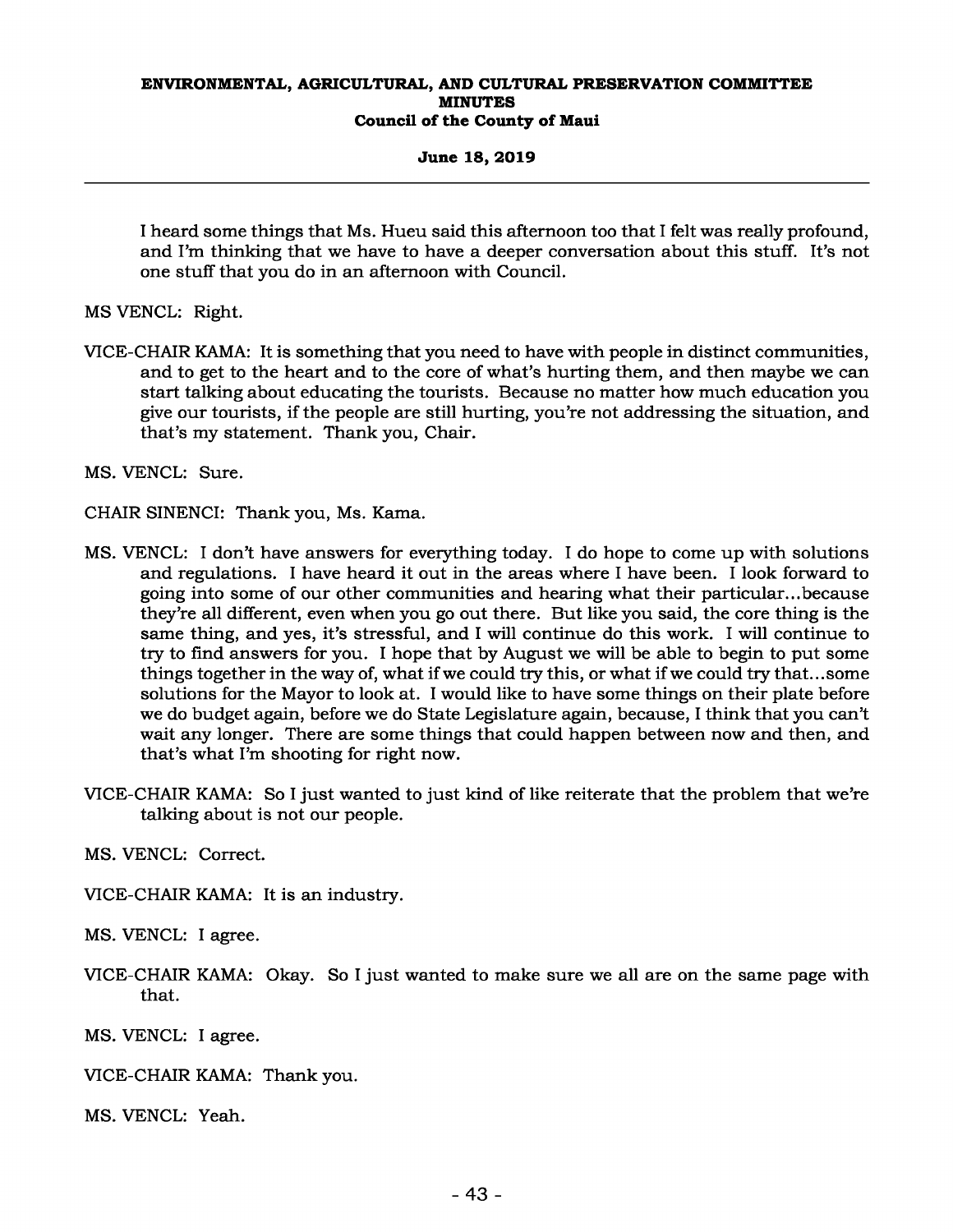I heard some things that Ms. Hueu said this afternoon too that I felt was really profound, and I'm thinking that we have to have a deeper conversation about this stuff. It's not one stuff that you do in an afternoon with Council.

MS VENCL: Right.

VICE-CHAIR KAMA: It is something that you need to have with people in distinct communities, and to get to the heart and to the core of what's hurting them, and then maybe we can start talking about educating the tourists. Because no matter how much education you give our tourists, if the people are still hurting, you're not addressing the situation, and that's my statement. Thank you, Chair.

MS. VENCL: Sure.

CHAIR SINENCI: Thank you, Ms. Kama.

MS. VENCL: I don't have answers for everything today. I do hope to come up with solutions and regulations. I have heard it out in the areas where I have been. I look forward to going into some of our other communities and hearing what their particular...because they're all different, even when you go out there. But like you said, the core thing is the same thing, and yes, it's stressful, and I will continue do this work. I will continue to try to find answers for you. I hope that by August we will be able to begin to put some things together in the way of, what if we could try this, or what if we could try that...some solutions for the Mayor to look at. I would like to have some things on their plate before we do budget again, before we do State Legislature again, because, I think that you can't wait any longer. There are some things that could happen between now and then, and that's what I'm shooting for right now.

VICE-CHAIR KAMA: So I just wanted to just kind of like reiterate that the problem that we're talking about is not our people.

MS. VENCL: Correct.

VICE-CHAIR KAMA: It is an industry.

MS. VENCL: I agree.

VICE-CHAIR KAMA: Okay. So I just wanted to make sure we all are on the same page with that.

MS. VENCL: I agree.

VICE-CHAIR KAMA: Thank you.

MS. VENCL: Yeah.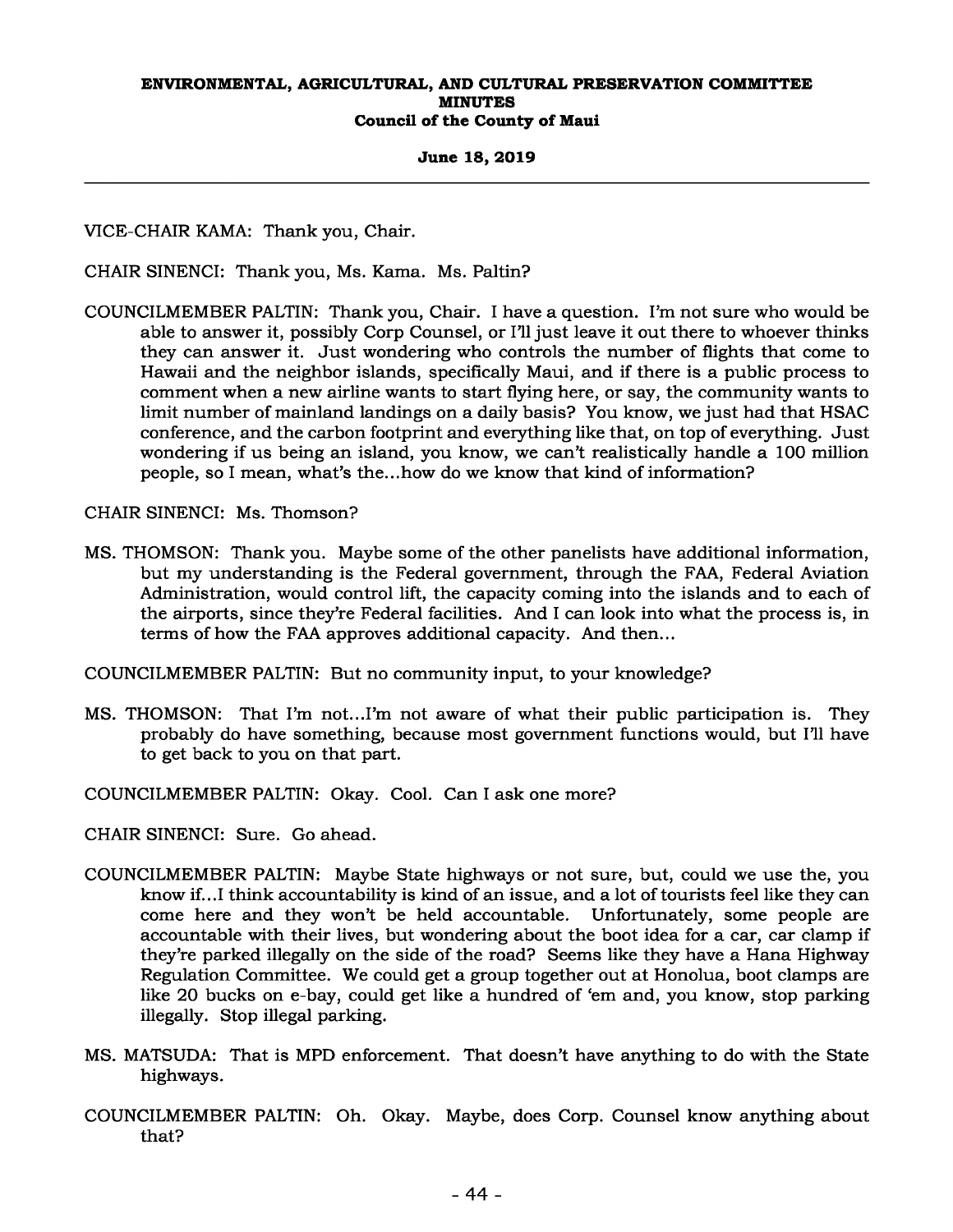VICE-CHAIR KAMA: Thank you, Chair.

CHAIR SINENCI: Thank you, Ms. Kama. Ms. Paltin?

COUNCILMEMBER PALTIN: Thank you, Chair. I have a question. I'm not sure who would be able to answer it, possibly Corp Counsel, or I'll just leave it out there to whoever thinks they can answer it. Just wondering who controls the number of flights that come to Hawaii and the neighbor islands, specifically Maui, and if there is a public process to comment when a new airline wants to start flying here, or say, the community wants to limit number of mainland landings on a daily basis? You know, we just had that HSAC conference, and the carbon footprint and everything like that, on top of everything. Just wondering if us being an island, you know, we can't realistically handle a 100 million people, so I mean, what's the...how do we know that kind of information?

CHAIR SINENCI: Ms. Thomson?

MS. THOMSON: Thank you. Maybe some of the other panelists have additional information, but my understanding is the Federal government, through the FAA, Federal Aviation Administration, would control lift, the capacity coming into the islands and to each of the airports, since they're Federal facilities. And I can look into what the process is, in terms of how the FAA approves additional capacity. And then...

COUNCILMEMBER PALTIN: But no community input, to your knowledge?

MS. THOMSON: That I'm not...I'm not aware of what their public participation is. They probably do have something, because most government functions would, but I'll have to get back to you on that part.

COUNCILMEMBER PALTIN: Okay. Cool. Can I ask one more?

CHAIR SINENCI: Sure. Go ahead.

COUNCILMEMBER PALTIN: Maybe State highways or not sure, but, could we use the, you know if...I think accountability is kind of an issue, and a lot of tourists feel like they can come here and they won't be held accountable. Unfortunately, some people are accountable with their lives, but wondering about the boot idea for a car, car clamp if they're parked illegally on the side of the road? Seems like they have a Hana Highway Regulation Committee. We could get a group together out at Honolua, boot clamps are like 20 bucks on e-bay, could get like a hundred of 'em and, you know, stop parking illegally. Stop illegal parking.

MS. MATSUDA: That is MPD enforcement. That doesn't have anything to do with the State highways.

COUNCILMEMBER PALTIN: Oh. Okay. Maybe, does Corp. Counsel know anything about that?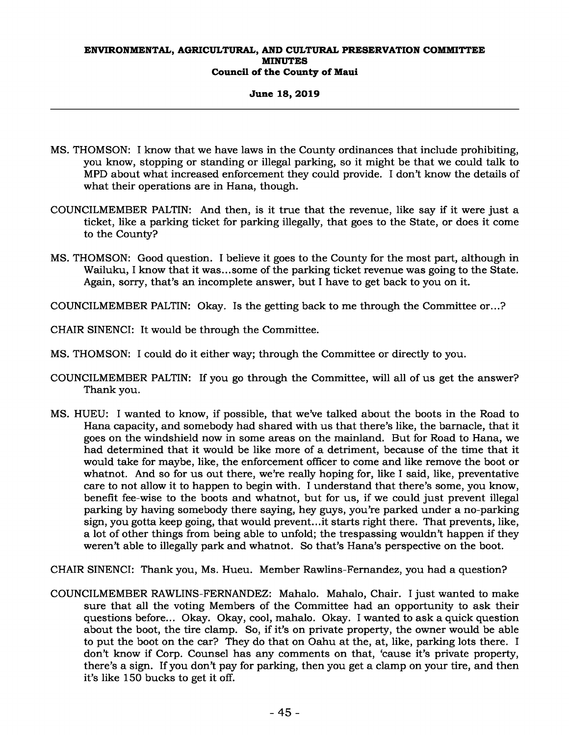MS. THOMSON: I know that we have laws in the County ordinances that include prohibiting, you know, stopping or standing or illegal parking, so it might be that we could talk to MPD about what increased enforcement they could provide. I don't know the details of what their operations are in Hana, though.

COUNCILMEMBER PALTIN: And then, is it true that the revenue, like say if it were just a ticket, like a parking ticket for parking illegally, that goes to the State, or does it come to the County?

MS. THOMSON: Good question. I believe it goes to the County for the most part, although in Wailuku, I know that it was...some of the parking ticket revenue was going to the State. Again, sorry, that's an incomplete answer, but I have to get back to you on it.

COUNCILMEMBER PALTIN: Okay. Is the getting back to me through the Committee or...?

CHAIR SINENCI: It would be through the Committee.

MS. THOMSON: I could do it either way; through the Committee or directly to you.

COUNCILMEMBER PALTIN: If you go through the Committee, will all of us get the answer? Thank you.

MS. HUEU: I wanted to know, if possible, that we've talked about the boots in the Road to Hana capacity, and somebody had shared with us that there's like, the barnacle, that it goes on the windshield now in some areas on the mainland. But for Road to Hana, we had determined that it would be like more of a detriment, because of the time that it would take for maybe, like, the enforcement officer to come and like remove the boot or whatnot. And so for us out there, we're really hoping for, like I said, like, preventative care to not allow it to happen to begin with. I understand that there's some, you know, benefit fee-wise to the boots and whatnot, but for us, if we could just prevent illegal parking by having somebody there saying, hey guys, you're parked under a no-parking sign, you gotta keep going, that would prevent...it starts right there. That prevents, like, a lot of other things from being able to unfold; the trespassing wouldn't happen if they weren't able to illegally park and whatnot. So that's Hana's perspective on the boot.

CHAIR SINENCI: Thank you, Ms. Hueu. Member Rawlins-Fernandez, you had a question?

COUNCILMEMBER RAWLINS-FERNANDEZ: Mahalo. Mahalo, Chair. I just wanted to make sure that all the voting Members of the Committee had an opportunity to ask their questions before... Okay. Okay, cool, mahalo. Okay. I wanted to ask a quick question about the boot, the tire clamp. So, if it's on private property, the owner would be able to put the boot on the car? They do that on Oahu at the, at, like, parking lots there. I don't know if Corp. Counsel has any comments on that, 'cause it's private property, there's a sign. If you don't pay for parking, then you get a clamp on your tire, and then it's like 150 bucks to get it off.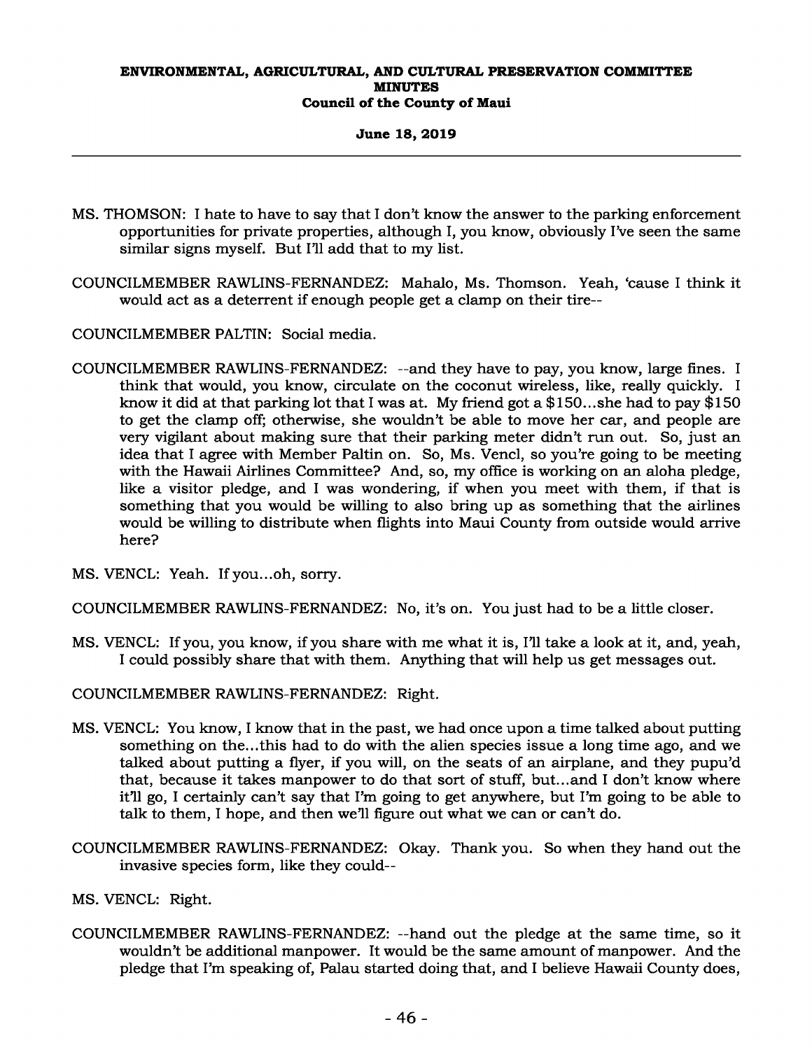MS. THOMSON: I hate to have to say that I don't know the answer to the parking enforcement opportunities for private properties, although I, you know, obviously I've seen the same similar signs myself. But I'll add that to my list.

COUNCILMEMBER RAWLINS-FERNANDEZ: Mahalo, Ms. Thomson. Yeah, 'cause I think it would act as a deterrent if enough people get a clamp on their tire--

COUNCILMEMBER PALTIN: Social media.

COUNCILMEMBER RAWLINS-FERNANDEZ: --and they have to pay, you know, large fines. I think that would, you know, circulate on the coconut wireless, like, really quickly. I know it did at that parking lot that I was at. My friend got a $150...she had to pay $150 to get the clamp off; otherwise, she wouldn't be able to move her car, and people are very vigilant about making sure that their parking meter didn't run out. So, just an idea that I agree with Member Paltin on. So, Ms. Vencl, so you're going to be meeting with the Hawaii Airlines Committee? And, so, my office is working on an aloha pledge, like a visitor pledge, and I was wondering, if when you meet with them, if that is something that you would be willing to also bring up as something that the airlines would be willing to distribute when flights into Maui County from outside would arrive here?

MS. VENCL: Yeah. If you...oh, sorry.

COUNCILMEMBER RAWLINS-FERNANDEZ: No, it's on. You just had to be a little closer.

MS. VENCL: If you, you know, if you share with me what it is, I'll take a look at it, and, yeah, I could possibly share that with them. Anything that will help us get messages out.

COUNCILMEMBER RAWLINS-FERNANDEZ: Right.

MS. VENCL: You know, I know that in the past, we had once upon a time talked about putting something on the...this had to do with the alien species issue a long time ago, and we talked about putting a flyer, if you will, on the seats of an airplane, and they pupu'd that, because it takes manpower to do that sort of stuff, but...and I don't know where it'll go, I certainly can't say that I'm going to get anywhere, but I'm going to be able to talk to them, I hope, and then we'll figure out what we can or can't do.

COUNCILMEMBER RAWLINS-FERNANDEZ: Okay. Thank you. So when they hand out the invasive species form, like they could--

MS. VENCL: Right.

COUNCILMEMBER RAWLINS-FERNANDEZ: --hand out the pledge at the same time, so it wouldn't be additional manpower. It would be the same amount of manpower. And the pledge that I'm speaking of, Palau started doing that, and I believe Hawaii County does,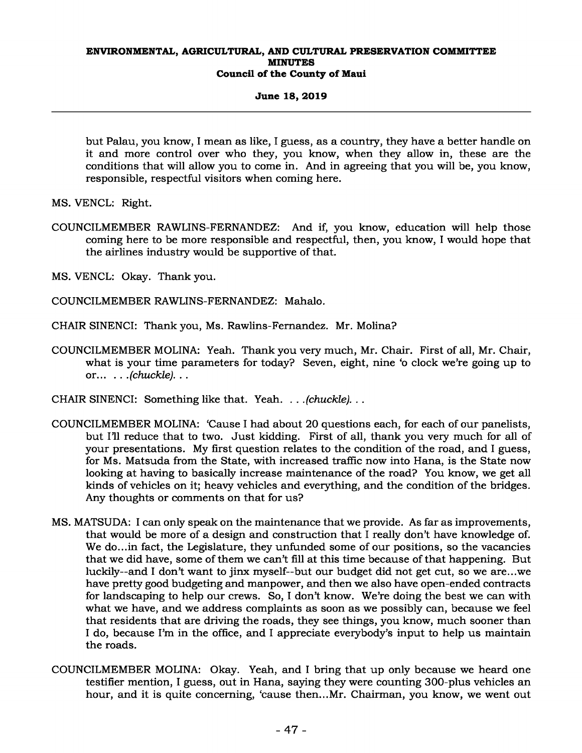but Palau, you know, I mean as like, I guess, as a country, they have a better handle on it and more control over who they, you know, when they allow in, these are the conditions that will allow you to come in. And in agreeing that you will be, you know, responsible, respectful visitors when coming here.

MS. VENCL: Right.

COUNCILMEMBER RAWLINS-FERNANDEZ: And if, you know, education will help those coming here to be more responsible and respectful, then, you know, I would hope that the airlines industry would be supportive of that.

MS. VENCL: Okay. Thank you.

COUNCILMEMBER RAWLINS-FERNANDEZ: Mahalo.

CHAIR SINENCI: Thank you, Ms. Rawlins-Fernandez. Mr. Molina?

COUNCILMEMBER MOLINA: Yeah. Thank you very much, Mr. Chair. First of all, Mr. Chair, what is your time parameters for today? Seven, eight, nine 'o clock we're going up to or... *. . .(chuckle). . .*

CHAIR SINENCI: Something like that. Yeah. *. . .(chuckle). . .*

COUNCILMEMBER MOLINA: 'Cause I had about 20 questions each, for each of our panelists, but I'll reduce that to two. Just kidding. First of all, thank you very much for all of your presentations. My first question relates to the condition of the road, and I guess, for Ms. Matsuda from the State, with increased traffic now into Hana, is the State now looking at having to basically increase maintenance of the road? You know, we get all kinds of vehicles on it; heavy vehicles and everything, and the condition of the bridges. Any thoughts or comments on that for us?

MS. MATSUDA: I can only speak on the maintenance that we provide. As far as improvements, that would be more of a design and construction that I really don't have knowledge of. We do...in fact, the Legislature, they unfunded some of our positions, so the vacancies that we did have, some of them we can't fill at this time because of that happening. But luckily--and I don't want to jinx myself--but our budget did not get cut, so we are...we have pretty good budgeting and manpower, and then we also have open-ended contracts for landscaping to help our crews. So, I don't know. We're doing the best we can with what we have, and we address complaints as soon as we possibly can, because we feel that residents that are driving the roads, they see things, you know, much sooner than I do, because I'm in the office, and I appreciate everybody's input to help us maintain the roads.

COUNCILMEMBER MOLINA: Okay. Yeah, and I bring that up only because we heard one testifier mention, I guess, out in Hana, saying they were counting 300-plus vehicles an hour, and it is quite concerning, 'cause then...Mr. Chairman, you know, we went out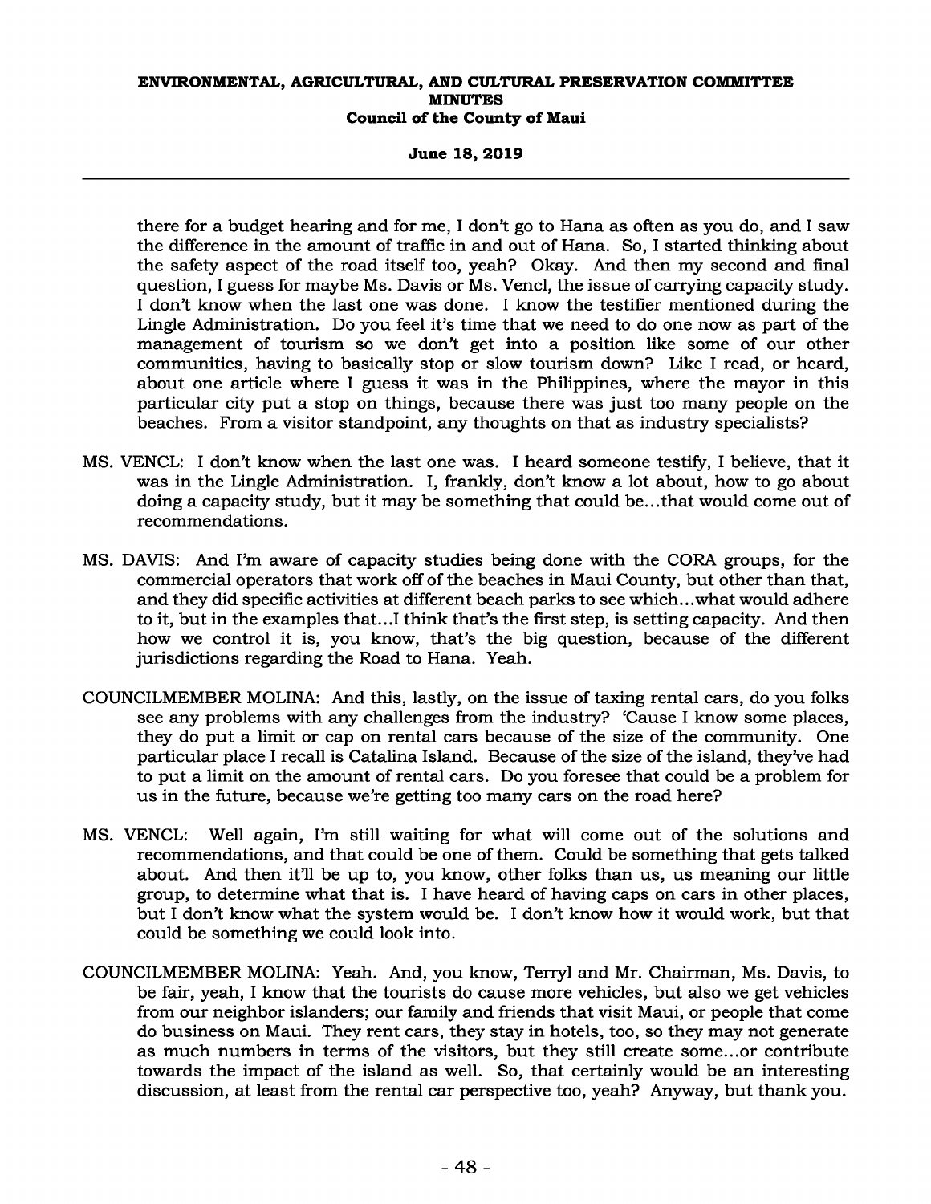there for a budget hearing and for me, I don't go to Hana as often as you do, and I saw the difference in the amount of traffic in and out of Hana. So, I started thinking about the safety aspect of the road itself too, yeah? Okay. And then my second and final question, I guess for maybe Ms. Davis or Ms. Vencl, the issue of carrying capacity study. I don't know when the last one was done. I know the testifier mentioned during the Lingle Administration. Do you feel it's time that we need to do one now as part of the management of tourism so we don't get into a position like some of our other communities, having to basically stop or slow tourism down? Like I read, or heard, about one article where I guess it was in the Philippines, where the mayor in this particular city put a stop on things, because there was just too many people on the beaches. From a visitor standpoint, any thoughts on that as industry specialists?

MS. VENCL: I don't know when the last one was. I heard someone testify, I believe, that it was in the Lingle Administration. I, frankly, don't know a lot about, how to go about doing a capacity study, but it may be something that could be...that would come out of recommendations.

MS. DAVIS: And I'm aware of capacity studies being done with the CORA groups, for the commercial operators that work off of the beaches in Maui County, but other than that, and they did specific activities at different beach parks to see which...what would adhere to it, but in the examples that...I think that's the first step, is setting capacity. And then how we control it is, you know, that's the big question, because of the different jurisdictions regarding the Road to Hana. Yeah.

COUNCILMEMBER MOLINA: And this, lastly, on the issue of taxing rental cars, do you folks see any problems with any challenges from the industry? 'Cause I know some places, they do put a limit or cap on rental cars because of the size of the community. One particular place I recall is Catalina Island. Because of the size of the island, they've had to put a limit on the amount of rental cars. Do you foresee that could be a problem for us in the future, because we're getting too many cars on the road here?

MS. VENCL: Well again, I'm still waiting for what will come out of the solutions and recommendations, and that could be one of them. Could be something that gets talked about. And then it'll be up to, you know, other folks than us, us meaning our little group, to determine what that is. I have heard of having caps on cars in other places, but I don't know what the system would be. I don't know how it would work, but that could be something we could look into.

COUNCILMEMBER MOLINA: Yeah. And, you know, Terryl and Mr. Chairman, Ms. Davis, to be fair, yeah, I know that the tourists do cause more vehicles, but also we get vehicles from our neighbor islanders; our family and friends that visit Maui, or people that come do business on Maui. They rent cars, they stay in hotels, too, so they may not generate as much numbers in terms of the visitors, but they still create some...or contribute towards the impact of the island as well. So, that certainly would be an interesting discussion, at least from the rental car perspective too, yeah? Anyway, but thank you.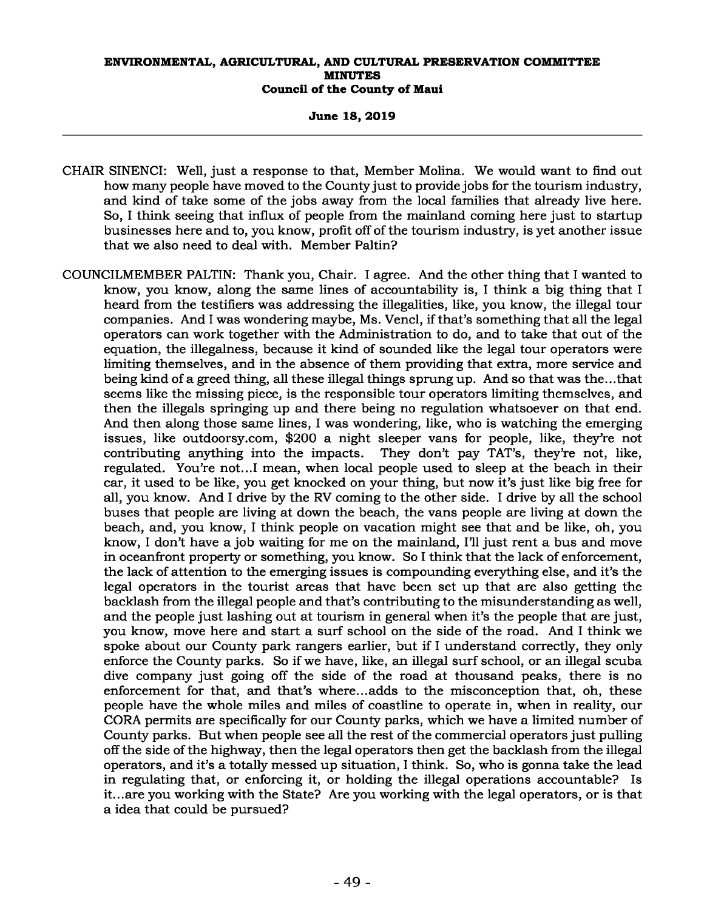CHAIR SINENCI: Well, just a response to that, Member Molina. We would want to find out how many people have moved to the County just to provide jobs for the tourism industry, and kind of take some of the jobs away from the local families that already live here. So, I think seeing that influx of people from the mainland coming here just to startup businesses here and to, you know, profit off of the tourism industry, is yet another issue that we also need to deal with. Member Paltin?

COUNCILMEMBER PALTIN: Thank you, Chair. I agree. And the other thing that I wanted to know, you know, along the same lines of accountability is, I think a big thing that I heard from the testifiers was addressing the illegalities, like, you know, the illegal tour companies. And I was wondering maybe, Ms. Vencl, if that's something that all the legal operators can work together with the Administration to do, and to take that out of the equation, the illegalness, because it kind of sounded like the legal tour operators were limiting themselves, and in the absence of them providing that extra, more service and being kind of a greed thing, all these illegal things sprung up. And so that was the...that seems like the missing piece, is the responsible tour operators limiting themselves, and then the illegals springing up and there being no regulation whatsoever on that end. And then along those same lines, I was wondering, like, who is watching the emerging issues, like outdoorsy.com, $200 a night sleeper vans for people, like, they're not contributing anything into the impacts. They don't pay TAT's, they're not, like, regulated. You're not...I mean, when local people used to sleep at the beach in their car, it used to be like, you get knocked on your thing, but now it's just like big free for all, you know. And I drive by the RV coming to the other side. I drive by all the school buses that people are living at down the beach, the vans people are living at down the beach, and, you know, I think people on vacation might see that and be like, oh, you know, I don't have a job waiting for me on the mainland, I'll just rent a bus and move in oceanfront property or something, you know. So I think that the lack of enforcement, the lack of attention to the emerging issues is compounding everything else, and it's the legal operators in the tourist areas that have been set up that are also getting the backlash from the illegal people and that's contributing to the misunderstanding as well, and the people just lashing out at tourism in general when it's the people that are just, you know, move here and start a surf school on the side of the road. And I think we spoke about our County park rangers earlier, but if I understand correctly, they only enforce the County parks. So if we have, like, an illegal surf school, or an illegal scuba dive company just going off the side of the road at thousand peaks, there is no enforcement for that, and that's where...adds to the misconception that, oh, these people have the whole miles and miles of coastline to operate in, when in reality, our CORA permits are specifically for our County parks, which we have a limited number of County parks. But when people see all the rest of the commercial operators just pulling off the side of the highway, then the legal operators then get the backlash from the illegal operators, and it's a totally messed up situation, I think. So, who is gonna take the lead in regulating that, or enforcing it, or holding the illegal operations accountable? Is it...are you working with the State? Are you working with the legal operators, or is that a idea that could be pursued?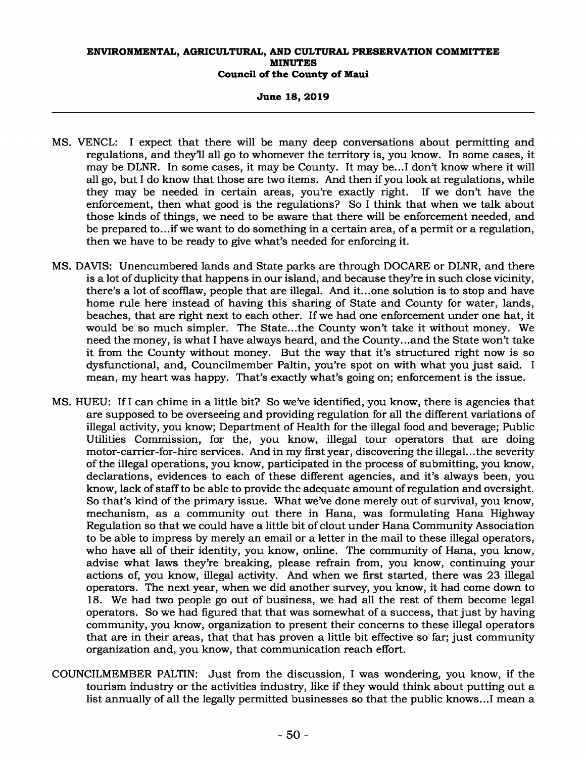MS. VENCL: I expect that there will be many deep conversations about permitting and regulations, and they'll all go to whomever the territory is, you know. In some cases, it may be DLNR. In some cases, it may be County. It may be...I don't know where it will all go, but I do know that those are two items. And then if you look at regulations, while they may be needed in certain areas, you're exactly right. If we don't have the enforcement, then what good is the regulations? So I think that when we talk about those kinds of things, we need to be aware that there will be enforcement needed, and be prepared to...if we want to do something in a certain area, of a permit or a regulation, then we have to be ready to give what's needed for enforcing it.

MS. DAVIS: Unencumbered lands and State parks are through DOCARE or DLNR, and there is a lot of duplicity that happens in our island, and because they're in such close vicinity, there's a lot of scofflaw, people that are illegal. And it...one solution is to stop and have home rule here instead of having this sharing of State and County for water, lands, beaches, that are right next to each other. If we had one enforcement under one hat, it would be so much simpler. The State...the County won't take it without money. We need the money, is what I have always heard, and the County...and the State won't take it from the County without money. But the way that it's structured right now is so dysfunctional, and, Councilmember Paltin, you're spot on with what you just said. I mean, my heart was happy. That's exactly what's going on; enforcement is the issue.

MS. HUEU: If I can chime in a little bit? So we've identified, you know, there is agencies that are supposed to be overseeing and providing regulation for all the different variations of illegal activity, you know; Department of Health for the illegal food and beverage; Public Utilities Commission, for the, you know, illegal tour operators that are doing motor-carrier-for-hire services. And in my first year, discovering the illegal...the severity of the illegal operations, you know, participated in the process of submitting, you know, declarations, evidences to each of these different agencies, and it's always been, you know, lack of staff to be able to provide the adequate amount of regulation and oversight. So that's kind of the primary issue. What we've done merely out of survival, you know, mechanism, as a community out there in Hana, was formulating Hana Highway Regulation so that we could have a little bit of clout under Hana Community Association to be able to impress by merely an email or a letter in the mail to these illegal operators, who have all of their identity, you know, online. The community of Hana, you know, advise what laws they're breaking, please refrain from, you know, continuing your actions of, you know, illegal activity. And when we first started, there was 23 illegal operators. The next year, when we did another survey, you know, it had come down to 18. We had two people go out of business, we had all the rest of them become legal operators. So we had figured that that was somewhat of a success, that just by having community, you know, organization to present their concerns to these illegal operators that are in their areas, that that has proven a little bit effective so far; just community organization and, you know, that communication reach effort.

COUNCILMEMBER PALTIN: Just from the discussion, I was wondering, you know, if the tourism industry or the activities industry, like if they would think about putting out a list annually of all the legally permitted businesses so that the public knows...I mean a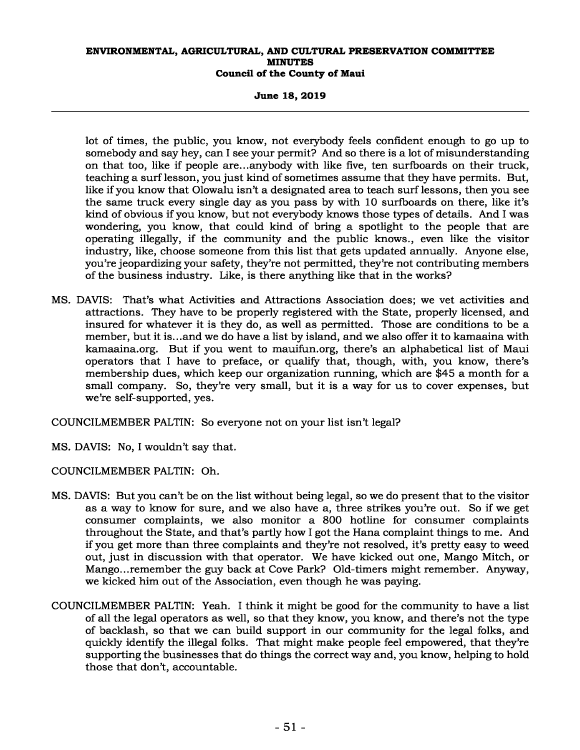lot of times, the public, you know, not everybody feels confident enough to go up to somebody and say hey, can I see your permit? And so there is a lot of misunderstanding on that too, like if people are...anybody with like five, ten surfboards on their truck, teaching a surf lesson, you just kind of sometimes assume that they have permits. But, like if you know that Olowalu isn't a designated area to teach surf lessons, then you see the same truck every single day as you pass by with 10 surfboards on there, like it's kind of obvious if you know, but not everybody knows those types of details. And I was wondering, you know, that could kind of bring a spotlight to the people that are operating illegally, if the community and the public knows., even like the visitor industry, like, choose someone from this list that gets updated annually. Anyone else, you're jeopardizing your safety, they're not permitted, they're not contributing members of the business industry. Like, is there anything like that in the works?

MS. DAVIS: That's what Activities and Attractions Association does; we vet activities and attractions. They have to be properly registered with the State, properly licensed, and insured for whatever it is they do, as well as permitted. Those are conditions to be a member, but it is...and we do have a list by island, and we also offer it to kamaaina with kamaaina.org. But if you went to mauifun.org, there's an alphabetical list of Maui operators that I have to preface, or qualify that, though, with, you know, there's membership dues, which keep our organization running, which are $45 a month for a small company. So, they're very small, but it is a way for us to cover expenses, but we're self-supported, yes.

COUNCILMEMBER PALTIN: So everyone not on your list isn't legal?

MS. DAVIS: No, I wouldn't say that.

COUNCILMEMBER PALTIN: Oh.

MS. DAVIS: But you can't be on the list without being legal, so we do present that to the visitor as a way to know for sure, and we also have a, three strikes you're out. So if we get consumer complaints, we also monitor a 800 hotline for consumer complaints throughout the State, and that's partly how I got the Hana complaint things to me. And if you get more than three complaints and they're not resolved, it's pretty easy to weed out, just in discussion with that operator. We have kicked out one, Mango Mitch, or Mango...remember the guy back at Cove Park? Old-timers might remember. Anyway, we kicked him out of the Association, even though he was paying.

COUNCILMEMBER PALTIN: Yeah. I think it might be good for the community to have a list of all the legal operators as well, so that they know, you know, and there's not the type of backlash, so that we can build support in our community for the legal folks, and quickly identify the illegal folks. That might make people feel empowered, that they're supporting the businesses that do things the correct way and, you know, helping to hold those that don't, accountable.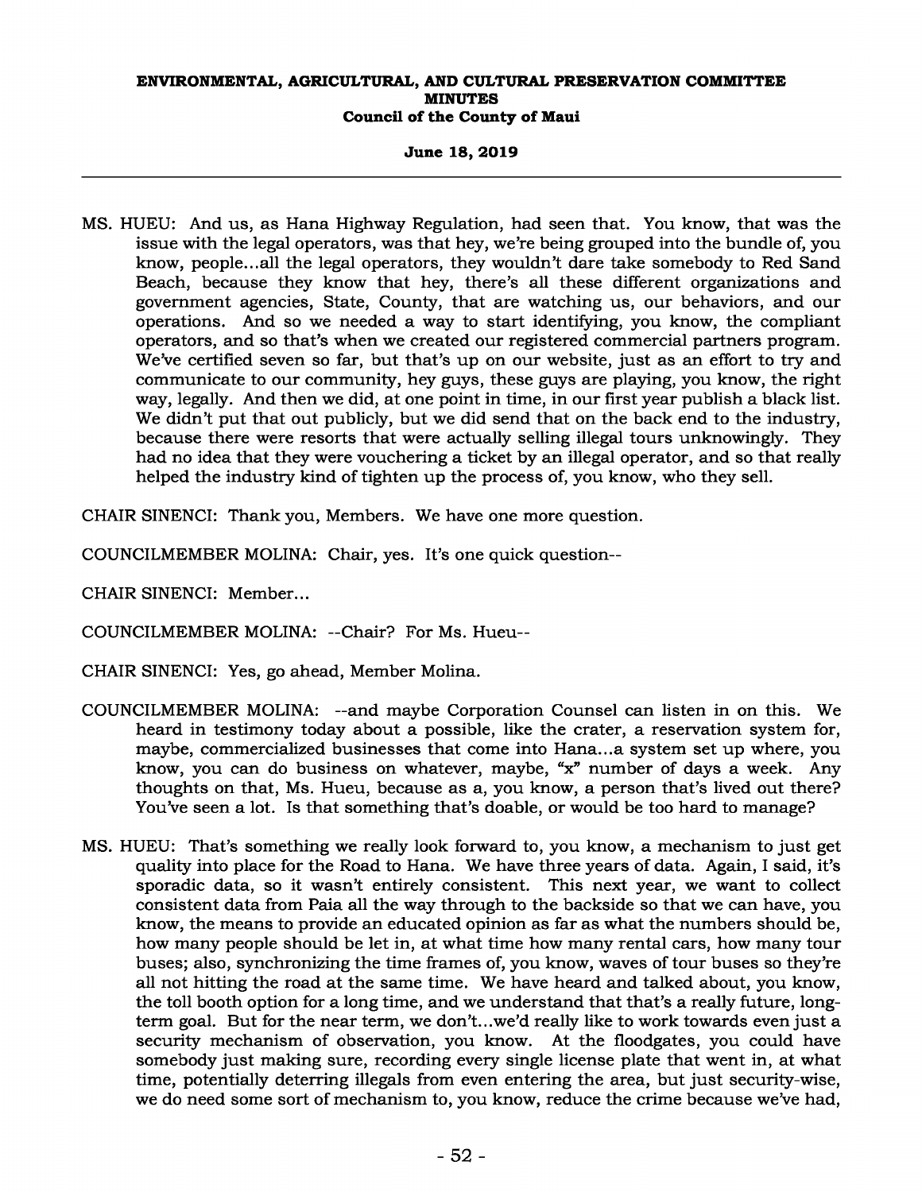MS. HUEU: And us, as Hana Highway Regulation, had seen that. You know, that was the issue with the legal operators, was that hey, we're being grouped into the bundle of, you know, people...all the legal operators, they wouldn't dare take somebody to Red Sand Beach, because they know that hey, there's all these different organizations and government agencies, State, County, that are watching us, our behaviors, and our operations. And so we needed a way to start identifying, you know, the compliant operators, and so that's when we created our registered commercial partners program. We've certified seven so far, but that's up on our website, just as an effort to try and communicate to our community, hey guys, these guys are playing, you know, the right way, legally. And then we did, at one point in time, in our first year publish a black list. We didn't put that out publicly, but we did send that on the back end to the industry, because there were resorts that were actually selling illegal tours unknowingly. They had no idea that they were vouchering a ticket by an illegal operator, and so that really helped the industry kind of tighten up the process of, you know, who they sell.

CHAIR SINENCI: Thank you, Members. We have one more question.

COUNCILMEMBER MOLINA: Chair, yes. It's one quick question--

CHAIR SINENCI: Member...

COUNCILMEMBER MOLINA: --Chair? For Ms. Hueu--

CHAIR SINENCI: Yes, go ahead, Member Molina.

COUNCILMEMBER MOLINA: --and maybe Corporation Counsel can listen in on this. We heard in testimony today about a possible, like the crater, a reservation system for, maybe, commercialized businesses that come into Hana...a system set up where, you know, you can do business on whatever, maybe, "x" number of days a week. Any thoughts on that, Ms. Hueu, because as a, you know, a person that's lived out there? You've seen a lot. Is that something that's doable, or would be too hard to manage?

MS. HUEU: That's something we really look forward to, you know, a mechanism to just get quality into place for the Road to Hana. We have three years of data. Again, I said, it's sporadic data, so it wasn't entirely consistent. This next year, we want to collect consistent data from Paia all the way through to the backside so that we can have, you know, the means to provide an educated opinion as far as what the numbers should be, how many people should be let in, at what time how many rental cars, how many tour buses; also, synchronizing the time frames of, you know, waves of tour buses so they're all not hitting the road at the same time. We have heard and talked about, you know, the toll booth option for a long time, and we understand that that's a really future, long-term goal. But for the near term, we don't...we'd really like to work towards even just a security mechanism of observation, you know. At the floodgates, you could have somebody just making sure, recording every single license plate that went in, at what time, potentially deterring illegals from even entering the area, but just security-wise, we do need some sort of mechanism to, you know, reduce the crime because we've had,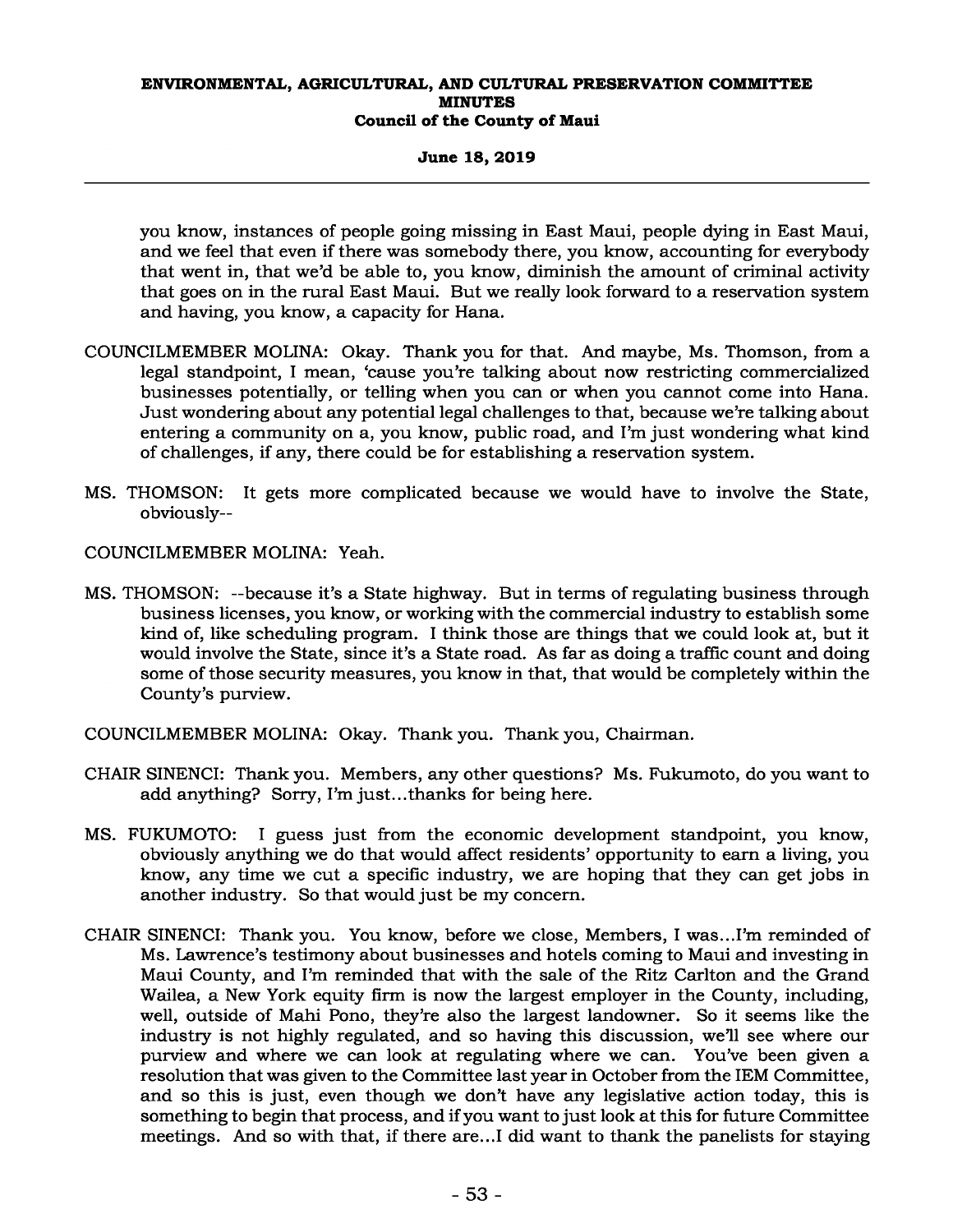you know, instances of people going missing in East Maui, people dying in East Maui, and we feel that even if there was somebody there, you know, accounting for everybody that went in, that we'd be able to, you know, diminish the amount of criminal activity that goes on in the rural East Maui. But we really look forward to a reservation system and having, you know, a capacity for Hana.

COUNCILMEMBER MOLINA: Okay. Thank you for that. And maybe, Ms. Thomson, from a legal standpoint, I mean, 'cause you're talking about now restricting commercialized businesses potentially, or telling when you can or when you cannot come into Hana. Just wondering about any potential legal challenges to that, because we're talking about entering a community on a, you know, public road, and I'm just wondering what kind of challenges, if any, there could be for establishing a reservation system.

MS. THOMSON: It gets more complicated because we would have to involve the State, obviously--

COUNCILMEMBER MOLINA: Yeah.

MS. THOMSON: --because it's a State highway. But in terms of regulating business through business licenses, you know, or working with the commercial industry to establish some kind of, like scheduling program. I think those are things that we could look at, but it would involve the State, since it's a State road. As far as doing a traffic count and doing some of those security measures, you know in that, that would be completely within the County's purview.

COUNCILMEMBER MOLINA: Okay. Thank you. Thank you, Chairman.

CHAIR SINENCI: Thank you. Members, any other questions? Ms. Fukumoto, do you want to add anything? Sorry, I'm just...thanks for being here.

MS. FUKUMOTO: I guess just from the economic development standpoint, you know, obviously anything we do that would affect residents' opportunity to earn a living, you know, any time we cut a specific industry, we are hoping that they can get jobs in another industry. So that would just be my concern.

CHAIR SINENCI: Thank you. You know, before we close, Members, I was...I'm reminded of Ms. Lawrence's testimony about businesses and hotels coming to Maui and investing in Maui County, and I'm reminded that with the sale of the Ritz Carlton and the Grand Wailea, a New York equity firm is now the largest employer in the County, including, well, outside of Mahi Pono, they're also the largest landowner. So it seems like the industry is not highly regulated, and so having this discussion, we'll see where our purview and where we can look at regulating where we can. You've been given a resolution that was given to the Committee last year in October from the IEM Committee, and so this is just, even though we don't have any legislative action today, this is something to begin that process, and if you want to just look at this for future Committee meetings. And so with that, if there are...I did want to thank the panelists for staying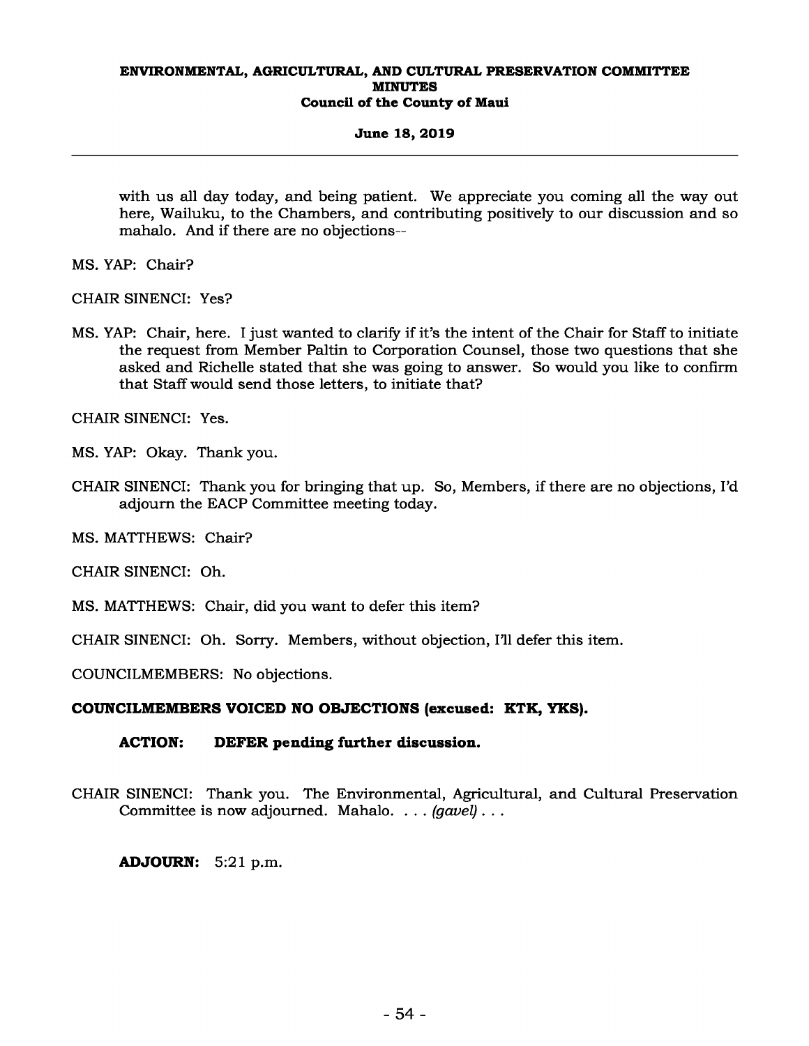with us all day today, and being patient. We appreciate you coming all the way out here, Wailuku, to the Chambers, and contributing positively to our discussion and so mahalo. And if there are no objections--

MS. YAP: Chair?

CHAIR SINENCI: Yes?

MS. YAP: Chair, here. I just wanted to clarify if it's the intent of the Chair for Staff to initiate the request from Member Paltin to Corporation Counsel, those two questions that she asked and Richelle stated that she was going to answer. So would you like to confirm that Staff would send those letters, to initiate that?

CHAIR SINENCI: Yes.

MS. YAP: Okay. Thank you.

CHAIR SINENCI: Thank you for bringing that up. So, Members, if there are no objections, I'd adjourn the EACP Committee meeting today.

MS. MATTHEWS: Chair?

CHAIR SINENCI: Oh.

MS. MATTHEWS: Chair, did you want to defer this item?

CHAIR SINENCI: Oh. Sorry. Members, without objection, I'll defer this item.

COUNCILMEMBERS: No objections.

**COUNCILMEMBERS VOICED NO OBJECTIONS (excused: KTK, YKS).**

**ACTION: DEFER pending further discussion.**

CHAIR SINENCI: Thank you. The Environmental, Agricultural, and Cultural Preservation Committee is now adjourned. Mahalo. . . . *(gavel)* . . .

**ADJOURN:** 5:21 p.m.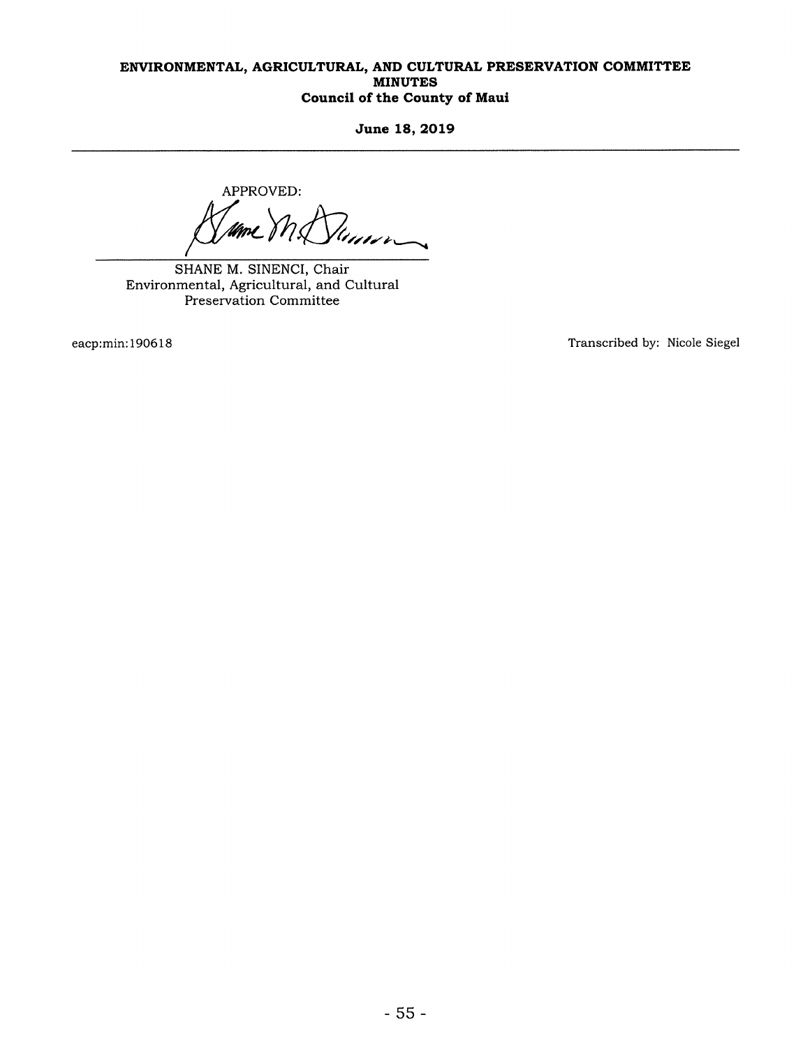APPROVED:

SHANE M. SINENCI, Chair
Environmental, Agricultural, and Cultural Preservation Committee

eacp:min:190618

Transcribed by: Nicole Siegel